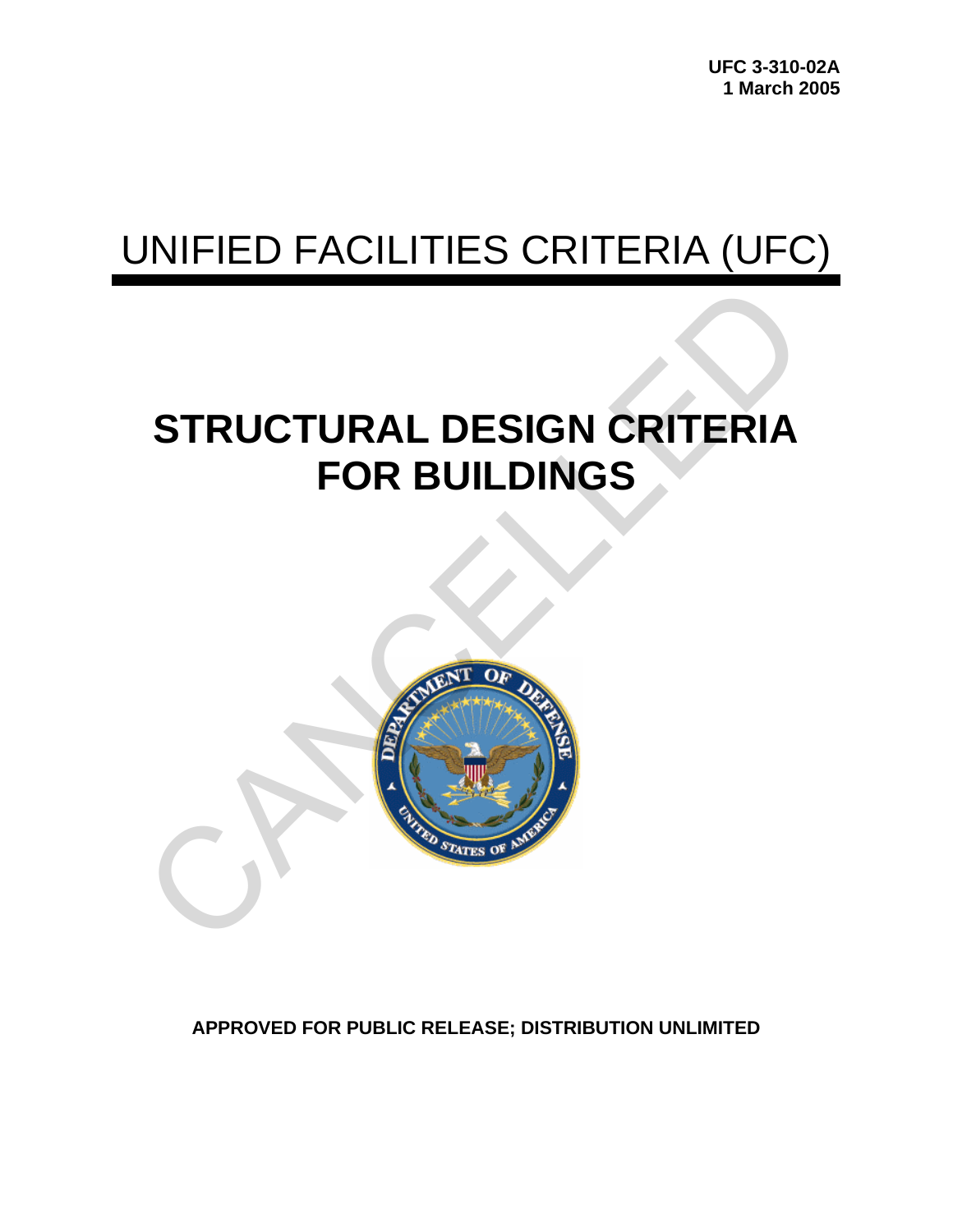UFC 3-310-02A
1 March 2005

# UNIFIED FACILITIES CRITERIA (UFC)

# STRUCTURAL DESIGN CRITERIA FOR BUILDINGS

CANCELLED

**APPROVED FOR PUBLIC RELEASE; DISTRIBUTION UNLIMITED**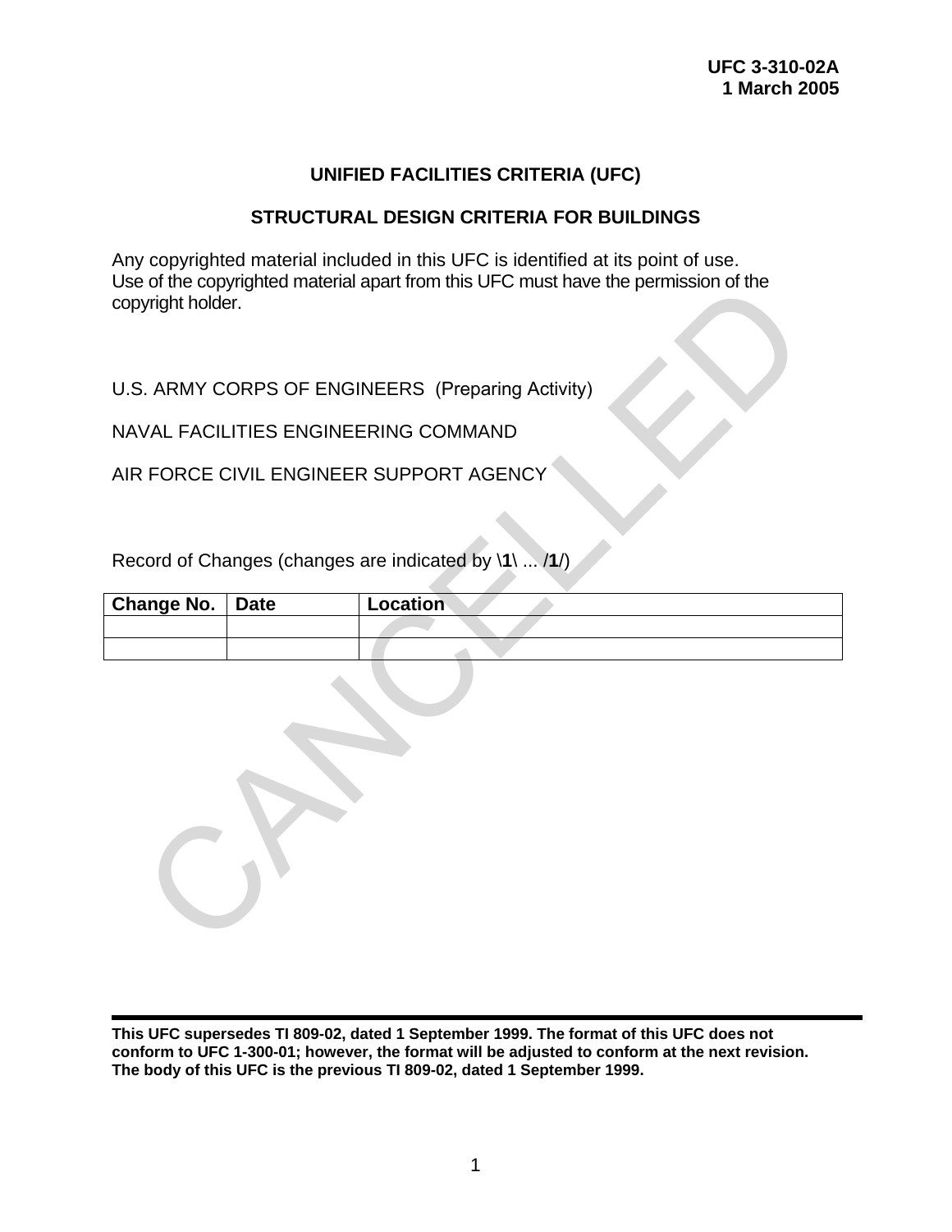**UFC 3-310-02A**
**1 March 2005**

# UNIFIED FACILITIES CRITERIA (UFC)

## STRUCTURAL DESIGN CRITERIA FOR BUILDINGS

Any copyrighted material included in this UFC is identified at its point of use.
Use of the copyrighted material apart from this UFC must have the permission of the copyright holder.

U.S. ARMY CORPS OF ENGINEERS (Preparing Activity)

NAVAL FACILITIES ENGINEERING COMMAND

AIR FORCE CIVIL ENGINEER SUPPORT AGENCY

Record of Changes (changes are indicated by **\1\** ... **/1/**)

| Change No. | Date | Location |
|---|---|---|
| | | |
| | | |

CANCELLED

**This UFC supersedes TI 809-02, dated 1 September 1999. The format of this UFC does not conform to UFC 1-300-01; however, the format will be adjusted to conform at the next revision. The body of this UFC is the previous TI 809-02, dated 1 September 1999.**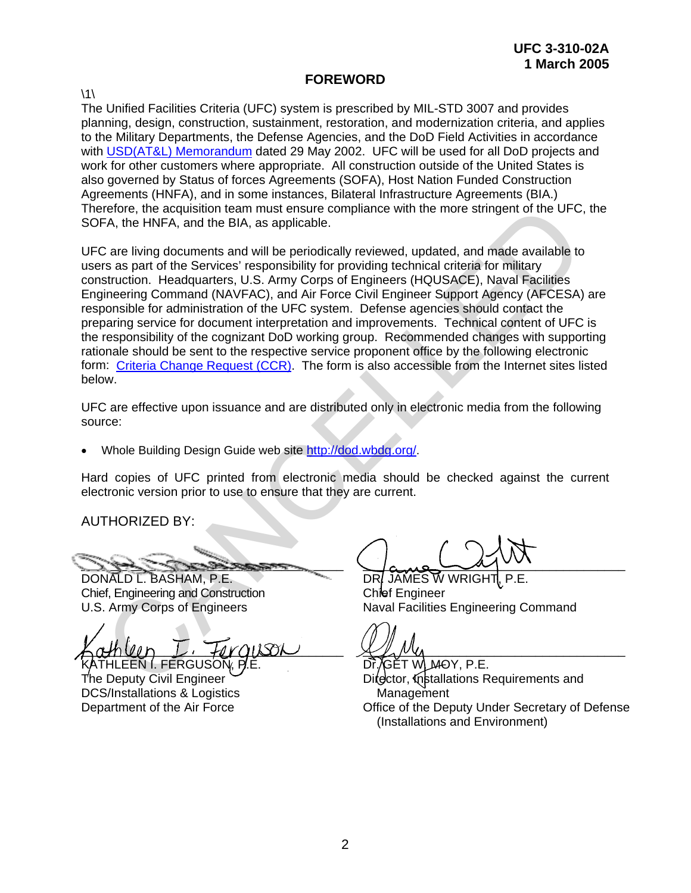## FOREWORD

\1\

The Unified Facilities Criteria (UFC) system is prescribed by MIL-STD 3007 and provides planning, design, construction, sustainment, restoration, and modernization criteria, and applies to the Military Departments, the Defense Agencies, and the DoD Field Activities in accordance with USD(AT&L) Memorandum dated 29 May 2002. UFC will be used for all DoD projects and work for other customers where appropriate. All construction outside of the United States is also governed by Status of forces Agreements (SOFA), Host Nation Funded Construction Agreements (HNFA), and in some instances, Bilateral Infrastructure Agreements (BIA.) Therefore, the acquisition team must ensure compliance with the more stringent of the UFC, the SOFA, the HNFA, and the BIA, as applicable.

UFC are living documents and will be periodically reviewed, updated, and made available to users as part of the Services' responsibility for providing technical criteria for military construction. Headquarters, U.S. Army Corps of Engineers (HQUSACE), Naval Facilities Engineering Command (NAVFAC), and Air Force Civil Engineer Support Agency (AFCESA) are responsible for administration of the UFC system. Defense agencies should contact the preparing service for document interpretation and improvements. Technical content of UFC is the responsibility of the cognizant DoD working group. Recommended changes with supporting rationale should be sent to the respective service proponent office by the following electronic form: Criteria Change Request (CCR). The form is also accessible from the Internet sites listed below.

UFC are effective upon issuance and are distributed only in electronic media from the following source:

- Whole Building Design Guide web site http://dod.wbdg.org/.

Hard copies of UFC printed from electronic media should be checked against the current electronic version prior to use to ensure that they are current.

AUTHORIZED BY:

DONALD L. BASHAM, P.E.
Chief, Engineering and Construction
U.S. Army Corps of Engineers

DR. JAMES W WRIGHT, P.E.
Chief Engineer
Naval Facilities Engineering Command

KATHLEEN I. FERGUSON, P.E.
The Deputy Civil Engineer
DCS/Installations & Logistics
Department of the Air Force

Dr. GET W. MOY, P.E.
Director, Installations Requirements and Management
Office of the Deputy Under Secretary of Defense (Installations and Environment)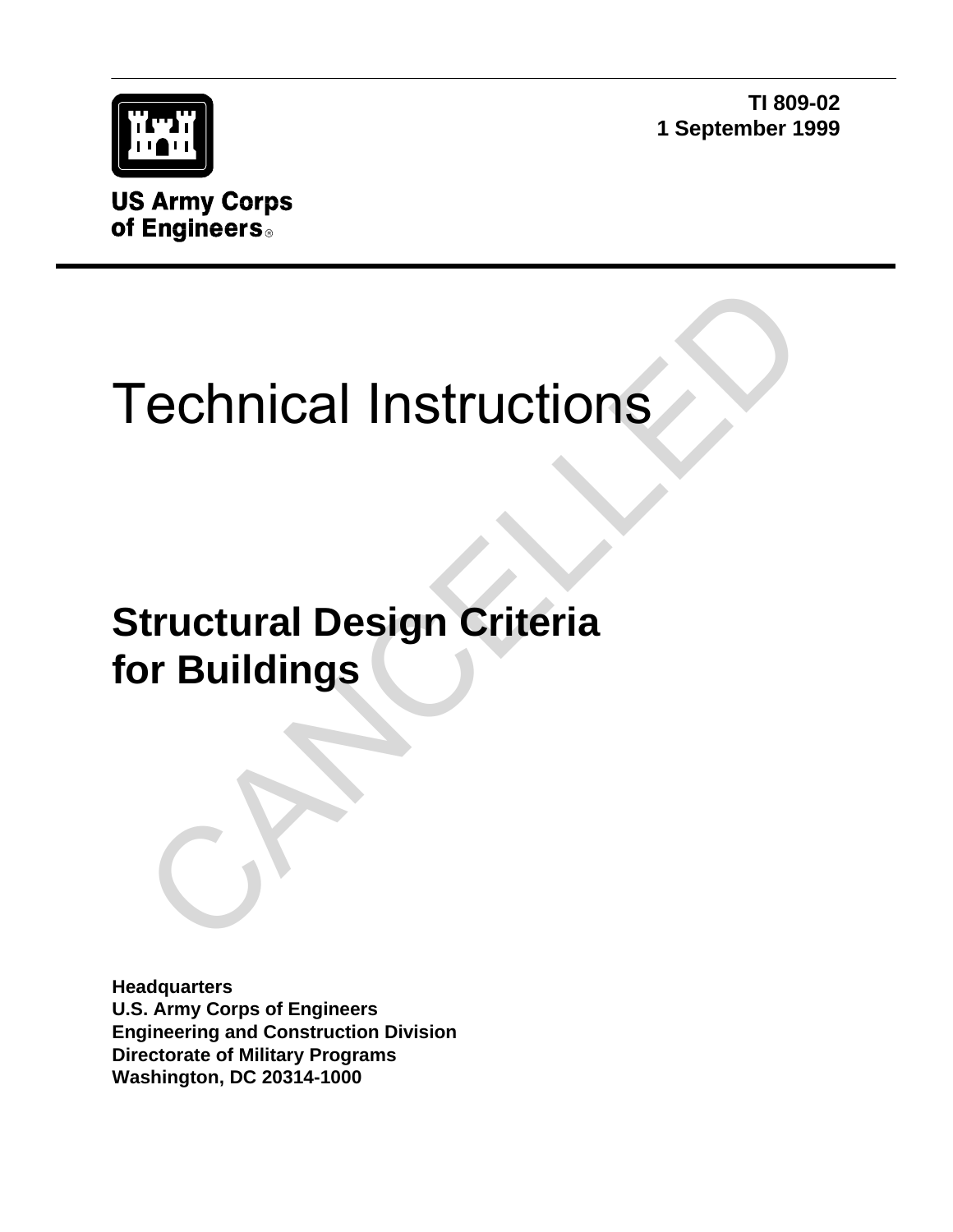**TI 809-02**
**1 September 1999**

**US Army Corps of Engineers**

CANCELLED

# Technical Instructions

## Structural Design Criteria for Buildings

**Headquarters**
**U.S. Army Corps of Engineers**
**Engineering and Construction Division**
**Directorate of Military Programs**
**Washington, DC 20314-1000**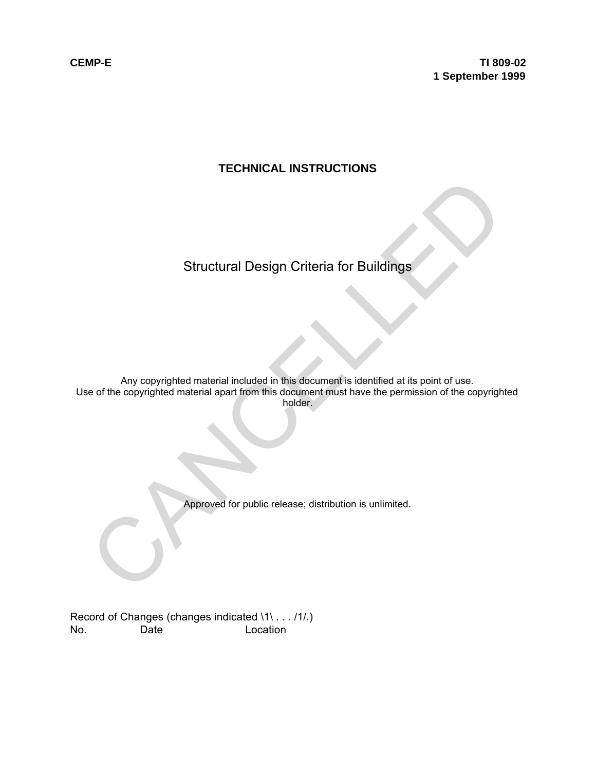**CEMP-E** **TI 809-02**
**1 September 1999**

# TECHNICAL INSTRUCTIONS

## Structural Design Criteria for Buildings

Any copyrighted material included in this document is identified at its point of use.
Use of the copyrighted material apart from this document must have the permission of the copyrighted holder.

Approved for public release; distribution is unlimited.

CANCELLED

Record of Changes (changes indicated \1\ . . . /1/.)

No. Date Location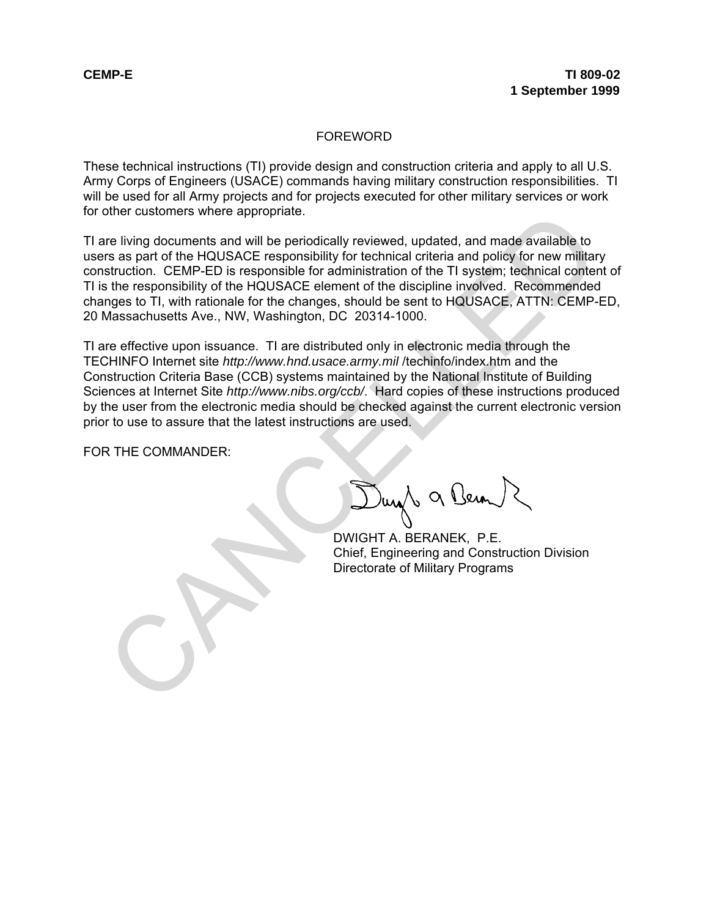CEMP-E

TI 809-02
1 September 1999

## FOREWORD

These technical instructions (TI) provide design and construction criteria and apply to all U.S. Army Corps of Engineers (USACE) commands having military construction responsibilities. TI will be used for all Army projects and for projects executed for other military services or work for other customers where appropriate.

TI are living documents and will be periodically reviewed, updated, and made available to users as part of the HQUSACE responsibility for technical criteria and policy for new military construction. CEMP-ED is responsible for administration of the TI system; technical content of TI is the responsibility of the HQUSACE element of the discipline involved. Recommended changes to TI, with rationale for the changes, should be sent to HQUSACE, ATTN: CEMP-ED, 20 Massachusetts Ave., NW, Washington, DC 20314-1000.

TI are effective upon issuance. TI are distributed only in electronic media through the TECHINFO Internet site *http://www.hnd.usace.army.mil* /techinfo/index.htm and the Construction Criteria Base (CCB) systems maintained by the National Institute of Building Sciences at Internet Site *http://www.nibs.org/ccb/*. Hard copies of these instructions produced by the user from the electronic media should be checked against the current electronic version prior to use to assure that the latest instructions are used.

FOR THE COMMANDER:

DWIGHT A. BERANEK, P.E.
Chief, Engineering and Construction Division
Directorate of Military Programs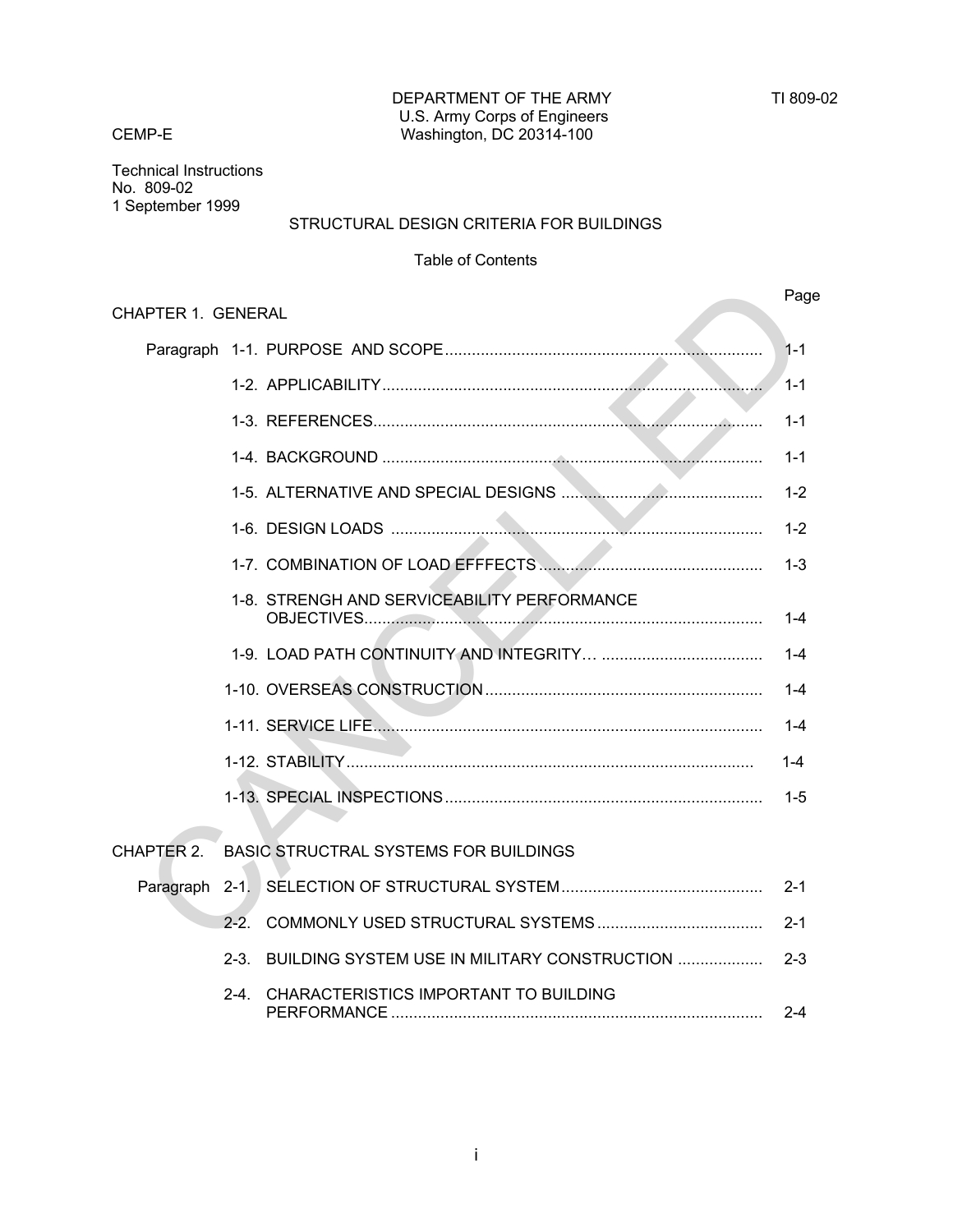DEPARTMENT OF THE ARMY
U.S. Army Corps of Engineers
Washington, DC 20314-100

CEMP-E

TI 809-02

Technical Instructions
No. 809-02
1 September 1999

# STRUCTURAL DESIGN CRITERIA FOR BUILDINGS

## Table of Contents

| | | Page |
|---|---|---|
| **CHAPTER 1. GENERAL** | | |
| Paragraph | 1-1. PURPOSE AND SCOPE | 1-1 |
| | 1-2. APPLICABILITY | 1-1 |
| | 1-3. REFERENCES | 1-1 |
| | 1-4. BACKGROUND | 1-1 |
| | 1-5. ALTERNATIVE AND SPECIAL DESIGNS | 1-2 |
| | 1-6. DESIGN LOADS | 1-2 |
| | 1-7. COMBINATION OF LOAD EFFFECTS | 1-3 |
| | 1-8. STRENGH AND SERVICEABILITY PERFORMANCE OBJECTIVES | 1-4 |
| | 1-9. LOAD PATH CONTINUITY AND INTEGRITY… | 1-4 |
| | 1-10. OVERSEAS CONSTRUCTION | 1-4 |
| | 1-11. SERVICE LIFE | 1-4 |
| | 1-12. STABILITY | 1-4 |
| | 1-13. SPECIAL INSPECTIONS | 1-5 |
| **CHAPTER 2. BASIC STRUCTRAL SYSTEMS FOR BUILDINGS** | | |
| Paragraph | 2-1. SELECTION OF STRUCTURAL SYSTEM | 2-1 |
| | 2-2. COMMONLY USED STRUCTURAL SYSTEMS | 2-1 |
| | 2-3. BUILDING SYSTEM USE IN MILITARY CONSTRUCTION | 2-3 |
| | 2-4. CHARACTERISTICS IMPORTANT TO BUILDING PERFORMANCE | 2-4 |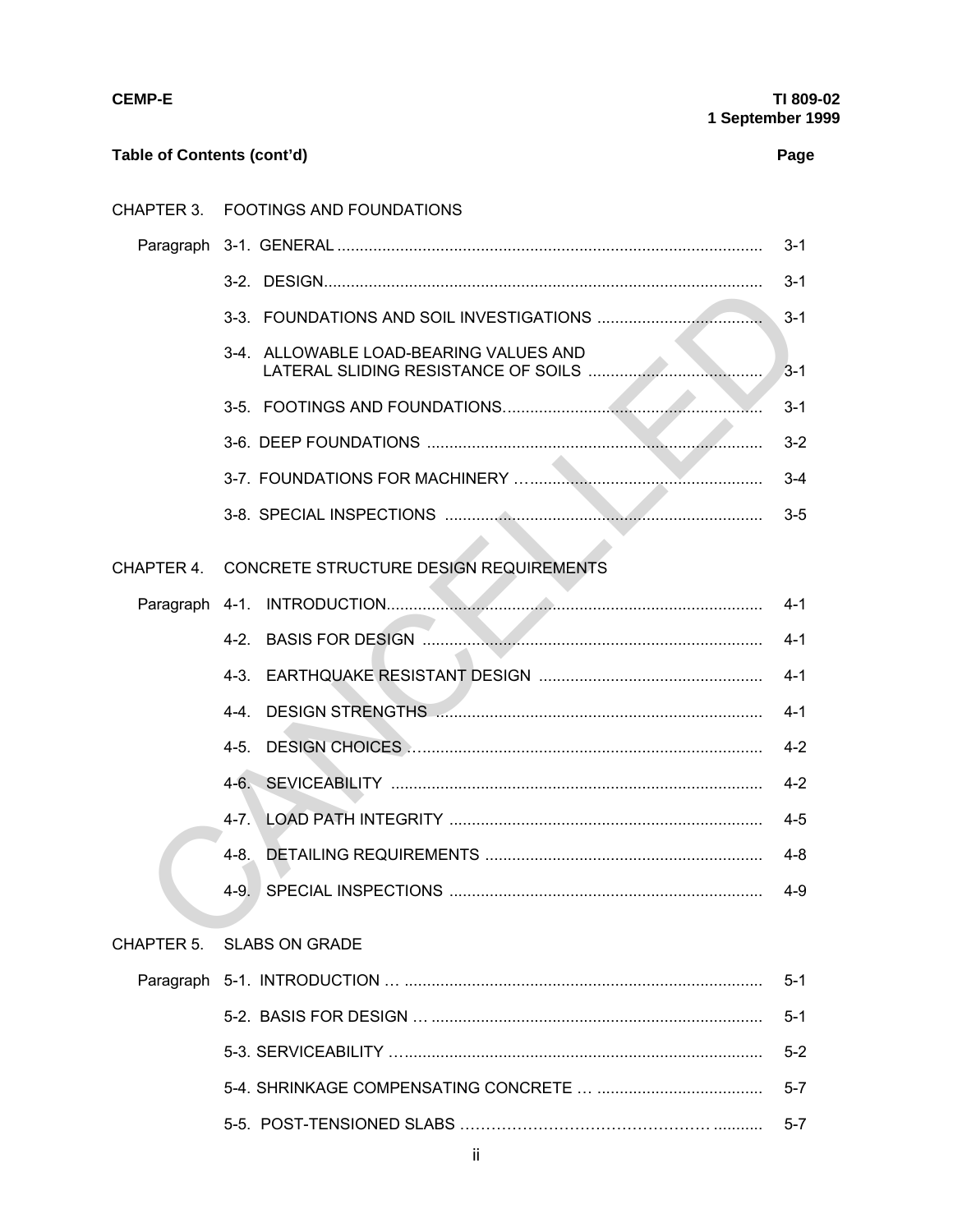**Table of Contents (cont'd)** **Page**

CHAPTER 3. FOOTINGS AND FOUNDATIONS

| | | Page |
|---|---|---|
| Paragraph | 3-1. GENERAL | 3-1 |
| | 3-2. DESIGN | 3-1 |
| | 3-3. FOUNDATIONS AND SOIL INVESTIGATIONS | 3-1 |
| | 3-4. ALLOWABLE LOAD-BEARING VALUES AND LATERAL SLIDING RESISTANCE OF SOILS | 3-1 |
| | 3-5. FOOTINGS AND FOUNDATIONS | 3-1 |
| | 3-6. DEEP FOUNDATIONS | 3-2 |
| | 3-7. FOUNDATIONS FOR MACHINERY | 3-4 |
| | 3-8. SPECIAL INSPECTIONS | 3-5 |

CHAPTER 4. CONCRETE STRUCTURE DESIGN REQUIREMENTS

| | | Page |
|---|---|---|
| Paragraph | 4-1. INTRODUCTION | 4-1 |
| | 4-2. BASIS FOR DESIGN | 4-1 |
| | 4-3. EARTHQUAKE RESISTANT DESIGN | 4-1 |
| | 4-4. DESIGN STRENGTHS | 4-1 |
| | 4-5. DESIGN CHOICES | 4-2 |
| | 4-6. SEVICEABILITY | 4-2 |
| | 4-7. LOAD PATH INTEGRITY | 4-5 |
| | 4-8. DETAILING REQUIREMENTS | 4-8 |
| | 4-9. SPECIAL INSPECTIONS | 4-9 |

CHAPTER 5. SLABS ON GRADE

| | | Page |
|---|---|---|
| Paragraph | 5-1. INTRODUCTION | 5-1 |
| | 5-2. BASIS FOR DESIGN | 5-1 |
| | 5-3. SERVICEABILITY | 5-2 |
| | 5-4. SHRINKAGE COMPENSATING CONCRETE | 5-7 |
| | 5-5. POST-TENSIONED SLABS | 5-7 |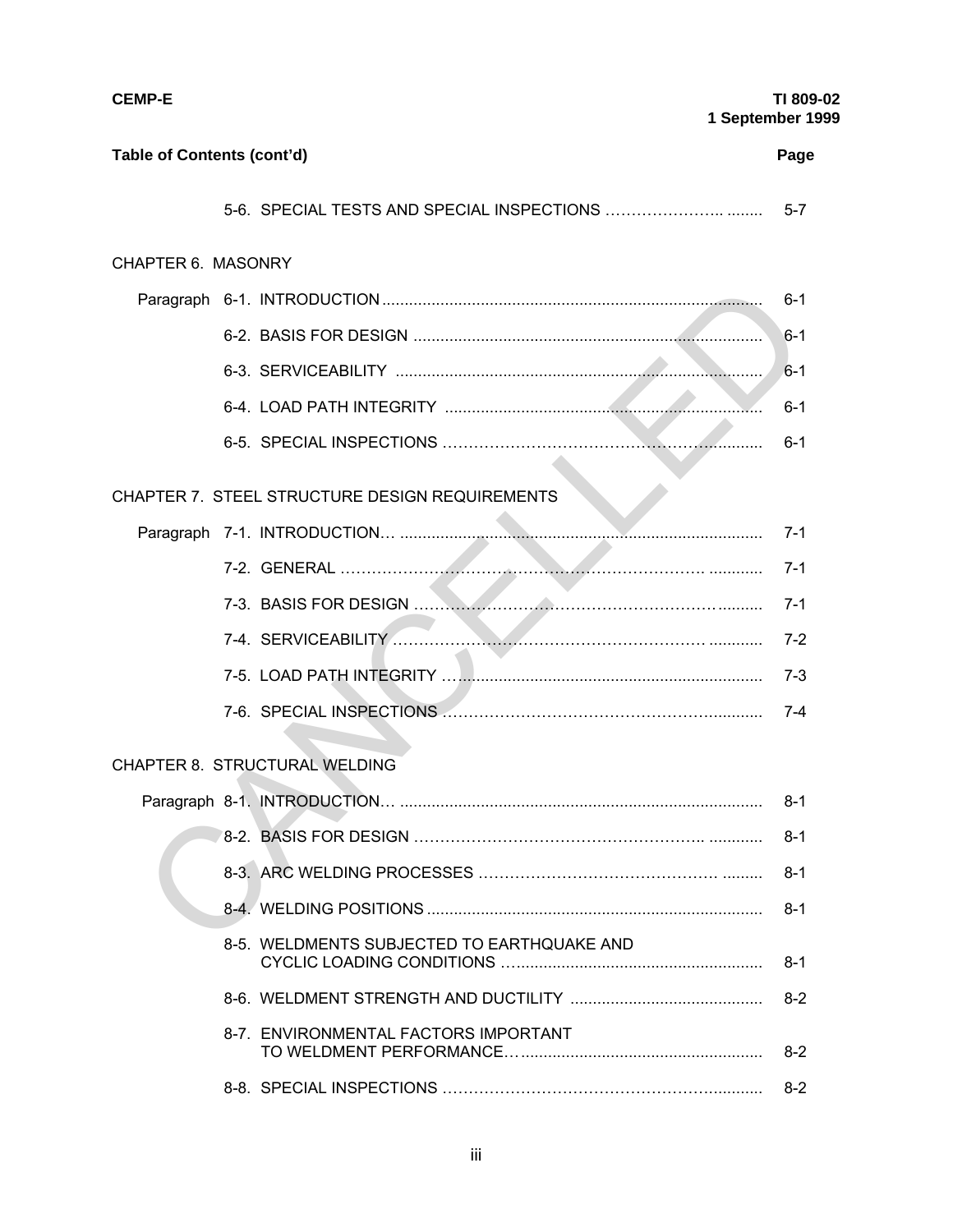**Table of Contents (cont'd)** **Page**

| | | Page |
|---|---|---|
| | 5-6. SPECIAL TESTS AND SPECIAL INSPECTIONS | 5-7 |
| **CHAPTER 6. MASONRY** | | |
| Paragraph | 6-1. INTRODUCTION | 6-1 |
| | 6-2. BASIS FOR DESIGN | 6-1 |
| | 6-3. SERVICEABILITY | 6-1 |
| | 6-4. LOAD PATH INTEGRITY | 6-1 |
| | 6-5. SPECIAL INSPECTIONS | 6-1 |
| **CHAPTER 7. STEEL STRUCTURE DESIGN REQUIREMENTS** | | |
| Paragraph | 7-1. INTRODUCTION | 7-1 |
| | 7-2. GENERAL | 7-1 |
| | 7-3. BASIS FOR DESIGN | 7-1 |
| | 7-4. SERVICEABILITY | 7-2 |
| | 7-5. LOAD PATH INTEGRITY | 7-3 |
| | 7-6. SPECIAL INSPECTIONS | 7-4 |
| **CHAPTER 8. STRUCTURAL WELDING** | | |
| Paragraph | 8-1. INTRODUCTION | 8-1 |
| | 8-2. BASIS FOR DESIGN | 8-1 |
| | 8-3. ARC WELDING PROCESSES | 8-1 |
| | 8-4. WELDING POSITIONS | 8-1 |
| | 8-5. WELDMENTS SUBJECTED TO EARTHQUAKE AND CYCLIC LOADING CONDITIONS | 8-1 |
| | 8-6. WELDMENT STRENGTH AND DUCTILITY | 8-2 |
| | 8-7. ENVIRONMENTAL FACTORS IMPORTANT TO WELDMENT PERFORMANCE | 8-2 |
| | 8-8. SPECIAL INSPECTIONS | 8-2 |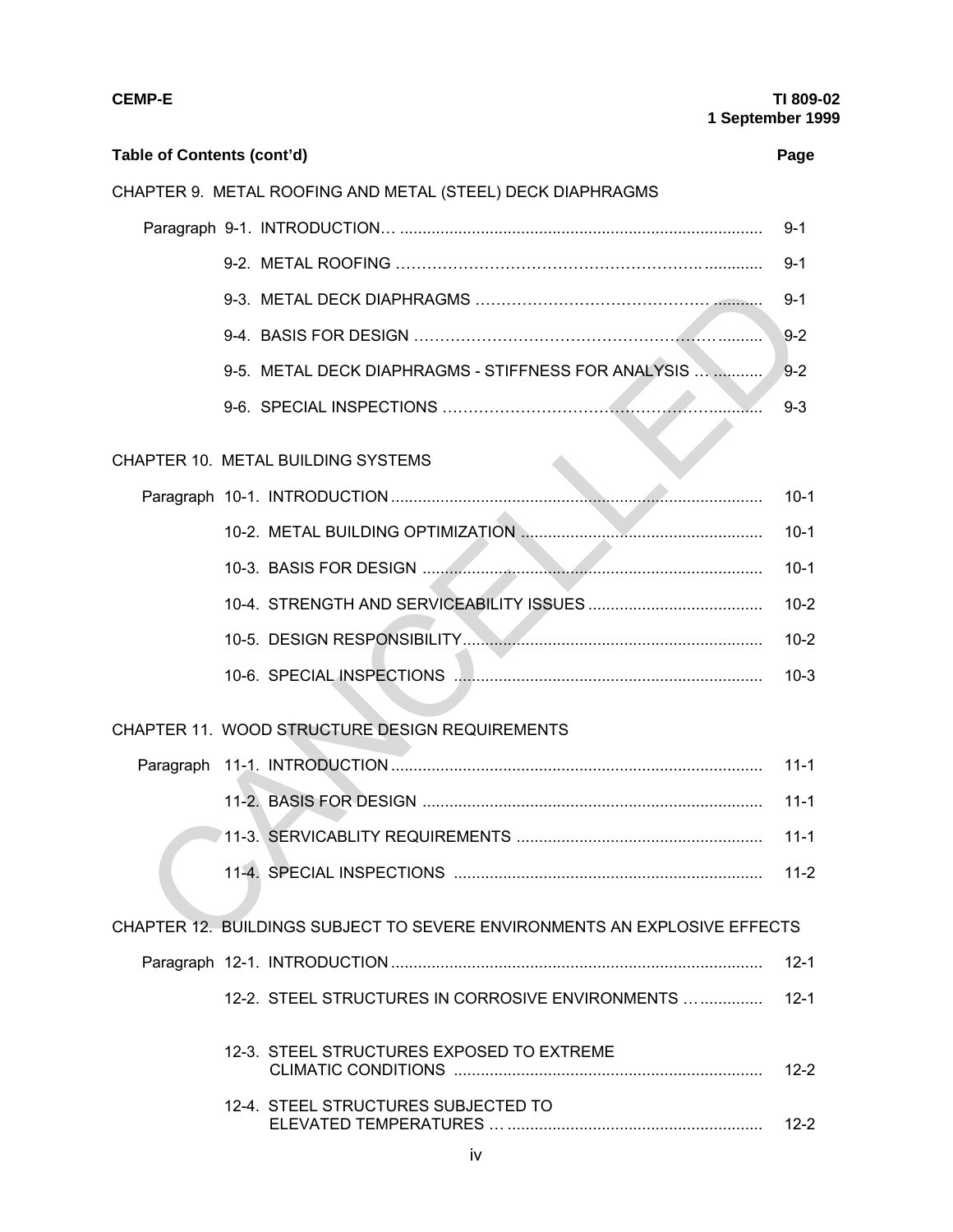**Table of Contents (cont'd)** **Page**

CHAPTER 9. METAL ROOFING AND METAL (STEEL) DECK DIAPHRAGMS

| | | Page |
|---|---|---|
| Paragraph | 9-1. INTRODUCTION | 9-1 |
| | 9-2. METAL ROOFING | 9-1 |
| | 9-3. METAL DECK DIAPHRAGMS | 9-1 |
| | 9-4. BASIS FOR DESIGN | 9-2 |
| | 9-5. METAL DECK DIAPHRAGMS - STIFFNESS FOR ANALYSIS | 9-2 |
| | 9-6. SPECIAL INSPECTIONS | 9-3 |

CHAPTER 10. METAL BUILDING SYSTEMS

| | | Page |
|---|---|---|
| Paragraph | 10-1. INTRODUCTION | 10-1 |
| | 10-2. METAL BUILDING OPTIMIZATION | 10-1 |
| | 10-3. BASIS FOR DESIGN | 10-1 |
| | 10-4. STRENGTH AND SERVICEABILITY ISSUES | 10-2 |
| | 10-5. DESIGN RESPONSIBILITY | 10-2 |
| | 10-6. SPECIAL INSPECTIONS | 10-3 |

CHAPTER 11. WOOD STRUCTURE DESIGN REQUIREMENTS

| | | Page |
|---|---|---|
| Paragraph | 11-1. INTRODUCTION | 11-1 |
| | 11-2. BASIS FOR DESIGN | 11-1 |
| | 11-3. SERVICABLITY REQUIREMENTS | 11-1 |
| | 11-4. SPECIAL INSPECTIONS | 11-2 |

CHAPTER 12. BUILDINGS SUBJECT TO SEVERE ENVIRONMENTS AN EXPLOSIVE EFFECTS

| | | Page |
|---|---|---|
| Paragraph | 12-1. INTRODUCTION | 12-1 |
| | 12-2. STEEL STRUCTURES IN CORROSIVE ENVIRONMENTS | 12-1 |
| | 12-3. STEEL STRUCTURES EXPOSED TO EXTREME CLIMATIC CONDITIONS | 12-2 |
| | 12-4. STEEL STRUCTURES SUBJECTED TO ELEVATED TEMPERATURES | 12-2 |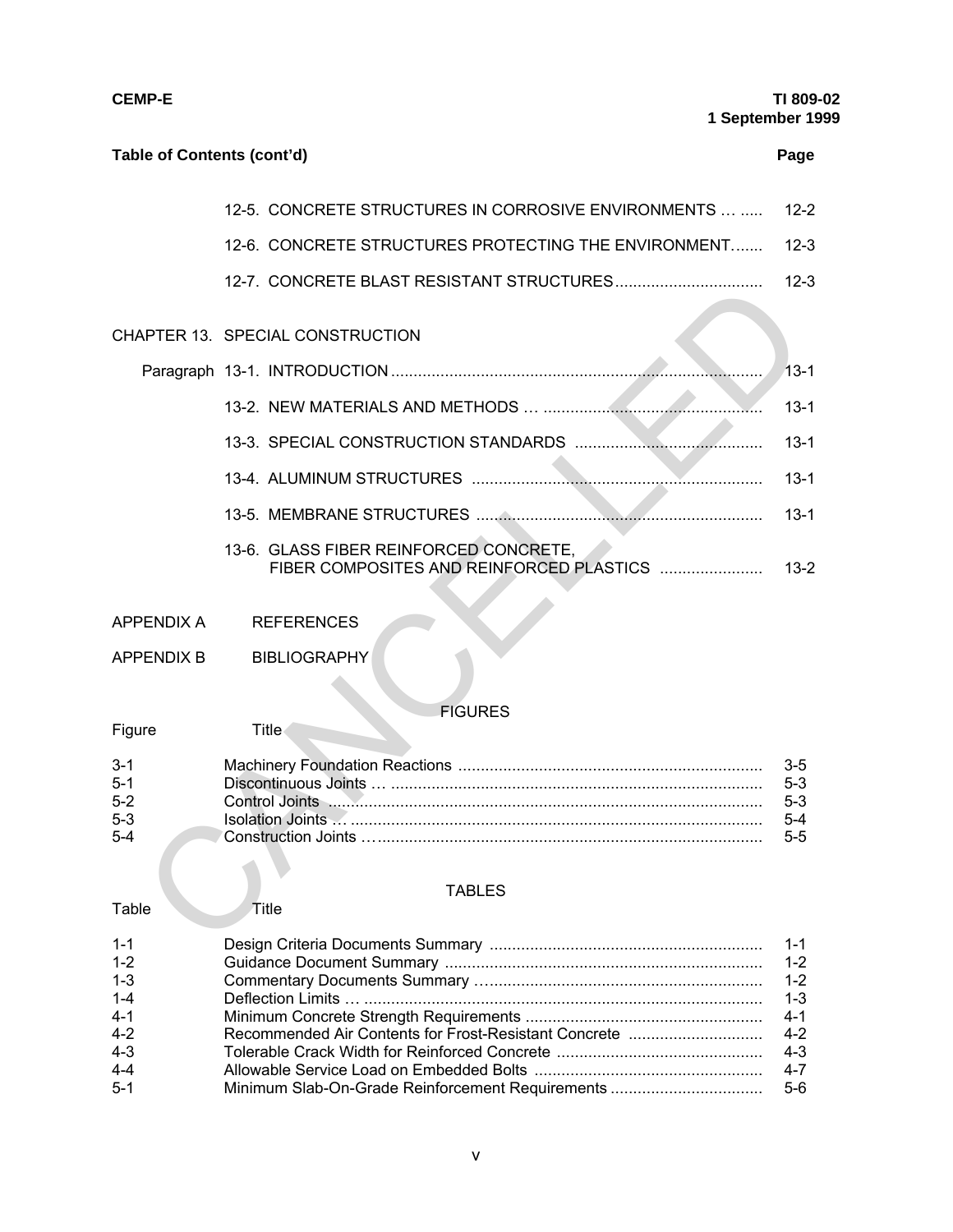**Table of Contents (cont'd)** **Page**

| | | Page |
|---|---|---|
| | 12-5. CONCRETE STRUCTURES IN CORROSIVE ENVIRONMENTS … ..... | 12-2 |
| | 12-6. CONCRETE STRUCTURES PROTECTING THE ENVIRONMENT....... | 12-3 |
| | 12-7. CONCRETE BLAST RESISTANT STRUCTURES.................................. | 12-3 |
| CHAPTER 13. | SPECIAL CONSTRUCTION | |
| Paragraph | 13-1. INTRODUCTION ................................................................................. | 13-1 |
| | 13-2. NEW MATERIALS AND METHODS … ................................................ | 13-1 |
| | 13-3. SPECIAL CONSTRUCTION STANDARDS .......................................... | 13-1 |
| | 13-4. ALUMINUM STRUCTURES ................................................................. | 13-1 |
| | 13-5. MEMBRANE STRUCTURES ................................................................ | 13-1 |
| | 13-6. GLASS FIBER REINFORCED CONCRETE, FIBER COMPOSITES AND REINFORCED PLASTICS ....................... | 13-2 |

APPENDIX A REFERENCES

APPENDIX B BIBLIOGRAPHY

FIGURES

| Figure | Title | |
|---|---|---|
| 3-1 | Machinery Foundation Reactions ................................................................... | 3-5 |
| 5-1 | Discontinuous Joints … .................................................................................. | 5-3 |
| 5-2 | Control Joints ................................................................................................. | 5-3 |
| 5-3 | Isolation Joints … ........................................................................................... | 5-4 |
| 5-4 | Construction Joints …..................................................................................... | 5-5 |

TABLES

| Table | Title | |
|---|---|---|
| 1-1 | Design Criteria Documents Summary ............................................................ | 1-1 |
| 1-2 | Guidance Document Summary ...................................................................... | 1-2 |
| 1-3 | Commentary Documents Summary …............................................................ | 1-2 |
| 1-4 | Deflection Limits … ........................................................................................ | 1-3 |
| 4-1 | Minimum Concrete Strength Requirements ..................................................... | 4-1 |
| 4-2 | Recommended Air Contents for Frost-Resistant Concrete .............................. | 4-2 |
| 4-3 | Tolerable Crack Width for Reinforced Concrete .............................................. | 4-3 |
| 4-4 | Allowable Service Load on Embedded Bolts ................................................... | 4-7 |
| 5-1 | Minimum Slab-On-Grade Reinforcement Requirements .................................. | 5-6 |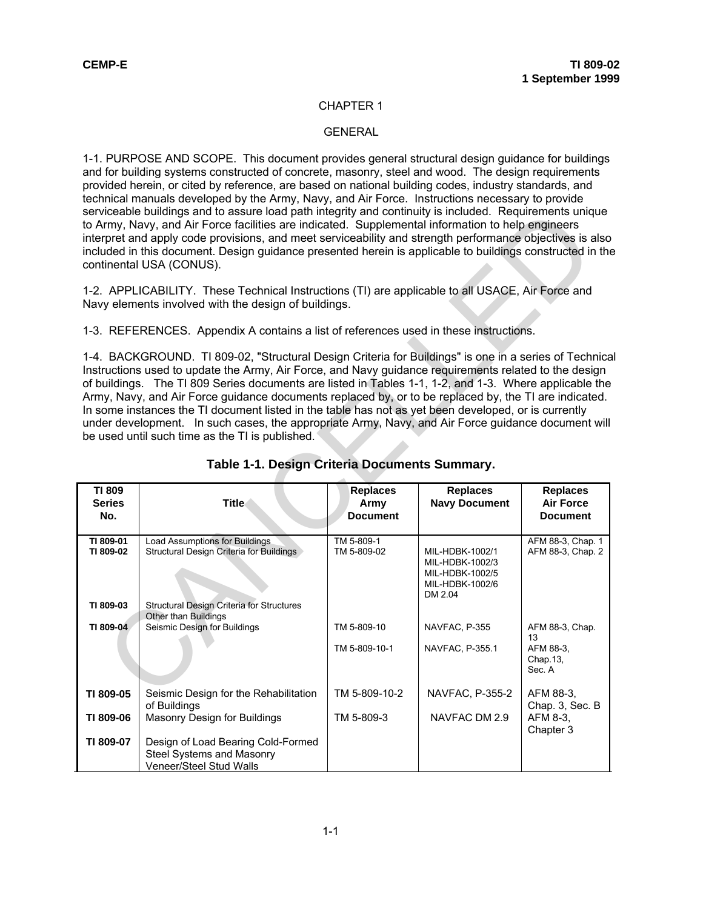## CHAPTER 1

## GENERAL

1-1. PURPOSE AND SCOPE. This document provides general structural design guidance for buildings and for building systems constructed of concrete, masonry, steel and wood. The design requirements provided herein, or cited by reference, are based on national building codes, industry standards, and technical manuals developed by the Army, Navy, and Air Force. Instructions necessary to provide serviceable buildings and to assure load path integrity and continuity is included. Requirements unique to Army, Navy, and Air Force facilities are indicated. Supplemental information to help engineers interpret and apply code provisions, and meet serviceability and strength performance objectives is also included in this document. Design guidance presented herein is applicable to buildings constructed in the continental USA (CONUS).

1-2. APPLICABILITY. These Technical Instructions (TI) are applicable to all USACE, Air Force and Navy elements involved with the design of buildings.

1-3. REFERENCES. Appendix A contains a list of references used in these instructions.

1-4. BACKGROUND. TI 809-02, "Structural Design Criteria for Buildings" is one in a series of Technical Instructions used to update the Army, Air Force, and Navy guidance requirements related to the design of buildings. The TI 809 Series documents are listed in Tables 1-1, 1-2, and 1-3. Where applicable the Army, Navy, and Air Force guidance documents replaced by, or to be replaced by, the TI are indicated. In some instances the TI document listed in the table has not as yet been developed, or is currently under development. In such cases, the appropriate Army, Navy, and Air Force guidance document will be used until such time as the TI is published.

**Table 1-1. Design Criteria Documents Summary.**

| TI 809 Series No. | Title | Replaces Army Document | Replaces Navy Document | Replaces Air Force Document |
|---|---|---|---|---|
| TI 809-01 | Load Assumptions for Buildings | TM 5-809-1 | | AFM 88-3, Chap. 1 |
| TI 809-02 | Structural Design Criteria for Buildings | TM 5-809-02 | MIL-HDBK-1002/1<br>MIL-HDBK-1002/3<br>MIL-HDBK-1002/5<br>MIL-HDBK-1002/6<br>DM 2.04 | AFM 88-3, Chap. 2 |
| TI 809-03 | Structural Design Criteria for Structures Other than Buildings | | | |
| TI 809-04 | Seismic Design for Buildings | TM 5-809-10<br>TM 5-809-10-1 | NAVFAC, P-355<br>NAVFAC, P-355.1 | AFM 88-3, Chap. 13<br>AFM 88-3, Chap.13, Sec. A |
| TI 809-05 | Seismic Design for the Rehabilitation of Buildings | TM 5-809-10-2 | NAVFAC, P-355-2 | AFM 88-3, Chap. 3, Sec. B |
| TI 809-06 | Masonry Design for Buildings | TM 5-809-3 | NAVFAC DM 2.9 | AFM 8-3, Chapter 3 |
| TI 809-07 | Design of Load Bearing Cold-Formed Steel Systems and Masonry Veneer/Steel Stud Walls | | | |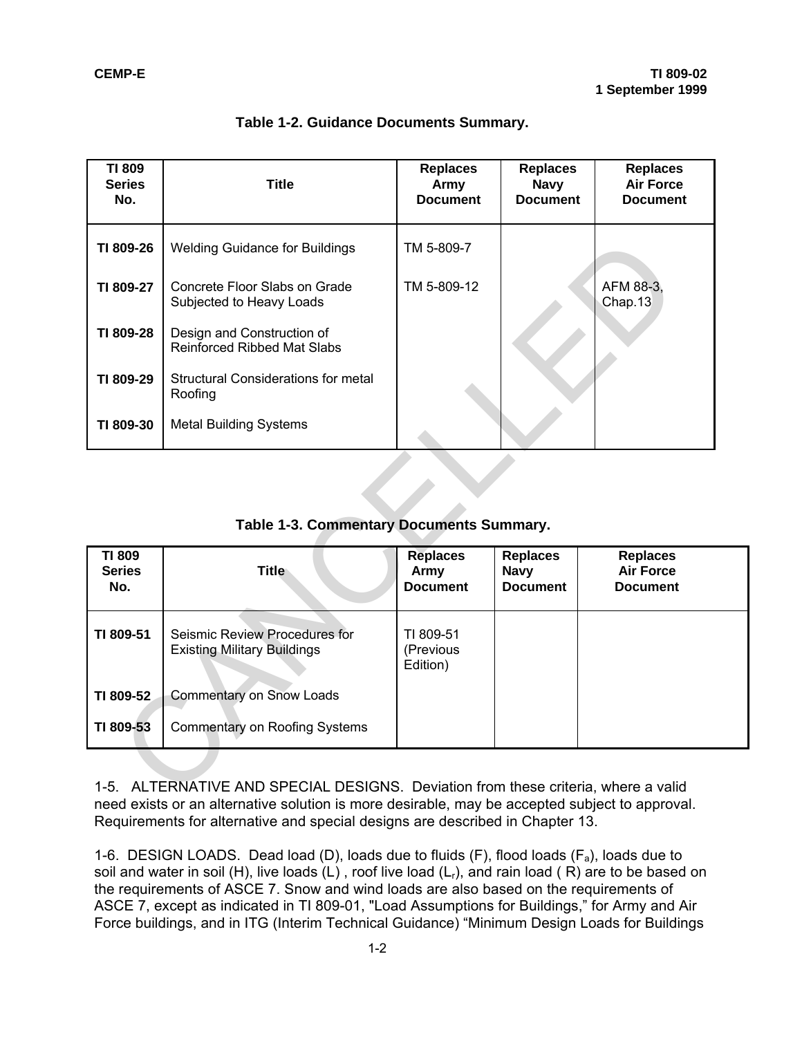**Table 1-2. Guidance Documents Summary.**

| TI 809 Series No. | Title | Replaces Army Document | Replaces Navy Document | Replaces Air Force Document |
|---|---|---|---|---|
| **TI 809-26** | Welding Guidance for Buildings | TM 5-809-7 | | |
| **TI 809-27** | Concrete Floor Slabs on Grade Subjected to Heavy Loads | TM 5-809-12 | | AFM 88-3, Chap.13 |
| **TI 809-28** | Design and Construction of Reinforced Ribbed Mat Slabs | | | |
| **TI 809-29** | Structural Considerations for metal Roofing | | | |
| **TI 809-30** | Metal Building Systems | | | |

**Table 1-3. Commentary Documents Summary.**

| TI 809 Series No. | Title | Replaces Army Document | Replaces Navy Document | Replaces Air Force Document |
|---|---|---|---|---|
| **TI 809-51** | Seismic Review Procedures for Existing Military Buildings | TI 809-51 (Previous Edition) | | |
| **TI 809-52** | Commentary on Snow Loads | | | |
| **TI 809-53** | Commentary on Roofing Systems | | | |

1-5. ALTERNATIVE AND SPECIAL DESIGNS. Deviation from these criteria, where a valid need exists or an alternative solution is more desirable, may be accepted subject to approval. Requirements for alternative and special designs are described in Chapter 13.

1-6. DESIGN LOADS. Dead load (D), loads due to fluids (F), flood loads ($F_a$), loads due to soil and water in soil (H), live loads (L) , roof live load ($L_r$), and rain load ( R) are to be based on the requirements of ASCE 7. Snow and wind loads are also based on the requirements of ASCE 7, except as indicated in TI 809-01, "Load Assumptions for Buildings," for Army and Air Force buildings, and in ITG (Interim Technical Guidance) “Minimum Design Loads for Buildings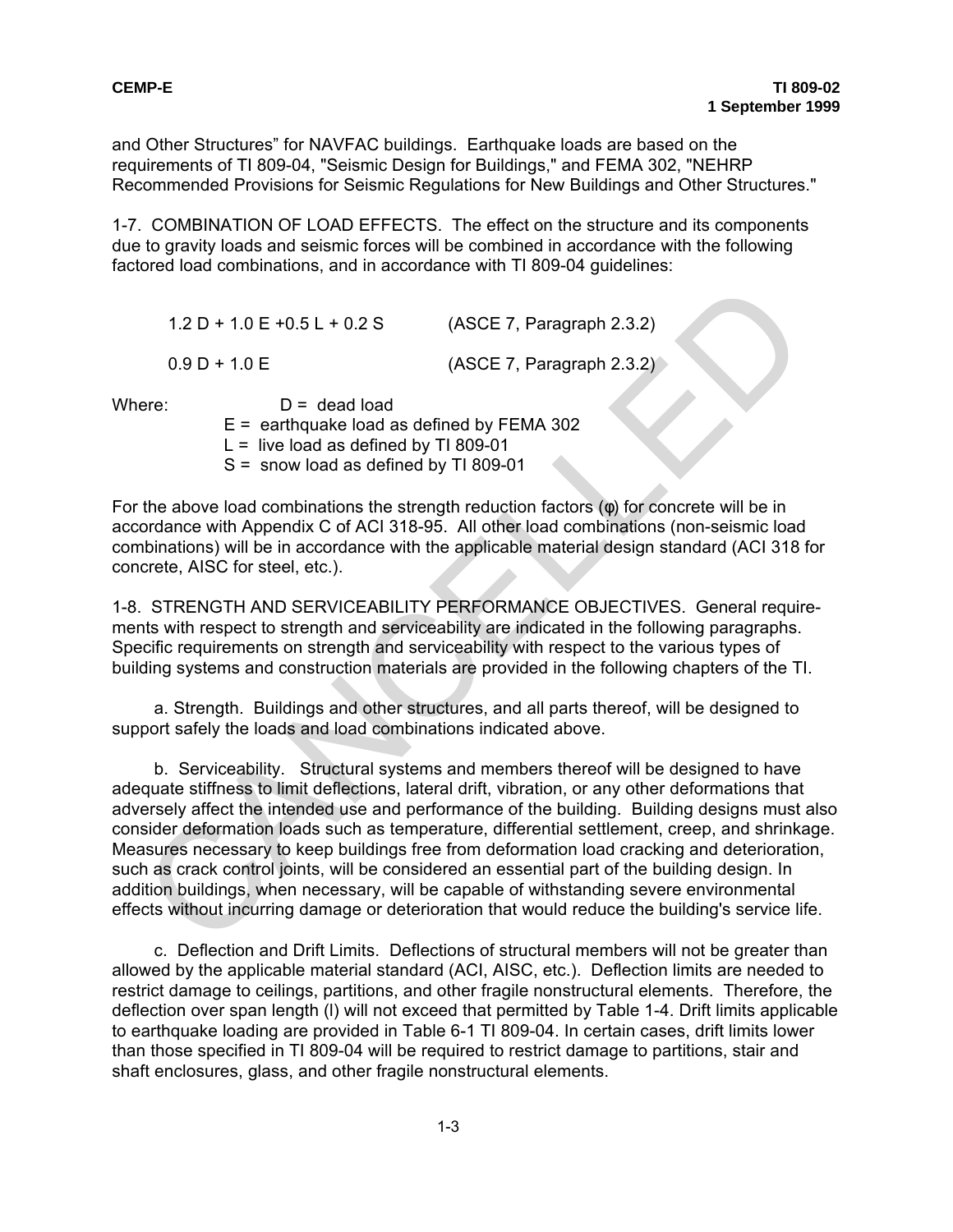and Other Structures" for NAVFAC buildings. Earthquake loads are based on the requirements of TI 809-04, "Seismic Design for Buildings," and FEMA 302, "NEHRP Recommended Provisions for Seismic Regulations for New Buildings and Other Structures."

1-7. COMBINATION OF LOAD EFFECTS. The effect on the structure and its components due to gravity loads and seismic forces will be combined in accordance with the following factored load combinations, and in accordance with TI 809-04 guidelines:

$$1.2\,D + 1.0\,E + 0.5\,L + 0.2\,S \qquad \text{(ASCE 7, Paragraph 2.3.2)}$$

$$0.9\,D + 1.0\,E \qquad \text{(ASCE 7, Paragraph 2.3.2)}$$

Where:

- D = dead load
- E = earthquake load as defined by FEMA 302
- L = live load as defined by TI 809-01
- S = snow load as defined by TI 809-01

For the above load combinations the strength reduction factors (φ) for concrete will be in accordance with Appendix C of ACI 318-95. All other load combinations (non-seismic load combinations) will be in accordance with the applicable material design standard (ACI 318 for concrete, AISC for steel, etc.).

1-8. STRENGTH AND SERVICEABILITY PERFORMANCE OBJECTIVES. General requirements with respect to strength and serviceability are indicated in the following paragraphs. Specific requirements on strength and serviceability with respect to the various types of building systems and construction materials are provided in the following chapters of the TI.

a. Strength. Buildings and other structures, and all parts thereof, will be designed to support safely the loads and load combinations indicated above.

b. Serviceability. Structural systems and members thereof will be designed to have adequate stiffness to limit deflections, lateral drift, vibration, or any other deformations that adversely affect the intended use and performance of the building. Building designs must also consider deformation loads such as temperature, differential settlement, creep, and shrinkage. Measures necessary to keep buildings free from deformation load cracking and deterioration, such as crack control joints, will be considered an essential part of the building design. In addition buildings, when necessary, will be capable of withstanding severe environmental effects without incurring damage or deterioration that would reduce the building's service life.

c. Deflection and Drift Limits. Deflections of structural members will not be greater than allowed by the applicable material standard (ACI, AISC, etc.). Deflection limits are needed to restrict damage to ceilings, partitions, and other fragile nonstructural elements. Therefore, the deflection over span length (l) will not exceed that permitted by Table 1-4. Drift limits applicable to earthquake loading are provided in Table 6-1 TI 809-04. In certain cases, drift limits lower than those specified in TI 809-04 will be required to restrict damage to partitions, stair and shaft enclosures, glass, and other fragile nonstructural elements.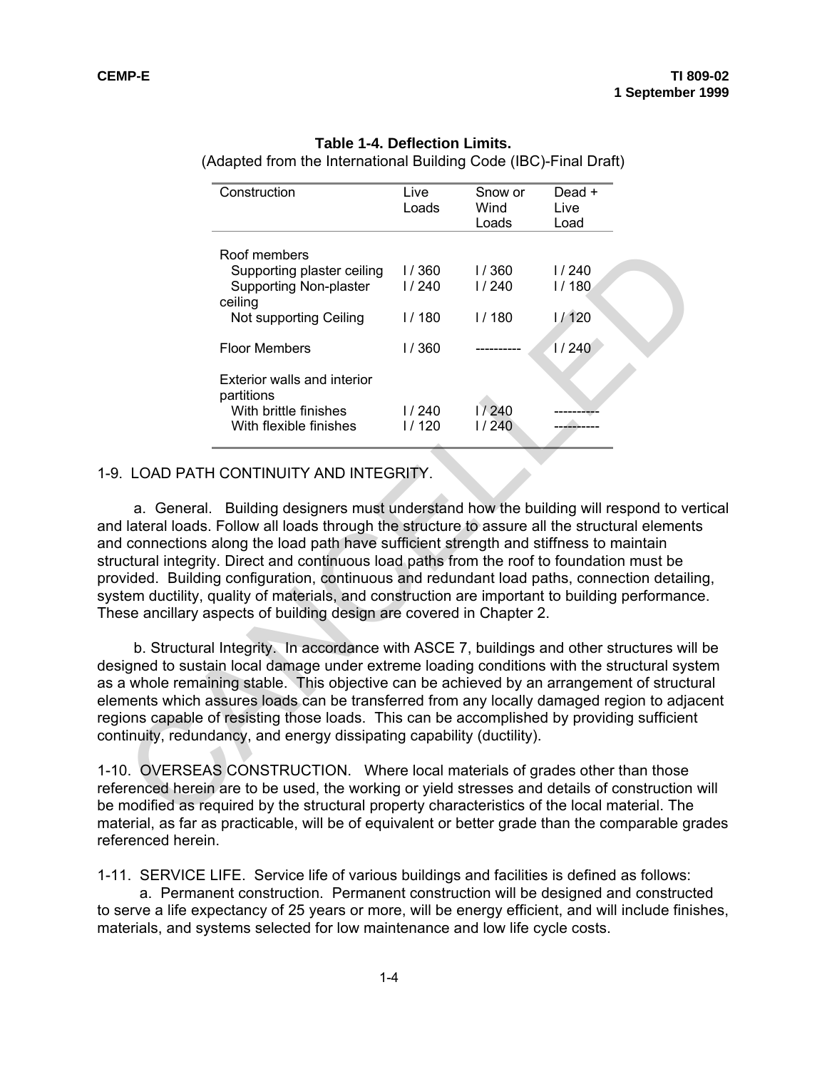**Table 1-4. Deflection Limits.**
(Adapted from the International Building Code (IBC)-Final Draft)

| Construction | Live Loads | Snow or Wind Loads | Dead + Live Load |
|---|---|---|---|
| Roof members | | | |
| Supporting plaster ceiling | l / 360 | l / 360 | l / 240 |
| Supporting Non-plaster ceiling | l / 240 | l / 240 | l / 180 |
| Not supporting Ceiling | l / 180 | l / 180 | l / 120 |
| Floor Members | l / 360 | ---------- | l / 240 |
| Exterior walls and interior partitions | | | |
| With brittle finishes | l / 240 | l / 240 | ---------- |
| With flexible finishes | l / 120 | l / 240 | ---------- |

1-9. LOAD PATH CONTINUITY AND INTEGRITY.

a. General. Building designers must understand how the building will respond to vertical and lateral loads. Follow all loads through the structure to assure all the structural elements and connections along the load path have sufficient strength and stiffness to maintain structural integrity. Direct and continuous load paths from the roof to foundation must be provided. Building configuration, continuous and redundant load paths, connection detailing, system ductility, quality of materials, and construction are important to building performance. These ancillary aspects of building design are covered in Chapter 2.

b. Structural Integrity. In accordance with ASCE 7, buildings and other structures will be designed to sustain local damage under extreme loading conditions with the structural system as a whole remaining stable. This objective can be achieved by an arrangement of structural elements which assures loads can be transferred from any locally damaged region to adjacent regions capable of resisting those loads. This can be accomplished by providing sufficient continuity, redundancy, and energy dissipating capability (ductility).

1-10. OVERSEAS CONSTRUCTION. Where local materials of grades other than those referenced herein are to be used, the working or yield stresses and details of construction will be modified as required by the structural property characteristics of the local material. The material, as far as practicable, will be of equivalent or better grade than the comparable grades referenced herein.

1-11. SERVICE LIFE. Service life of various buildings and facilities is defined as follows:

a. Permanent construction. Permanent construction will be designed and constructed to serve a life expectancy of 25 years or more, will be energy efficient, and will include finishes, materials, and systems selected for low maintenance and low life cycle costs.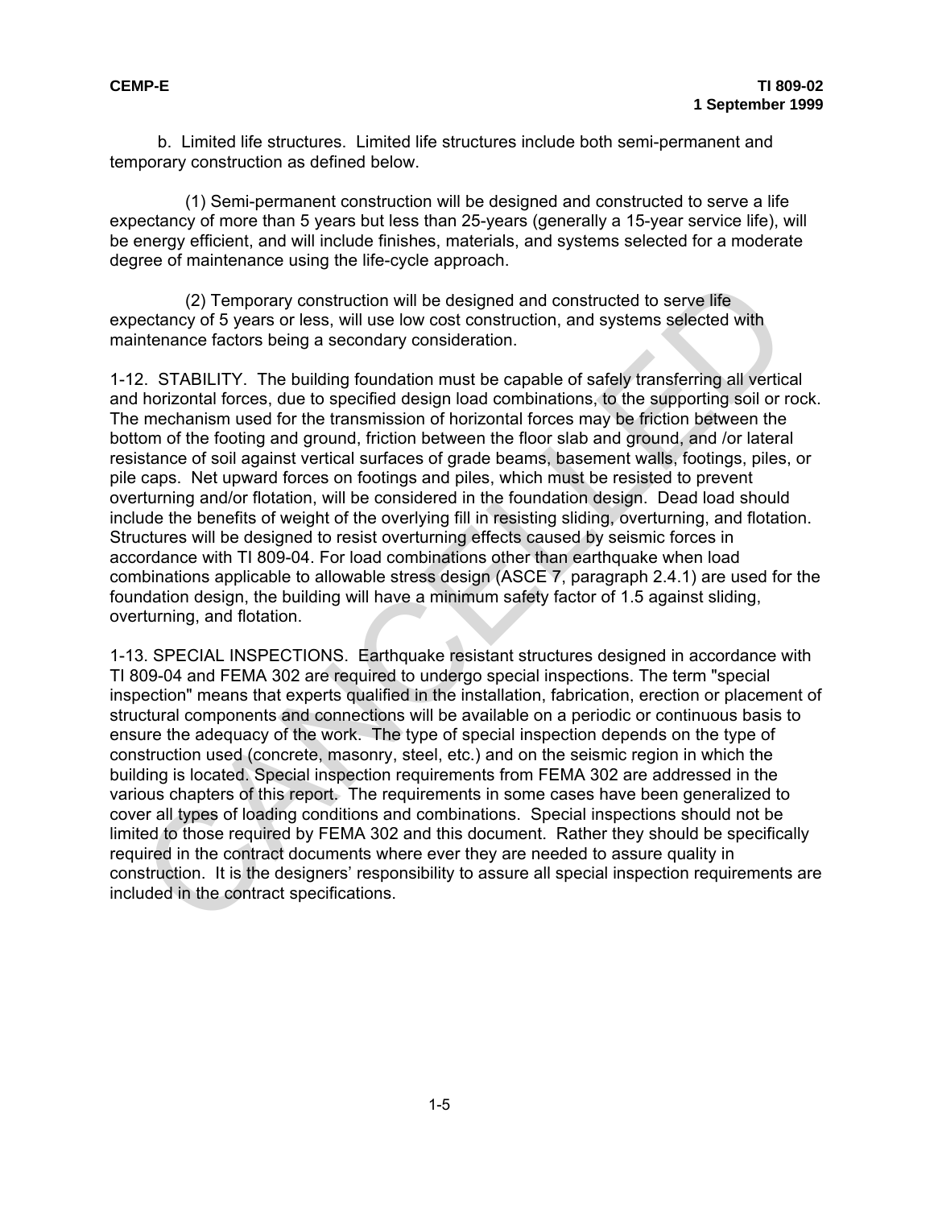b. Limited life structures. Limited life structures include both semi-permanent and temporary construction as defined below.

(1) Semi-permanent construction will be designed and constructed to serve a life expectancy of more than 5 years but less than 25-years (generally a 15-year service life), will be energy efficient, and will include finishes, materials, and systems selected for a moderate degree of maintenance using the life-cycle approach.

(2) Temporary construction will be designed and constructed to serve life expectancy of 5 years or less, will use low cost construction, and systems selected with maintenance factors being a secondary consideration.

1-12. STABILITY. The building foundation must be capable of safely transferring all vertical and horizontal forces, due to specified design load combinations, to the supporting soil or rock. The mechanism used for the transmission of horizontal forces may be friction between the bottom of the footing and ground, friction between the floor slab and ground, and /or lateral resistance of soil against vertical surfaces of grade beams, basement walls, footings, piles, or pile caps. Net upward forces on footings and piles, which must be resisted to prevent overturning and/or flotation, will be considered in the foundation design. Dead load should include the benefits of weight of the overlying fill in resisting sliding, overturning, and flotation. Structures will be designed to resist overturning effects caused by seismic forces in accordance with TI 809-04. For load combinations other than earthquake when load combinations applicable to allowable stress design (ASCE 7, paragraph 2.4.1) are used for the foundation design, the building will have a minimum safety factor of 1.5 against sliding, overturning, and flotation.

1-13. SPECIAL INSPECTIONS. Earthquake resistant structures designed in accordance with TI 809-04 and FEMA 302 are required to undergo special inspections. The term "special inspection" means that experts qualified in the installation, fabrication, erection or placement of structural components and connections will be available on a periodic or continuous basis to ensure the adequacy of the work. The type of special inspection depends on the type of construction used (concrete, masonry, steel, etc.) and on the seismic region in which the building is located. Special inspection requirements from FEMA 302 are addressed in the various chapters of this report. The requirements in some cases have been generalized to cover all types of loading conditions and combinations. Special inspections should not be limited to those required by FEMA 302 and this document. Rather they should be specifically required in the contract documents where ever they are needed to assure quality in construction. It is the designers' responsibility to assure all special inspection requirements are included in the contract specifications.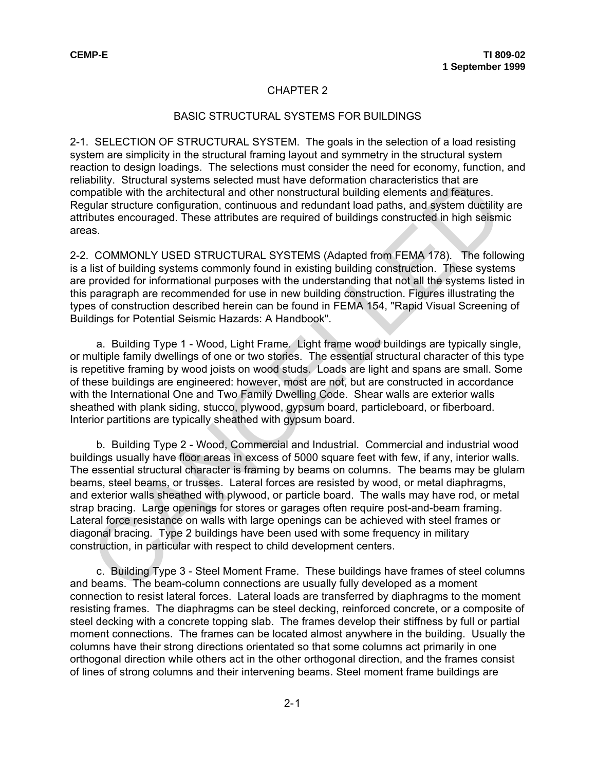# CHAPTER 2

## BASIC STRUCTURAL SYSTEMS FOR BUILDINGS

2-1. SELECTION OF STRUCTURAL SYSTEM. The goals in the selection of a load resisting system are simplicity in the structural framing layout and symmetry in the structural system reaction to design loadings. The selections must consider the need for economy, function, and reliability. Structural systems selected must have deformation characteristics that are compatible with the architectural and other nonstructural building elements and features. Regular structure configuration, continuous and redundant load paths, and system ductility are attributes encouraged. These attributes are required of buildings constructed in high seismic areas.

2-2. COMMONLY USED STRUCTURAL SYSTEMS (Adapted from FEMA 178). The following is a list of building systems commonly found in existing building construction. These systems are provided for informational purposes with the understanding that not all the systems listed in this paragraph are recommended for use in new building construction. Figures illustrating the types of construction described herein can be found in FEMA 154, "Rapid Visual Screening of Buildings for Potential Seismic Hazards: A Handbook".

a. Building Type 1 - Wood, Light Frame. Light frame wood buildings are typically single, or multiple family dwellings of one or two stories. The essential structural character of this type is repetitive framing by wood joists on wood studs. Loads are light and spans are small. Some of these buildings are engineered: however, most are not, but are constructed in accordance with the International One and Two Family Dwelling Code. Shear walls are exterior walls sheathed with plank siding, stucco, plywood, gypsum board, particleboard, or fiberboard. Interior partitions are typically sheathed with gypsum board.

b. Building Type 2 - Wood, Commercial and Industrial. Commercial and industrial wood buildings usually have floor areas in excess of 5000 square feet with few, if any, interior walls. The essential structural character is framing by beams on columns. The beams may be glulam beams, steel beams, or trusses. Lateral forces are resisted by wood, or metal diaphragms, and exterior walls sheathed with plywood, or particle board. The walls may have rod, or metal strap bracing. Large openings for stores or garages often require post-and-beam framing. Lateral force resistance on walls with large openings can be achieved with steel frames or diagonal bracing. Type 2 buildings have been used with some frequency in military construction, in particular with respect to child development centers.

c. Building Type 3 - Steel Moment Frame. These buildings have frames of steel columns and beams. The beam-column connections are usually fully developed as a moment connection to resist lateral forces. Lateral loads are transferred by diaphragms to the moment resisting frames. The diaphragms can be steel decking, reinforced concrete, or a composite of steel decking with a concrete topping slab. The frames develop their stiffness by full or partial moment connections. The frames can be located almost anywhere in the building. Usually the columns have their strong directions orientated so that some columns act primarily in one orthogonal direction while others act in the other orthogonal direction, and the frames consist of lines of strong columns and their intervening beams. Steel moment frame buildings are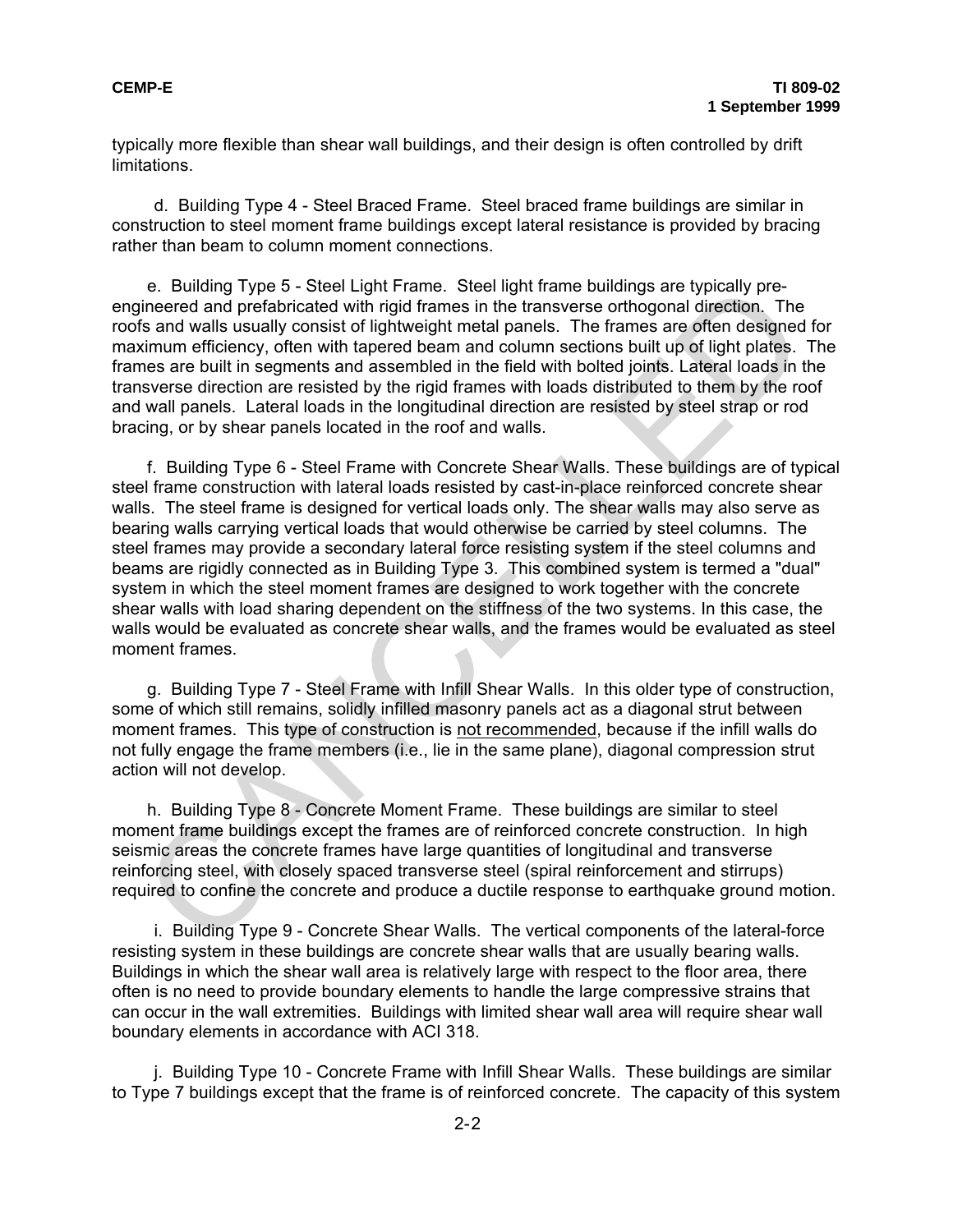typically more flexible than shear wall buildings, and their design is often controlled by drift limitations.

d. Building Type 4 - Steel Braced Frame. Steel braced frame buildings are similar in construction to steel moment frame buildings except lateral resistance is provided by bracing rather than beam to column moment connections.

e. Building Type 5 - Steel Light Frame. Steel light frame buildings are typically pre-engineered and prefabricated with rigid frames in the transverse orthogonal direction. The roofs and walls usually consist of lightweight metal panels. The frames are often designed for maximum efficiency, often with tapered beam and column sections built up of light plates. The frames are built in segments and assembled in the field with bolted joints. Lateral loads in the transverse direction are resisted by the rigid frames with loads distributed to them by the roof and wall panels. Lateral loads in the longitudinal direction are resisted by steel strap or rod bracing, or by shear panels located in the roof and walls.

f. Building Type 6 - Steel Frame with Concrete Shear Walls. These buildings are of typical steel frame construction with lateral loads resisted by cast-in-place reinforced concrete shear walls. The steel frame is designed for vertical loads only. The shear walls may also serve as bearing walls carrying vertical loads that would otherwise be carried by steel columns. The steel frames may provide a secondary lateral force resisting system if the steel columns and beams are rigidly connected as in Building Type 3. This combined system is termed a "dual" system in which the steel moment frames are designed to work together with the concrete shear walls with load sharing dependent on the stiffness of the two systems. In this case, the walls would be evaluated as concrete shear walls, and the frames would be evaluated as steel moment frames.

g. Building Type 7 - Steel Frame with Infill Shear Walls. In this older type of construction, some of which still remains, solidly infilled masonry panels act as a diagonal strut between moment frames. This type of construction is <u>not recommended</u>, because if the infill walls do not fully engage the frame members (i.e., lie in the same plane), diagonal compression strut action will not develop.

h. Building Type 8 - Concrete Moment Frame. These buildings are similar to steel moment frame buildings except the frames are of reinforced concrete construction. In high seismic areas the concrete frames have large quantities of longitudinal and transverse reinforcing steel, with closely spaced transverse steel (spiral reinforcement and stirrups) required to confine the concrete and produce a ductile response to earthquake ground motion.

i. Building Type 9 - Concrete Shear Walls. The vertical components of the lateral-force resisting system in these buildings are concrete shear walls that are usually bearing walls. Buildings in which the shear wall area is relatively large with respect to the floor area, there often is no need to provide boundary elements to handle the large compressive strains that can occur in the wall extremities. Buildings with limited shear wall area will require shear wall boundary elements in accordance with ACI 318.

j. Building Type 10 - Concrete Frame with Infill Shear Walls. These buildings are similar to Type 7 buildings except that the frame is of reinforced concrete. The capacity of this system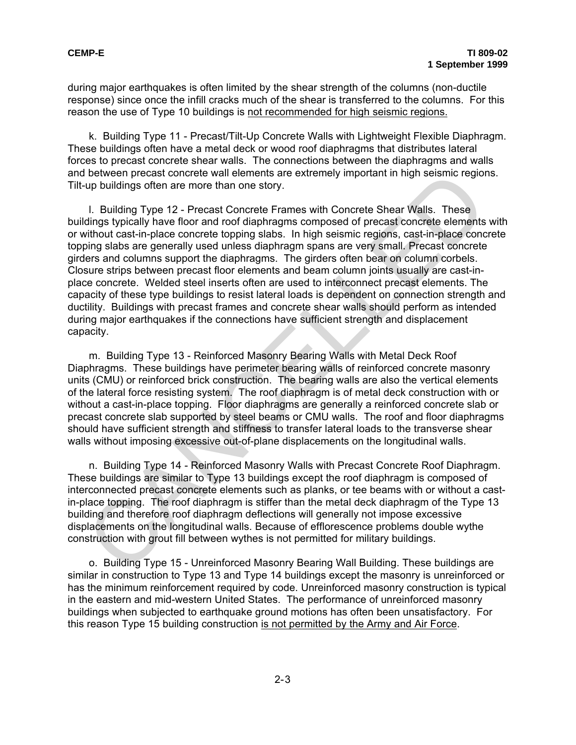during major earthquakes is often limited by the shear strength of the columns (non-ductile response) since once the infill cracks much of the shear is transferred to the columns. For this reason the use of Type 10 buildings is not recommended for high seismic regions.

k. Building Type 11 - Precast/Tilt-Up Concrete Walls with Lightweight Flexible Diaphragm. These buildings often have a metal deck or wood roof diaphragms that distributes lateral forces to precast concrete shear walls. The connections between the diaphragms and walls and between precast concrete wall elements are extremely important in high seismic regions. Tilt-up buildings often are more than one story.

l. Building Type 12 - Precast Concrete Frames with Concrete Shear Walls. These buildings typically have floor and roof diaphragms composed of precast concrete elements with or without cast-in-place concrete topping slabs. In high seismic regions, cast-in-place concrete topping slabs are generally used unless diaphragm spans are very small. Precast concrete girders and columns support the diaphragms. The girders often bear on column corbels. Closure strips between precast floor elements and beam column joints usually are cast-in-place concrete. Welded steel inserts often are used to interconnect precast elements. The capacity of these type buildings to resist lateral loads is dependent on connection strength and ductility. Buildings with precast frames and concrete shear walls should perform as intended during major earthquakes if the connections have sufficient strength and displacement capacity.

m. Building Type 13 - Reinforced Masonry Bearing Walls with Metal Deck Roof Diaphragms. These buildings have perimeter bearing walls of reinforced concrete masonry units (CMU) or reinforced brick construction. The bearing walls are also the vertical elements of the lateral force resisting system. The roof diaphragm is of metal deck construction with or without a cast-in-place topping. Floor diaphragms are generally a reinforced concrete slab or precast concrete slab supported by steel beams or CMU walls. The roof and floor diaphragms should have sufficient strength and stiffness to transfer lateral loads to the transverse shear walls without imposing excessive out-of-plane displacements on the longitudinal walls.

n. Building Type 14 - Reinforced Masonry Walls with Precast Concrete Roof Diaphragm. These buildings are similar to Type 13 buildings except the roof diaphragm is composed of interconnected precast concrete elements such as planks, or tee beams with or without a cast-in-place topping. The roof diaphragm is stiffer than the metal deck diaphragm of the Type 13 building and therefore roof diaphragm deflections will generally not impose excessive displacements on the longitudinal walls. Because of efflorescence problems double wythe construction with grout fill between wythes is not permitted for military buildings.

o. Building Type 15 - Unreinforced Masonry Bearing Wall Building. These buildings are similar in construction to Type 13 and Type 14 buildings except the masonry is unreinforced or has the minimum reinforcement required by code. Unreinforced masonry construction is typical in the eastern and mid-western United States. The performance of unreinforced masonry buildings when subjected to earthquake ground motions has often been unsatisfactory. For this reason Type 15 building construction is not permitted by the Army and Air Force.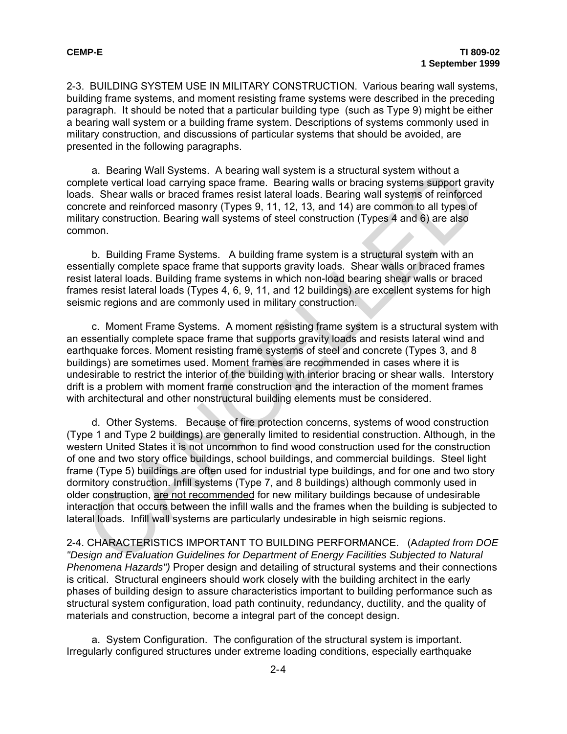2-3. BUILDING SYSTEM USE IN MILITARY CONSTRUCTION. Various bearing wall systems, building frame systems, and moment resisting frame systems were described in the preceding paragraph. It should be noted that a particular building type (such as Type 9) might be either a bearing wall system or a building frame system. Descriptions of systems commonly used in military construction, and discussions of particular systems that should be avoided, are presented in the following paragraphs.

a. Bearing Wall Systems. A bearing wall system is a structural system without a complete vertical load carrying space frame. Bearing walls or bracing systems support gravity loads. Shear walls or braced frames resist lateral loads. Bearing wall systems of reinforced concrete and reinforced masonry (Types 9, 11, 12, 13, and 14) are common to all types of military construction. Bearing wall systems of steel construction (Types 4 and 6) are also common.

b. Building Frame Systems. A building frame system is a structural system with an essentially complete space frame that supports gravity loads. Shear walls or braced frames resist lateral loads. Building frame systems in which non-load bearing shear walls or braced frames resist lateral loads (Types 4, 6, 9, 11, and 12 buildings) are excellent systems for high seismic regions and are commonly used in military construction.

c. Moment Frame Systems. A moment resisting frame system is a structural system with an essentially complete space frame that supports gravity loads and resists lateral wind and earthquake forces. Moment resisting frame systems of steel and concrete (Types 3, and 8 buildings) are sometimes used. Moment frames are recommended in cases where it is undesirable to restrict the interior of the building with interior bracing or shear walls. Interstory drift is a problem with moment frame construction and the interaction of the moment frames with architectural and other nonstructural building elements must be considered.

d. Other Systems. Because of fire protection concerns, systems of wood construction (Type 1 and Type 2 buildings) are generally limited to residential construction. Although, in the western United States it is not uncommon to find wood construction used for the construction of one and two story office buildings, school buildings, and commercial buildings. Steel light frame (Type 5) buildings are often used for industrial type buildings, and for one and two story dormitory construction. Infill systems (Type 7, and 8 buildings) although commonly used in older construction, <u>are not recommended</u> for new military buildings because of undesirable interaction that occurs between the infill walls and the frames when the building is subjected to lateral loads. Infill wall systems are particularly undesirable in high seismic regions.

2-4. CHARACTERISTICS IMPORTANT TO BUILDING PERFORMANCE. (A*dapted from DOE "Design and Evaluation Guidelines for Department of Energy Facilities Subjected to Natural Phenomena Hazards")* Proper design and detailing of structural systems and their connections is critical. Structural engineers should work closely with the building architect in the early phases of building design to assure characteristics important to building performance such as structural system configuration, load path continuity, redundancy, ductility, and the quality of materials and construction, become a integral part of the concept design.

a. System Configuration. The configuration of the structural system is important. Irregularly configured structures under extreme loading conditions, especially earthquake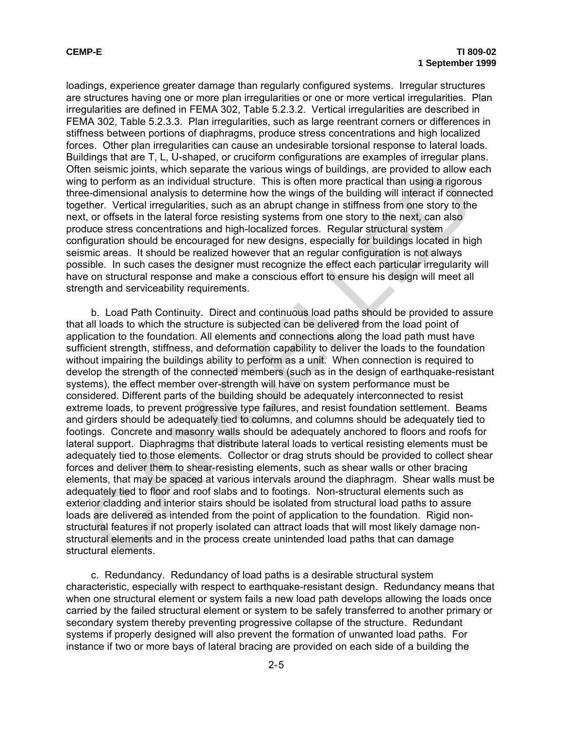loadings, experience greater damage than regularly configured systems. Irregular structures are structures having one or more plan irregularities or one or more vertical irregularities. Plan irregularities are defined in FEMA 302, Table 5.2.3.2. Vertical irregularities are described in FEMA 302, Table 5.2.3.3. Plan irregularities, such as large reentrant corners or differences in stiffness between portions of diaphragms, produce stress concentrations and high localized forces. Other plan irregularities can cause an undesirable torsional response to lateral loads. Buildings that are T, L, U-shaped, or cruciform configurations are examples of irregular plans. Often seismic joints, which separate the various wings of buildings, are provided to allow each wing to perform as an individual structure. This is often more practical than using a rigorous three-dimensional analysis to determine how the wings of the building will interact if connected together. Vertical irregularities, such as an abrupt change in stiffness from one story to the next, or offsets in the lateral force resisting systems from one story to the next, can also produce stress concentrations and high-localized forces. Regular structural system configuration should be encouraged for new designs, especially for buildings located in high seismic areas. It should be realized however that an regular configuration is not always possible. In such cases the designer must recognize the effect each particular irregularity will have on structural response and make a conscious effort to ensure his design will meet all strength and serviceability requirements.

b. Load Path Continuity. Direct and continuous load paths should be provided to assure that all loads to which the structure is subjected can be delivered from the load point of application to the foundation. All elements and connections along the load path must have sufficient strength, stiffness, and deformation capability to deliver the loads to the foundation without impairing the buildings ability to perform as a unit. When connection is required to develop the strength of the connected members (such as in the design of earthquake-resistant systems), the effect member over-strength will have on system performance must be considered. Different parts of the building should be adequately interconnected to resist extreme loads, to prevent progressive type failures, and resist foundation settlement. Beams and girders should be adequately tied to columns, and columns should be adequately tied to footings. Concrete and masonry walls should be adequately anchored to floors and roofs for lateral support. Diaphragms that distribute lateral loads to vertical resisting elements must be adequately tied to those elements. Collector or drag struts should be provided to collect shear forces and deliver them to shear-resisting elements, such as shear walls or other bracing elements, that may be spaced at various intervals around the diaphragm. Shear walls must be adequately tied to floor and roof slabs and to footings. Non-structural elements such as exterior cladding and interior stairs should be isolated from structural load paths to assure loads are delivered as intended from the point of application to the foundation. Rigid non-structural features if not properly isolated can attract loads that will most likely damage non-structural elements and in the process create unintended load paths that can damage structural elements.

c. Redundancy. Redundancy of load paths is a desirable structural system characteristic, especially with respect to earthquake-resistant design. Redundancy means that when one structural element or system fails a new load path develops allowing the loads once carried by the failed structural element or system to be safely transferred to another primary or secondary system thereby preventing progressive collapse of the structure. Redundant systems if properly designed will also prevent the formation of unwanted load paths. For instance if two or more bays of lateral bracing are provided on each side of a building the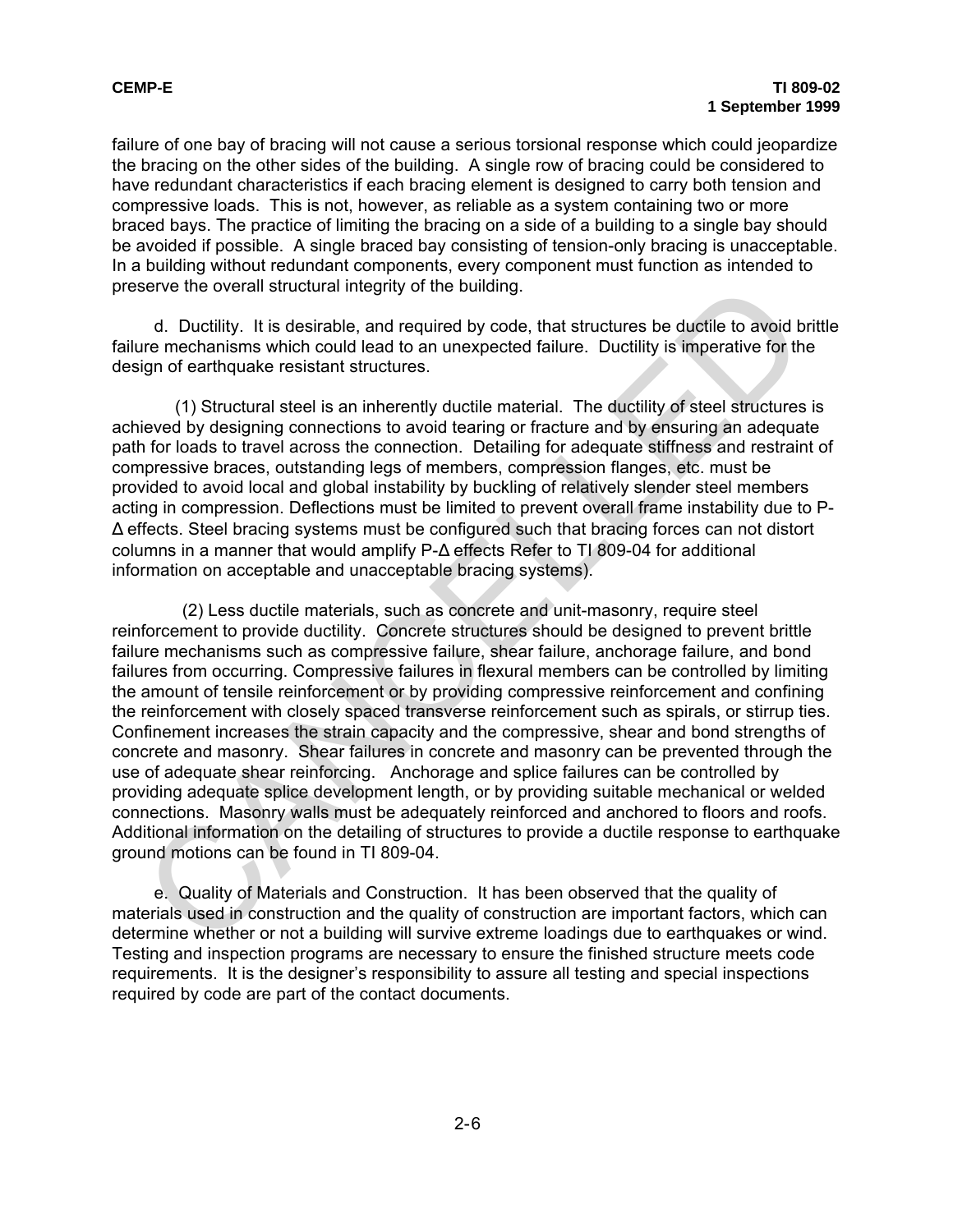failure of one bay of bracing will not cause a serious torsional response which could jeopardize the bracing on the other sides of the building. A single row of bracing could be considered to have redundant characteristics if each bracing element is designed to carry both tension and compressive loads. This is not, however, as reliable as a system containing two or more braced bays. The practice of limiting the bracing on a side of a building to a single bay should be avoided if possible. A single braced bay consisting of tension-only bracing is unacceptable. In a building without redundant components, every component must function as intended to preserve the overall structural integrity of the building.

d. Ductility. It is desirable, and required by code, that structures be ductile to avoid brittle failure mechanisms which could lead to an unexpected failure. Ductility is imperative for the design of earthquake resistant structures.

(1) Structural steel is an inherently ductile material. The ductility of steel structures is achieved by designing connections to avoid tearing or fracture and by ensuring an adequate path for loads to travel across the connection. Detailing for adequate stiffness and restraint of compressive braces, outstanding legs of members, compression flanges, etc. must be provided to avoid local and global instability by buckling of relatively slender steel members acting in compression. Deflections must be limited to prevent overall frame instability due to P-Δ effects. Steel bracing systems must be configured such that bracing forces can not distort columns in a manner that would amplify P-Δ effects Refer to TI 809-04 for additional information on acceptable and unacceptable bracing systems).

(2) Less ductile materials, such as concrete and unit-masonry, require steel reinforcement to provide ductility. Concrete structures should be designed to prevent brittle failure mechanisms such as compressive failure, shear failure, anchorage failure, and bond failures from occurring. Compressive failures in flexural members can be controlled by limiting the amount of tensile reinforcement or by providing compressive reinforcement and confining the reinforcement with closely spaced transverse reinforcement such as spirals, or stirrup ties. Confinement increases the strain capacity and the compressive, shear and bond strengths of concrete and masonry. Shear failures in concrete and masonry can be prevented through the use of adequate shear reinforcing. Anchorage and splice failures can be controlled by providing adequate splice development length, or by providing suitable mechanical or welded connections. Masonry walls must be adequately reinforced and anchored to floors and roofs. Additional information on the detailing of structures to provide a ductile response to earthquake ground motions can be found in TI 809-04.

e. Quality of Materials and Construction. It has been observed that the quality of materials used in construction and the quality of construction are important factors, which can determine whether or not a building will survive extreme loadings due to earthquakes or wind. Testing and inspection programs are necessary to ensure the finished structure meets code requirements. It is the designer's responsibility to assure all testing and special inspections required by code are part of the contact documents.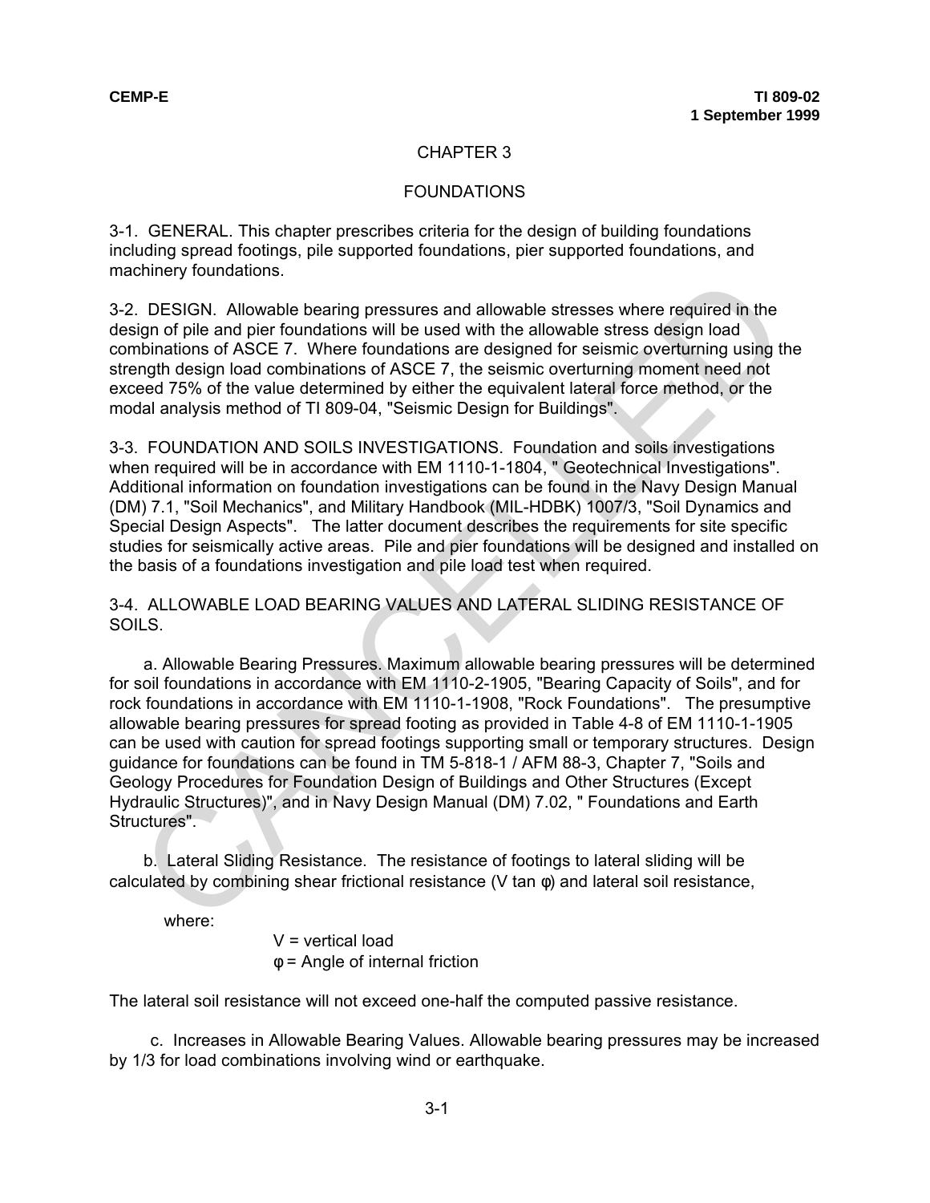# CHAPTER 3

# FOUNDATIONS

3-1. GENERAL. This chapter prescribes criteria for the design of building foundations including spread footings, pile supported foundations, pier supported foundations, and machinery foundations.

3-2. DESIGN. Allowable bearing pressures and allowable stresses where required in the design of pile and pier foundations will be used with the allowable stress design load combinations of ASCE 7. Where foundations are designed for seismic overturning using the strength design load combinations of ASCE 7, the seismic overturning moment need not exceed 75% of the value determined by either the equivalent lateral force method, or the modal analysis method of TI 809-04, "Seismic Design for Buildings".

3-3. FOUNDATION AND SOILS INVESTIGATIONS. Foundation and soils investigations when required will be in accordance with EM 1110-1-1804, " Geotechnical Investigations". Additional information on foundation investigations can be found in the Navy Design Manual (DM) 7.1, "Soil Mechanics", and Military Handbook (MIL-HDBK) 1007/3, "Soil Dynamics and Special Design Aspects". The latter document describes the requirements for site specific studies for seismically active areas. Pile and pier foundations will be designed and installed on the basis of a foundations investigation and pile load test when required.

3-4. ALLOWABLE LOAD BEARING VALUES AND LATERAL SLIDING RESISTANCE OF SOILS.

a. Allowable Bearing Pressures. Maximum allowable bearing pressures will be determined for soil foundations in accordance with EM 1110-2-1905, "Bearing Capacity of Soils", and for rock foundations in accordance with EM 1110-1-1908, "Rock Foundations". The presumptive allowable bearing pressures for spread footing as provided in Table 4-8 of EM 1110-1-1905 can be used with caution for spread footings supporting small or temporary structures. Design guidance for foundations can be found in TM 5-818-1 / AFM 88-3, Chapter 7, "Soils and Geology Procedures for Foundation Design of Buildings and Other Structures (Except Hydraulic Structures)", and in Navy Design Manual (DM) 7.02, " Foundations and Earth Structures".

b. Lateral Sliding Resistance. The resistance of footings to lateral sliding will be calculated by combining shear frictional resistance ($V \tan \varphi$) and lateral soil resistance,

where:

$V$ = vertical load
$\varphi$ = Angle of internal friction

The lateral soil resistance will not exceed one-half the computed passive resistance.

c. Increases in Allowable Bearing Values. Allowable bearing pressures may be increased by 1/3 for load combinations involving wind or earthquake.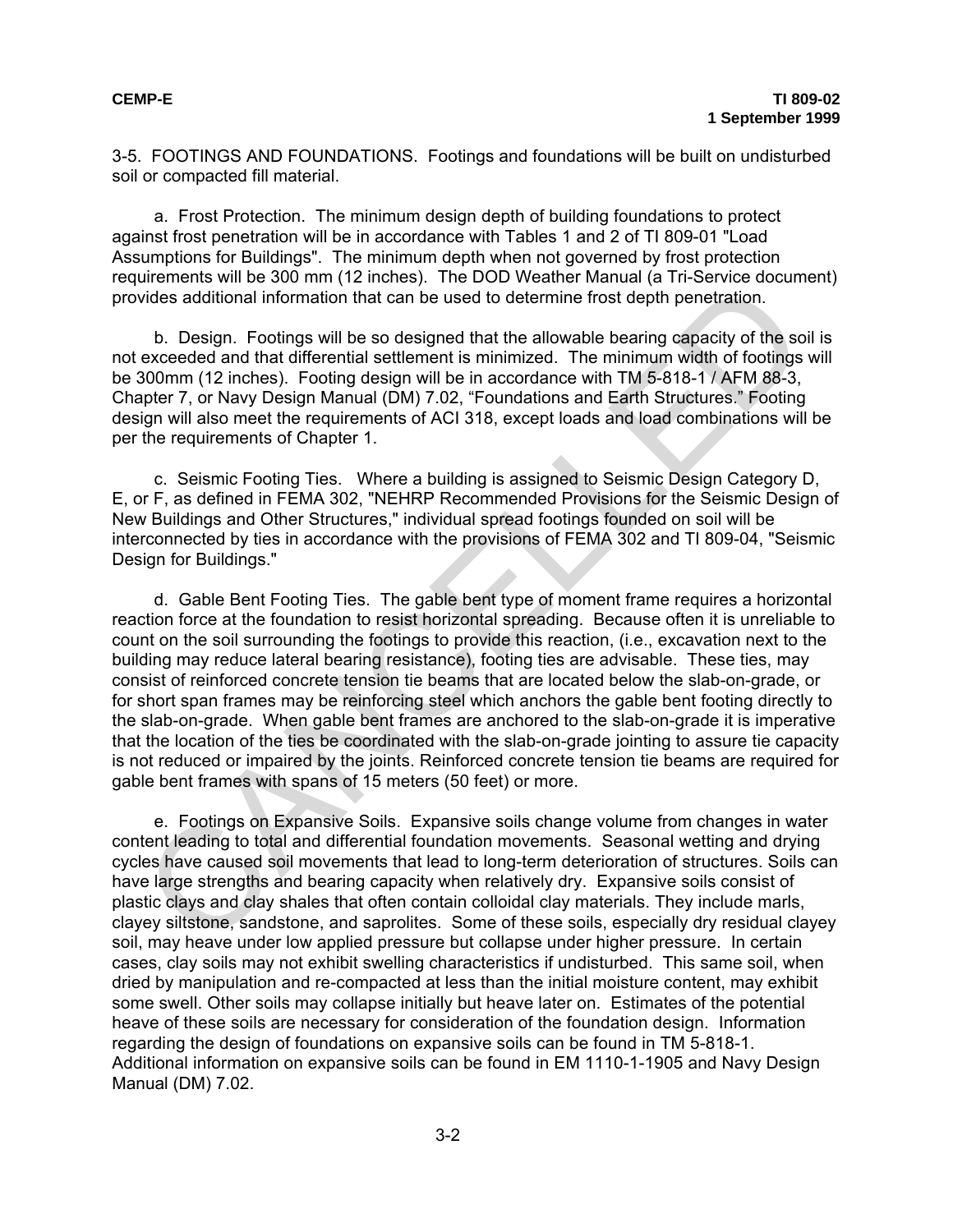3-5. FOOTINGS AND FOUNDATIONS. Footings and foundations will be built on undisturbed soil or compacted fill material.

a. Frost Protection. The minimum design depth of building foundations to protect against frost penetration will be in accordance with Tables 1 and 2 of TI 809-01 "Load Assumptions for Buildings". The minimum depth when not governed by frost protection requirements will be 300 mm (12 inches). The DOD Weather Manual (a Tri-Service document) provides additional information that can be used to determine frost depth penetration.

b. Design. Footings will be so designed that the allowable bearing capacity of the soil is not exceeded and that differential settlement is minimized. The minimum width of footings will be 300mm (12 inches). Footing design will be in accordance with TM 5-818-1 / AFM 88-3, Chapter 7, or Navy Design Manual (DM) 7.02, "Foundations and Earth Structures." Footing design will also meet the requirements of ACI 318, except loads and load combinations will be per the requirements of Chapter 1.

c. Seismic Footing Ties. Where a building is assigned to Seismic Design Category D, E, or F, as defined in FEMA 302, "NEHRP Recommended Provisions for the Seismic Design of New Buildings and Other Structures," individual spread footings founded on soil will be interconnected by ties in accordance with the provisions of FEMA 302 and TI 809-04, "Seismic Design for Buildings."

d. Gable Bent Footing Ties. The gable bent type of moment frame requires a horizontal reaction force at the foundation to resist horizontal spreading. Because often it is unreliable to count on the soil surrounding the footings to provide this reaction, (i.e., excavation next to the building may reduce lateral bearing resistance), footing ties are advisable. These ties, may consist of reinforced concrete tension tie beams that are located below the slab-on-grade, or for short span frames may be reinforcing steel which anchors the gable bent footing directly to the slab-on-grade. When gable bent frames are anchored to the slab-on-grade it is imperative that the location of the ties be coordinated with the slab-on-grade jointing to assure tie capacity is not reduced or impaired by the joints. Reinforced concrete tension tie beams are required for gable bent frames with spans of 15 meters (50 feet) or more.

e. Footings on Expansive Soils. Expansive soils change volume from changes in water content leading to total and differential foundation movements. Seasonal wetting and drying cycles have caused soil movements that lead to long-term deterioration of structures. Soils can have large strengths and bearing capacity when relatively dry. Expansive soils consist of plastic clays and clay shales that often contain colloidal clay materials. They include marls, clayey siltstone, sandstone, and saprolites. Some of these soils, especially dry residual clayey soil, may heave under low applied pressure but collapse under higher pressure. In certain cases, clay soils may not exhibit swelling characteristics if undisturbed. This same soil, when dried by manipulation and re-compacted at less than the initial moisture content, may exhibit some swell. Other soils may collapse initially but heave later on. Estimates of the potential heave of these soils are necessary for consideration of the foundation design. Information regarding the design of foundations on expansive soils can be found in TM 5-818-1. Additional information on expansive soils can be found in EM 1110-1-1905 and Navy Design Manual (DM) 7.02.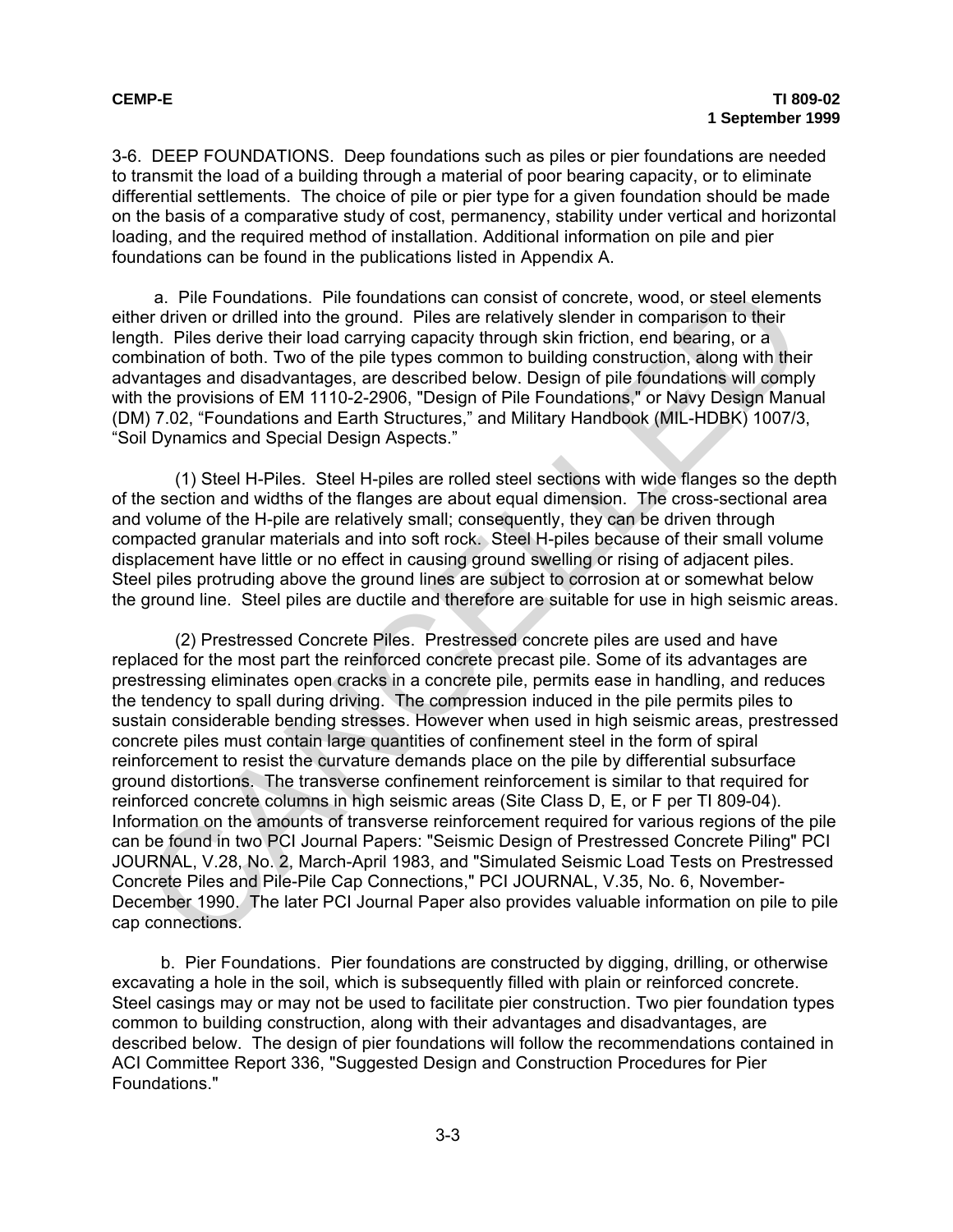3-6. DEEP FOUNDATIONS. Deep foundations such as piles or pier foundations are needed to transmit the load of a building through a material of poor bearing capacity, or to eliminate differential settlements. The choice of pile or pier type for a given foundation should be made on the basis of a comparative study of cost, permanency, stability under vertical and horizontal loading, and the required method of installation. Additional information on pile and pier foundations can be found in the publications listed in Appendix A.

a. Pile Foundations. Pile foundations can consist of concrete, wood, or steel elements either driven or drilled into the ground. Piles are relatively slender in comparison to their length. Piles derive their load carrying capacity through skin friction, end bearing, or a combination of both. Two of the pile types common to building construction, along with their advantages and disadvantages, are described below. Design of pile foundations will comply with the provisions of EM 1110-2-2906, "Design of Pile Foundations," or Navy Design Manual (DM) 7.02, "Foundations and Earth Structures," and Military Handbook (MIL-HDBK) 1007/3, "Soil Dynamics and Special Design Aspects."

(1) Steel H-Piles. Steel H-piles are rolled steel sections with wide flanges so the depth of the section and widths of the flanges are about equal dimension. The cross-sectional area and volume of the H-pile are relatively small; consequently, they can be driven through compacted granular materials and into soft rock. Steel H-piles because of their small volume displacement have little or no effect in causing ground swelling or rising of adjacent piles. Steel piles protruding above the ground lines are subject to corrosion at or somewhat below the ground line. Steel piles are ductile and therefore are suitable for use in high seismic areas.

(2) Prestressed Concrete Piles. Prestressed concrete piles are used and have replaced for the most part the reinforced concrete precast pile. Some of its advantages are prestressing eliminates open cracks in a concrete pile, permits ease in handling, and reduces the tendency to spall during driving. The compression induced in the pile permits piles to sustain considerable bending stresses. However when used in high seismic areas, prestressed concrete piles must contain large quantities of confinement steel in the form of spiral reinforcement to resist the curvature demands place on the pile by differential subsurface ground distortions. The transverse confinement reinforcement is similar to that required for reinforced concrete columns in high seismic areas (Site Class D, E, or F per TI 809-04). Information on the amounts of transverse reinforcement required for various regions of the pile can be found in two PCI Journal Papers: "Seismic Design of Prestressed Concrete Piling" PCI JOURNAL, V.28, No. 2, March-April 1983, and "Simulated Seismic Load Tests on Prestressed Concrete Piles and Pile-Pile Cap Connections," PCI JOURNAL, V.35, No. 6, November-December 1990. The later PCI Journal Paper also provides valuable information on pile to pile cap connections.

b. Pier Foundations. Pier foundations are constructed by digging, drilling, or otherwise excavating a hole in the soil, which is subsequently filled with plain or reinforced concrete. Steel casings may or may not be used to facilitate pier construction. Two pier foundation types common to building construction, along with their advantages and disadvantages, are described below. The design of pier foundations will follow the recommendations contained in ACI Committee Report 336, "Suggested Design and Construction Procedures for Pier Foundations."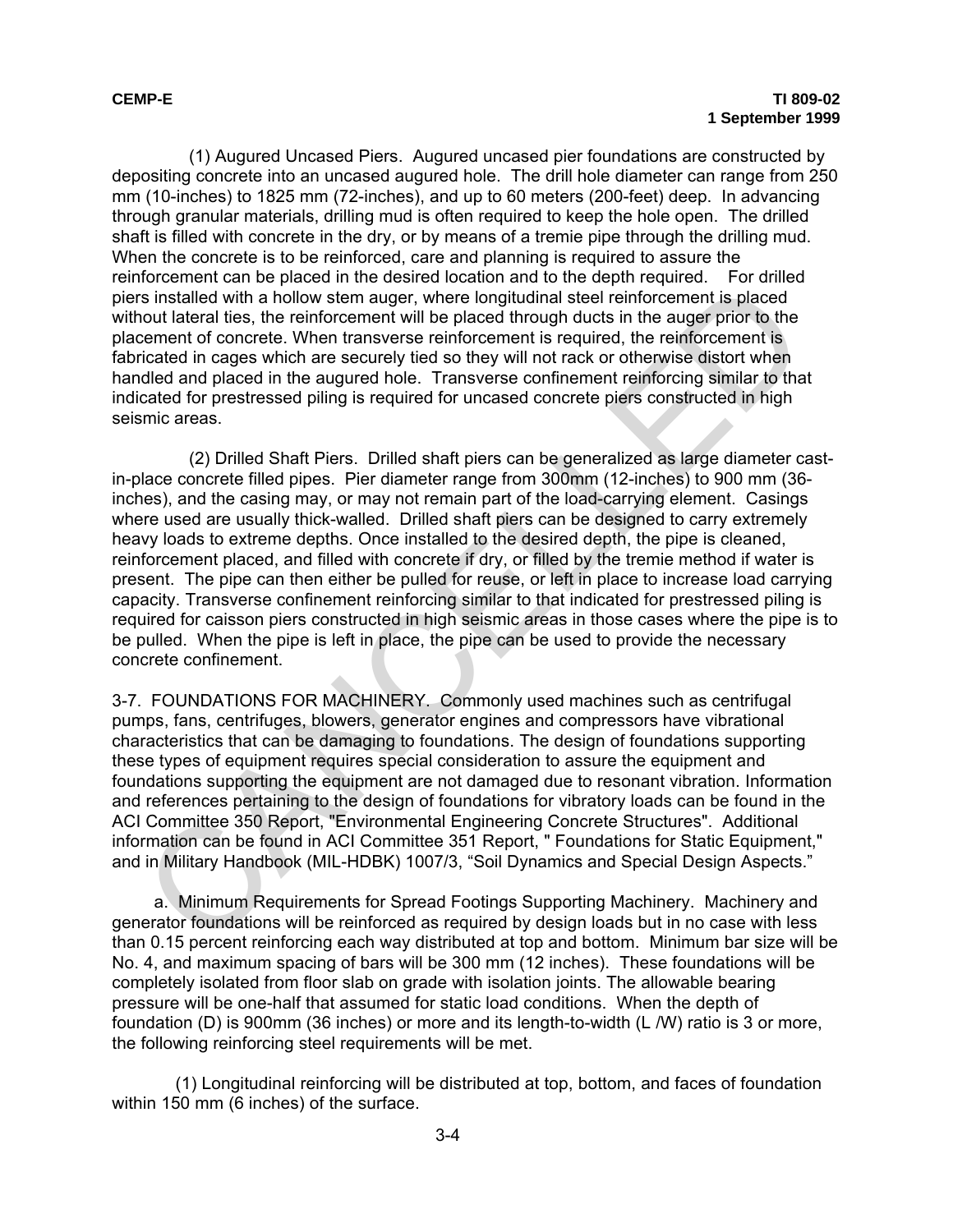(1) Augured Uncased Piers. Augured uncased pier foundations are constructed by depositing concrete into an uncased augured hole. The drill hole diameter can range from 250 mm (10-inches) to 1825 mm (72-inches), and up to 60 meters (200-feet) deep. In advancing through granular materials, drilling mud is often required to keep the hole open. The drilled shaft is filled with concrete in the dry, or by means of a tremie pipe through the drilling mud. When the concrete is to be reinforced, care and planning is required to assure the reinforcement can be placed in the desired location and to the depth required. For drilled piers installed with a hollow stem auger, where longitudinal steel reinforcement is placed without lateral ties, the reinforcement will be placed through ducts in the auger prior to the placement of concrete. When transverse reinforcement is required, the reinforcement is fabricated in cages which are securely tied so they will not rack or otherwise distort when handled and placed in the augured hole. Transverse confinement reinforcing similar to that indicated for prestressed piling is required for uncased concrete piers constructed in high seismic areas.

(2) Drilled Shaft Piers. Drilled shaft piers can be generalized as large diameter cast-in-place concrete filled pipes. Pier diameter range from 300mm (12-inches) to 900 mm (36-inches), and the casing may, or may not remain part of the load-carrying element. Casings where used are usually thick-walled. Drilled shaft piers can be designed to carry extremely heavy loads to extreme depths. Once installed to the desired depth, the pipe is cleaned, reinforcement placed, and filled with concrete if dry, or filled by the tremie method if water is present. The pipe can then either be pulled for reuse, or left in place to increase load carrying capacity. Transverse confinement reinforcing similar to that indicated for prestressed piling is required for caisson piers constructed in high seismic areas in those cases where the pipe is to be pulled. When the pipe is left in place, the pipe can be used to provide the necessary concrete confinement.

3-7. FOUNDATIONS FOR MACHINERY. Commonly used machines such as centrifugal pumps, fans, centrifuges, blowers, generator engines and compressors have vibrational characteristics that can be damaging to foundations. The design of foundations supporting these types of equipment requires special consideration to assure the equipment and foundations supporting the equipment are not damaged due to resonant vibration. Information and references pertaining to the design of foundations for vibratory loads can be found in the ACI Committee 350 Report, "Environmental Engineering Concrete Structures". Additional information can be found in ACI Committee 351 Report, " Foundations for Static Equipment," and in Military Handbook (MIL-HDBK) 1007/3, "Soil Dynamics and Special Design Aspects."

a. Minimum Requirements for Spread Footings Supporting Machinery. Machinery and generator foundations will be reinforced as required by design loads but in no case with less than 0.15 percent reinforcing each way distributed at top and bottom. Minimum bar size will be No. 4, and maximum spacing of bars will be 300 mm (12 inches). These foundations will be completely isolated from floor slab on grade with isolation joints. The allowable bearing pressure will be one-half that assumed for static load conditions. When the depth of foundation (D) is 900mm (36 inches) or more and its length-to-width (L /W) ratio is 3 or more, the following reinforcing steel requirements will be met.

(1) Longitudinal reinforcing will be distributed at top, bottom, and faces of foundation within 150 mm (6 inches) of the surface.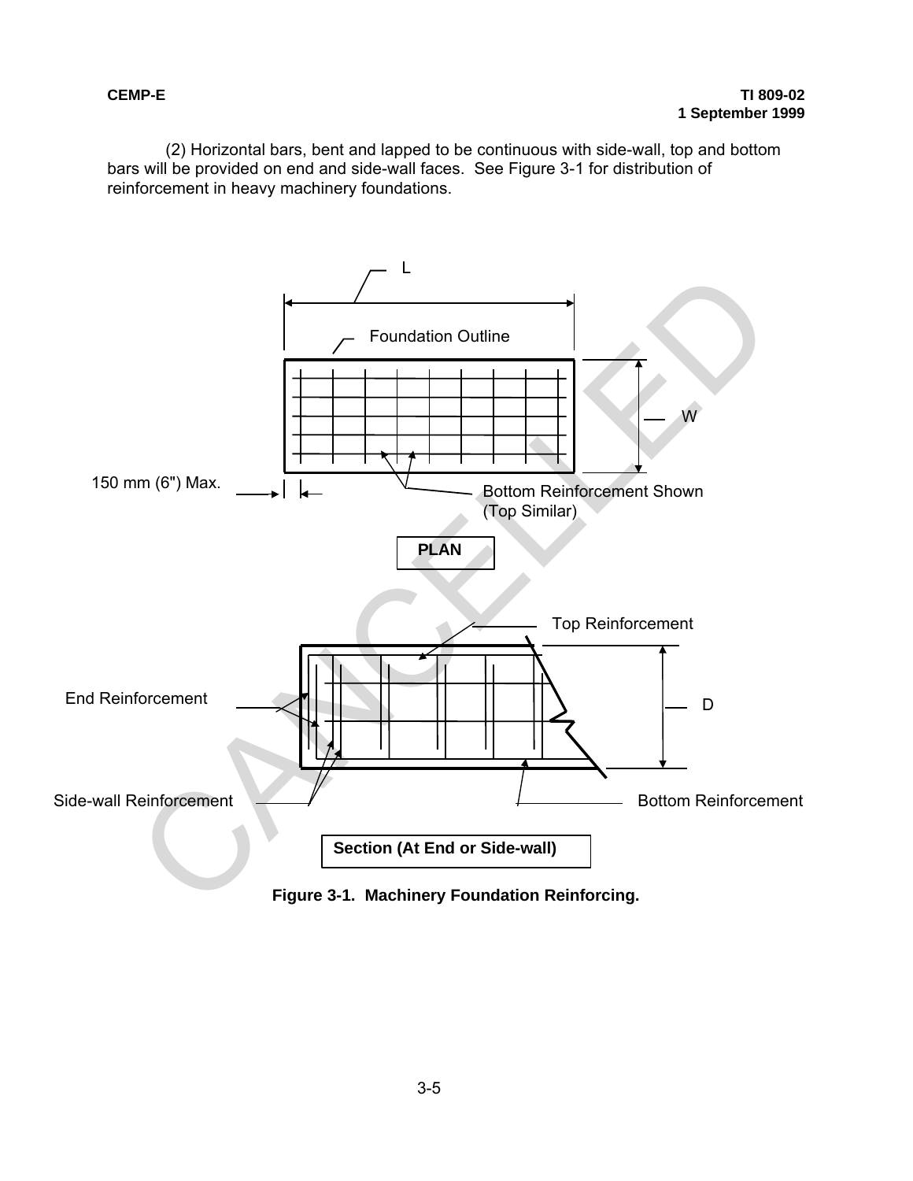(2) Horizontal bars, bent and lapped to be continuous with side-wall, top and bottom bars will be provided on end and side-wall faces. See Figure 3-1 for distribution of reinforcement in heavy machinery foundations.

L

Foundation Outline

W

150 mm (6") Max.

Bottom Reinforcement Shown (Top Similar)

PLAN

Top Reinforcement

End Reinforcement

D

Side-wall Reinforcement

Bottom Reinforcement

Section (At End or Side-wall)

**Figure 3-1. Machinery Foundation Reinforcing.**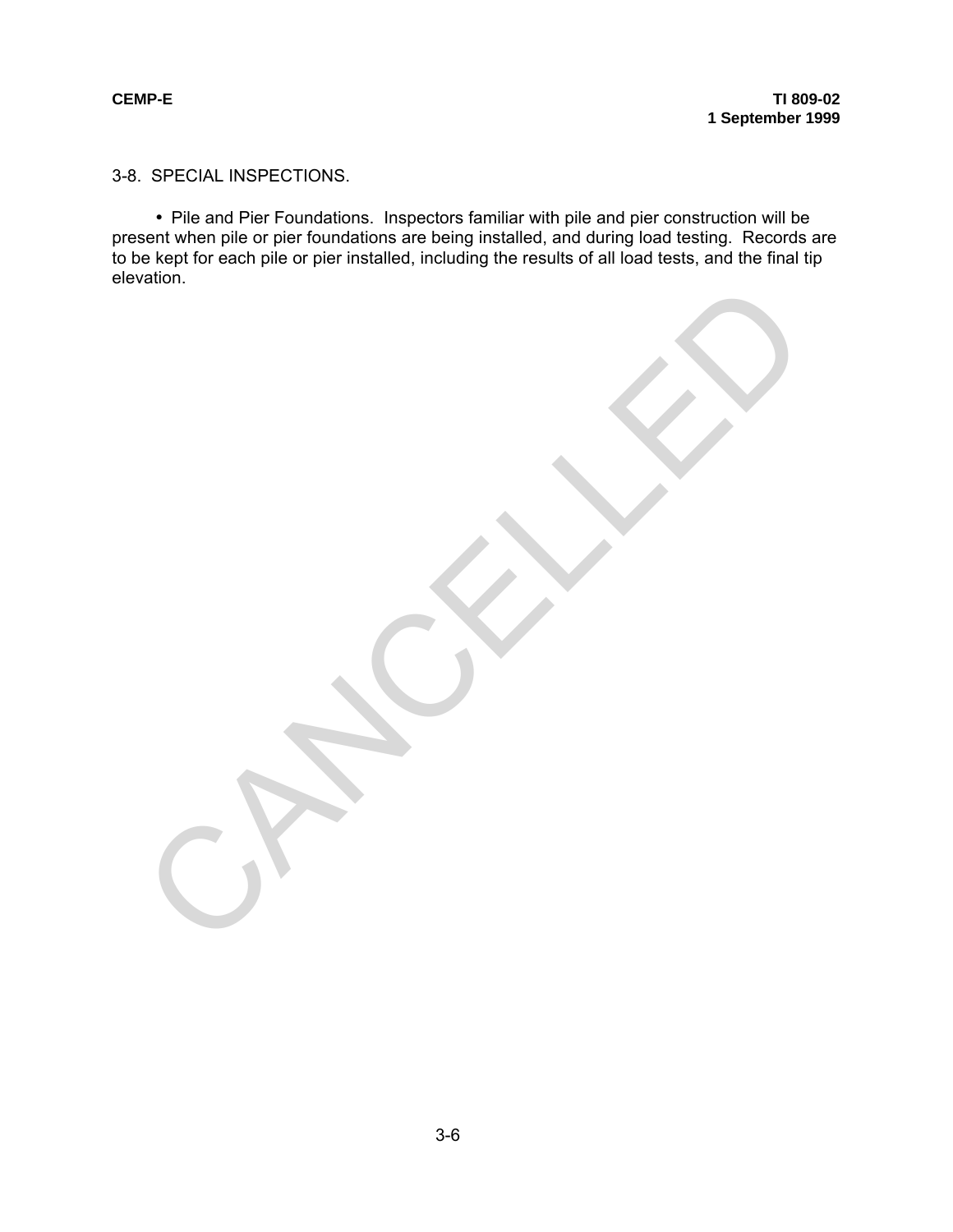## 3-8. SPECIAL INSPECTIONS.

- Pile and Pier Foundations. Inspectors familiar with pile and pier construction will be present when pile or pier foundations are being installed, and during load testing. Records are to be kept for each pile or pier installed, including the results of all load tests, and the final tip elevation.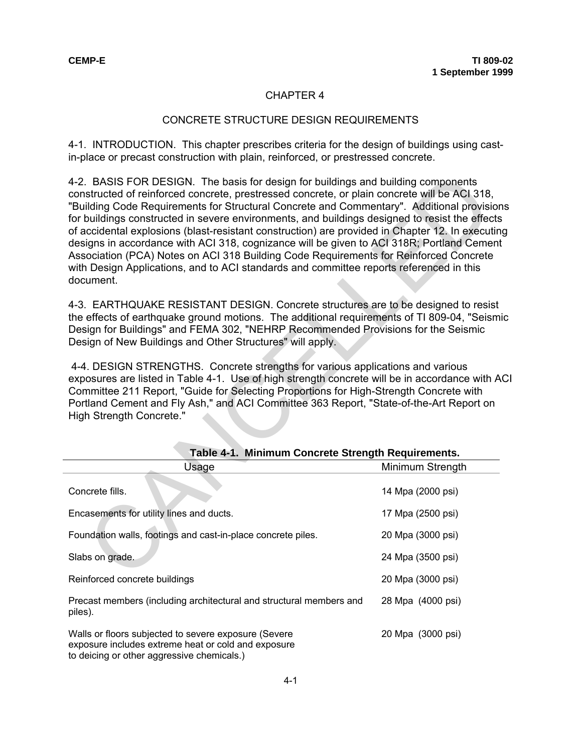# CHAPTER 4

## CONCRETE STRUCTURE DESIGN REQUIREMENTS

4-1. INTRODUCTION. This chapter prescribes criteria for the design of buildings using cast-in-place or precast construction with plain, reinforced, or prestressed concrete.

4-2. BASIS FOR DESIGN. The basis for design for buildings and building components constructed of reinforced concrete, prestressed concrete, or plain concrete will be ACI 318, "Building Code Requirements for Structural Concrete and Commentary". Additional provisions for buildings constructed in severe environments, and buildings designed to resist the effects of accidental explosions (blast-resistant construction) are provided in Chapter 12. In executing designs in accordance with ACI 318, cognizance will be given to ACI 318R; Portland Cement Association (PCA) Notes on ACI 318 Building Code Requirements for Reinforced Concrete with Design Applications, and to ACI standards and committee reports referenced in this document.

4-3. EARTHQUAKE RESISTANT DESIGN. Concrete structures are to be designed to resist the effects of earthquake ground motions. The additional requirements of TI 809-04, "Seismic Design for Buildings" and FEMA 302, "NEHRP Recommended Provisions for the Seismic Design of New Buildings and Other Structures" will apply.

4-4. DESIGN STRENGTHS. Concrete strengths for various applications and various exposures are listed in Table 4-1. Use of high strength concrete will be in accordance with ACI Committee 211 Report, "Guide for Selecting Proportions for High-Strength Concrete with Portland Cement and Fly Ash," and ACI Committee 363 Report, "State-of-the-Art Report on High Strength Concrete."

**Table 4-1. Minimum Concrete Strength Requirements.**

| Usage | Minimum Strength |
|---|---|
| Concrete fills. | 14 Mpa (2000 psi) |
| Encasements for utility lines and ducts. | 17 Mpa (2500 psi) |
| Foundation walls, footings and cast-in-place concrete piles. | 20 Mpa (3000 psi) |
| Slabs on grade. | 24 Mpa (3500 psi) |
| Reinforced concrete buildings | 20 Mpa (3000 psi) |
| Precast members (including architectural and structural members and piles). | 28 Mpa (4000 psi) |
| Walls or floors subjected to severe exposure (Severe exposure includes extreme heat or cold and exposure to deicing or other aggressive chemicals.) | 20 Mpa (3000 psi) |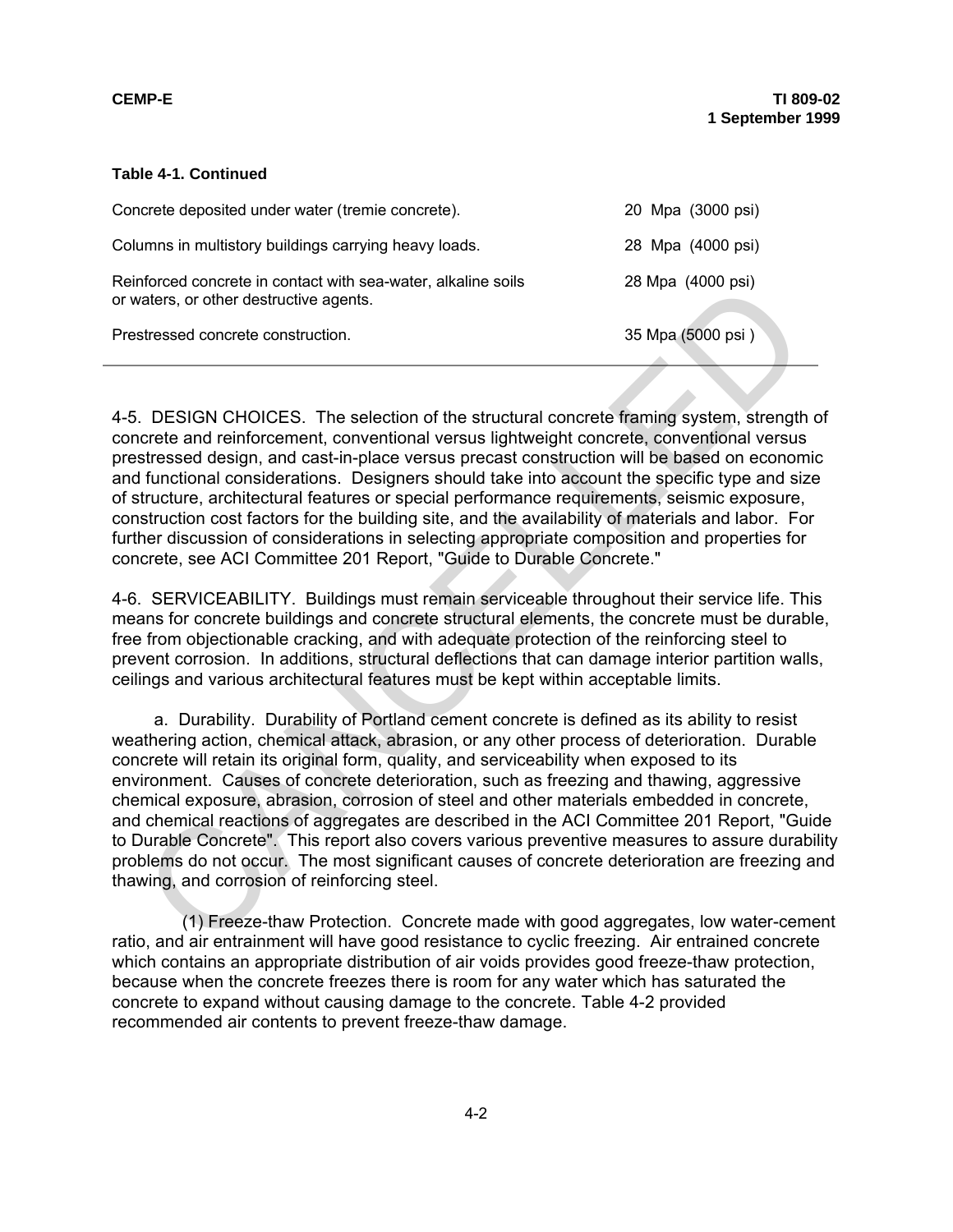**Table 4-1. Continued**

| | |
|---|---|
| Concrete deposited under water (tremie concrete). | 20 Mpa (3000 psi) |
| Columns in multistory buildings carrying heavy loads. | 28 Mpa (4000 psi) |
| Reinforced concrete in contact with sea-water, alkaline soils or waters, or other destructive agents. | 28 Mpa (4000 psi) |
| Prestressed concrete construction. | 35 Mpa (5000 psi ) |

4-5. DESIGN CHOICES. The selection of the structural concrete framing system, strength of concrete and reinforcement, conventional versus lightweight concrete, conventional versus prestressed design, and cast-in-place versus precast construction will be based on economic and functional considerations. Designers should take into account the specific type and size of structure, architectural features or special performance requirements, seismic exposure, construction cost factors for the building site, and the availability of materials and labor. For further discussion of considerations in selecting appropriate composition and properties for concrete, see ACI Committee 201 Report, "Guide to Durable Concrete."

4-6. SERVICEABILITY. Buildings must remain serviceable throughout their service life. This means for concrete buildings and concrete structural elements, the concrete must be durable, free from objectionable cracking, and with adequate protection of the reinforcing steel to prevent corrosion. In additions, structural deflections that can damage interior partition walls, ceilings and various architectural features must be kept within acceptable limits.

a. Durability. Durability of Portland cement concrete is defined as its ability to resist weathering action, chemical attack, abrasion, or any other process of deterioration. Durable concrete will retain its original form, quality, and serviceability when exposed to its environment. Causes of concrete deterioration, such as freezing and thawing, aggressive chemical exposure, abrasion, corrosion of steel and other materials embedded in concrete, and chemical reactions of aggregates are described in the ACI Committee 201 Report, "Guide to Durable Concrete". This report also covers various preventive measures to assure durability problems do not occur. The most significant causes of concrete deterioration are freezing and thawing, and corrosion of reinforcing steel.

(1) Freeze-thaw Protection. Concrete made with good aggregates, low water-cement ratio, and air entrainment will have good resistance to cyclic freezing. Air entrained concrete which contains an appropriate distribution of air voids provides good freeze-thaw protection, because when the concrete freezes there is room for any water which has saturated the concrete to expand without causing damage to the concrete. Table 4-2 provided recommended air contents to prevent freeze-thaw damage.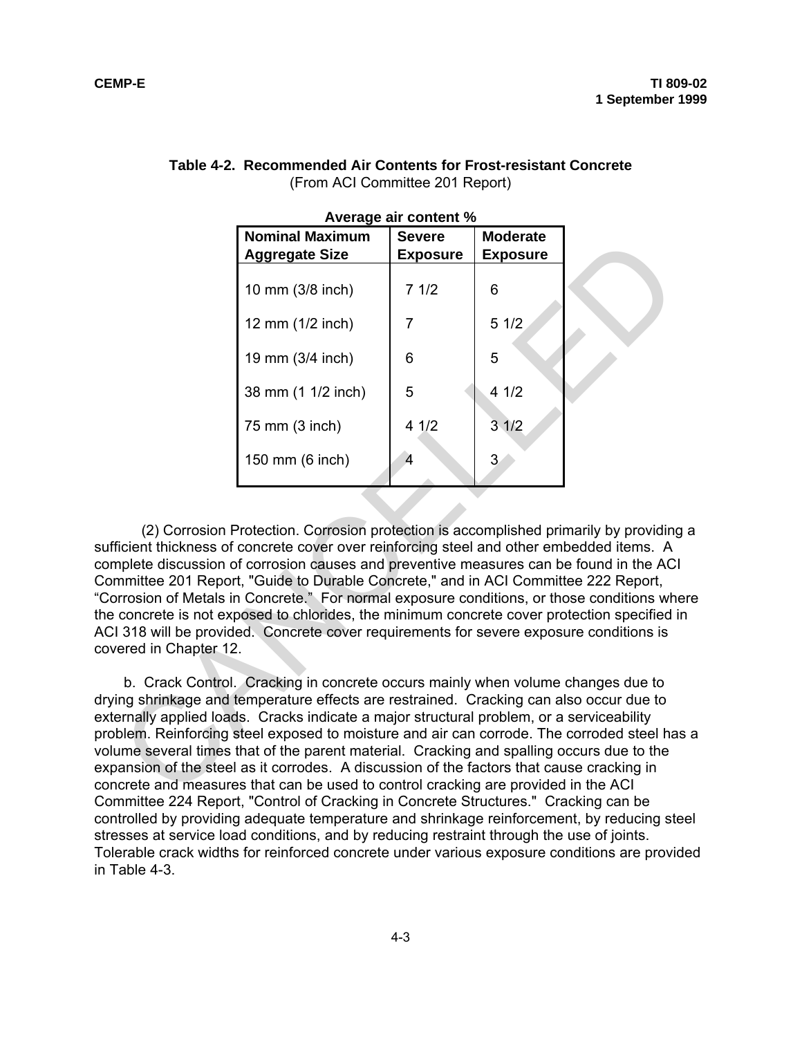**Table 4-2. Recommended Air Contents for Frost-resistant Concrete**
(From ACI Committee 201 Report)

**Average air content %**

| Nominal Maximum Aggregate Size | Severe Exposure | Moderate Exposure |
|---|---|---|
| 10 mm (3/8 inch) | 7 1/2 | 6 |
| 12 mm (1/2 inch) | 7 | 5 1/2 |
| 19 mm (3/4 inch) | 6 | 5 |
| 38 mm (1 1/2 inch) | 5 | 4 1/2 |
| 75 mm (3 inch) | 4 1/2 | 3 1/2 |
| 150 mm (6 inch) | 4 | 3 |

(2) Corrosion Protection. Corrosion protection is accomplished primarily by providing a sufficient thickness of concrete cover over reinforcing steel and other embedded items. A complete discussion of corrosion causes and preventive measures can be found in the ACI Committee 201 Report, "Guide to Durable Concrete," and in ACI Committee 222 Report, "Corrosion of Metals in Concrete." For normal exposure conditions, or those conditions where the concrete is not exposed to chlorides, the minimum concrete cover protection specified in ACI 318 will be provided. Concrete cover requirements for severe exposure conditions is covered in Chapter 12.

b. Crack Control. Cracking in concrete occurs mainly when volume changes due to drying shrinkage and temperature effects are restrained. Cracking can also occur due to externally applied loads. Cracks indicate a major structural problem, or a serviceability problem. Reinforcing steel exposed to moisture and air can corrode. The corroded steel has a volume several times that of the parent material. Cracking and spalling occurs due to the expansion of the steel as it corrodes. A discussion of the factors that cause cracking in concrete and measures that can be used to control cracking are provided in the ACI Committee 224 Report, "Control of Cracking in Concrete Structures." Cracking can be controlled by providing adequate temperature and shrinkage reinforcement, by reducing steel stresses at service load conditions, and by reducing restraint through the use of joints. Tolerable crack widths for reinforced concrete under various exposure conditions are provided in Table 4-3.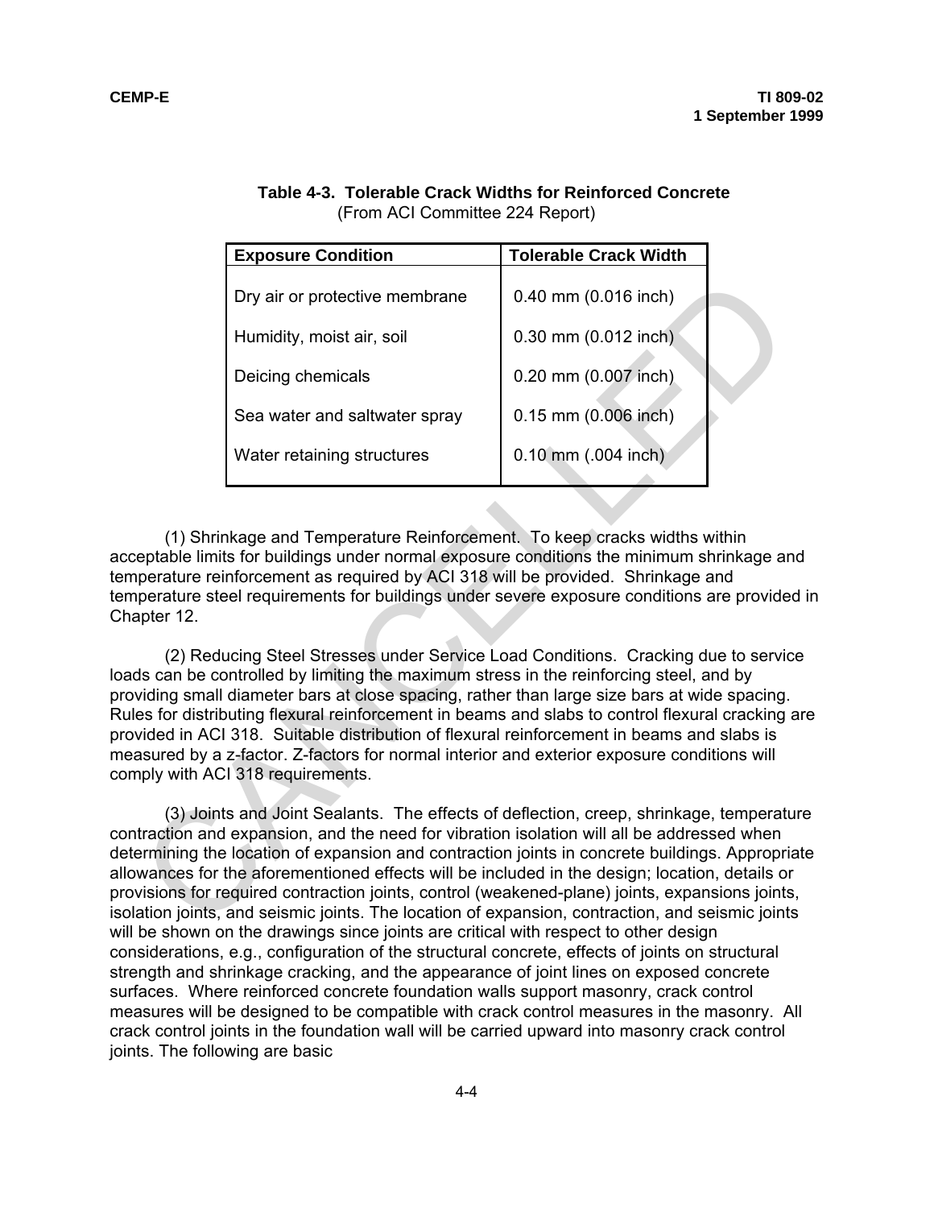**Table 4-3. Tolerable Crack Widths for Reinforced Concrete**
(From ACI Committee 224 Report)

| Exposure Condition | Tolerable Crack Width |
|---|---|
| Dry air or protective membrane | 0.40 mm (0.016 inch) |
| Humidity, moist air, soil | 0.30 mm (0.012 inch) |
| Deicing chemicals | 0.20 mm (0.007 inch) |
| Sea water and saltwater spray | 0.15 mm (0.006 inch) |
| Water retaining structures | 0.10 mm (.004 inch) |

(1) Shrinkage and Temperature Reinforcement. To keep cracks widths within acceptable limits for buildings under normal exposure conditions the minimum shrinkage and temperature reinforcement as required by ACI 318 will be provided. Shrinkage and temperature steel requirements for buildings under severe exposure conditions are provided in Chapter 12.

(2) Reducing Steel Stresses under Service Load Conditions. Cracking due to service loads can be controlled by limiting the maximum stress in the reinforcing steel, and by providing small diameter bars at close spacing, rather than large size bars at wide spacing. Rules for distributing flexural reinforcement in beams and slabs to control flexural cracking are provided in ACI 318. Suitable distribution of flexural reinforcement in beams and slabs is measured by a z-factor. Z-factors for normal interior and exterior exposure conditions will comply with ACI 318 requirements.

(3) Joints and Joint Sealants. The effects of deflection, creep, shrinkage, temperature contraction and expansion, and the need for vibration isolation will all be addressed when determining the location of expansion and contraction joints in concrete buildings. Appropriate allowances for the aforementioned effects will be included in the design; location, details or provisions for required contraction joints, control (weakened-plane) joints, expansions joints, isolation joints, and seismic joints. The location of expansion, contraction, and seismic joints will be shown on the drawings since joints are critical with respect to other design considerations, e.g., configuration of the structural concrete, effects of joints on structural strength and shrinkage cracking, and the appearance of joint lines on exposed concrete surfaces. Where reinforced concrete foundation walls support masonry, crack control measures will be designed to be compatible with crack control measures in the masonry. All crack control joints in the foundation wall will be carried upward into masonry crack control joints. The following are basic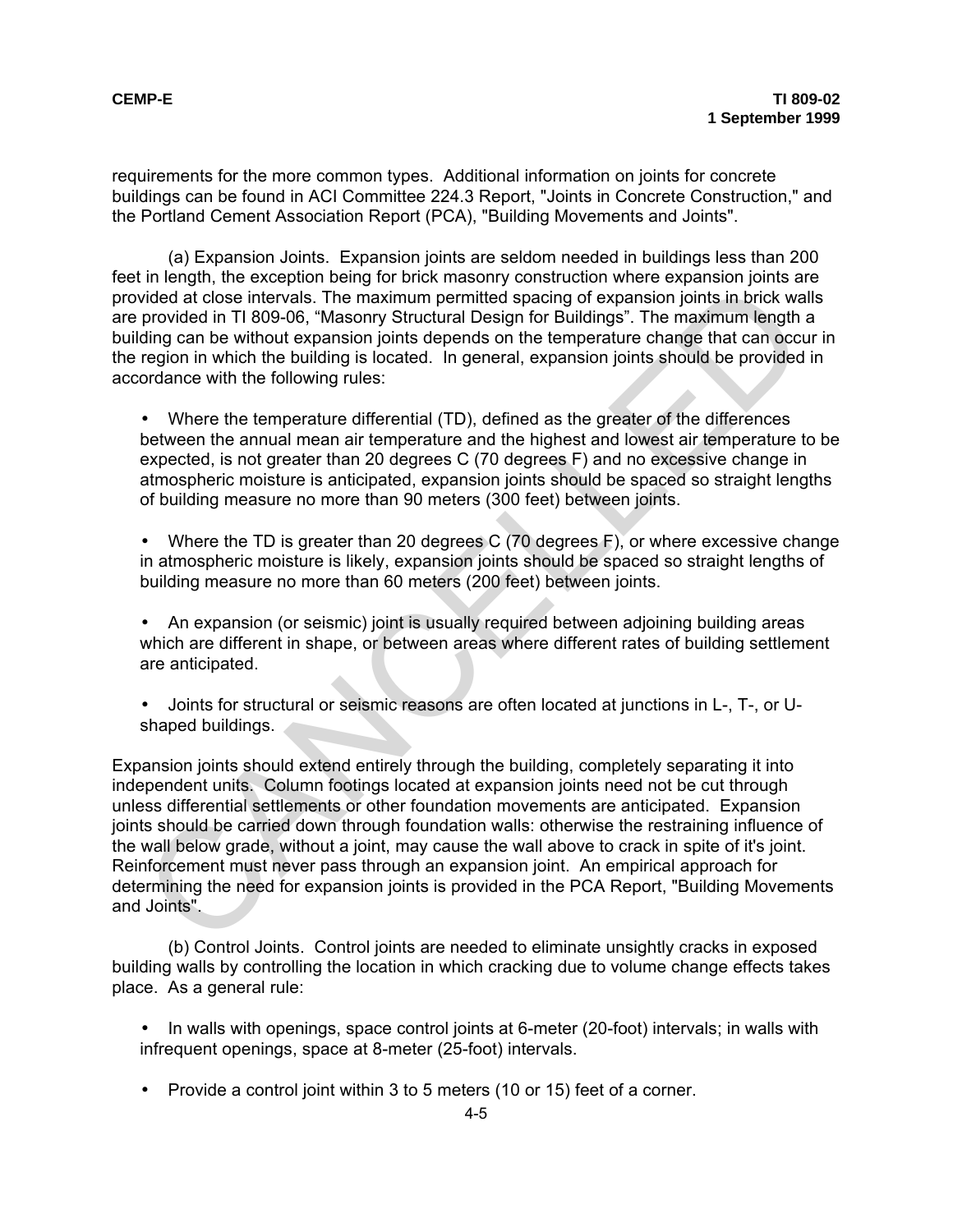requirements for the more common types. Additional information on joints for concrete buildings can be found in ACI Committee 224.3 Report, "Joints in Concrete Construction," and the Portland Cement Association Report (PCA), "Building Movements and Joints".

(a) Expansion Joints. Expansion joints are seldom needed in buildings less than 200 feet in length, the exception being for brick masonry construction where expansion joints are provided at close intervals. The maximum permitted spacing of expansion joints in brick walls are provided in TI 809-06, "Masonry Structural Design for Buildings". The maximum length a building can be without expansion joints depends on the temperature change that can occur in the region in which the building is located. In general, expansion joints should be provided in accordance with the following rules:

- Where the temperature differential (TD), defined as the greater of the differences between the annual mean air temperature and the highest and lowest air temperature to be expected, is not greater than 20 degrees C (70 degrees F) and no excessive change in atmospheric moisture is anticipated, expansion joints should be spaced so straight lengths of building measure no more than 90 meters (300 feet) between joints.

- Where the TD is greater than 20 degrees C (70 degrees F), or where excessive change in atmospheric moisture is likely, expansion joints should be spaced so straight lengths of building measure no more than 60 meters (200 feet) between joints.

- An expansion (or seismic) joint is usually required between adjoining building areas which are different in shape, or between areas where different rates of building settlement are anticipated.

- Joints for structural or seismic reasons are often located at junctions in L-, T-, or U-shaped buildings.

Expansion joints should extend entirely through the building, completely separating it into independent units. Column footings located at expansion joints need not be cut through unless differential settlements or other foundation movements are anticipated. Expansion joints should be carried down through foundation walls: otherwise the restraining influence of the wall below grade, without a joint, may cause the wall above to crack in spite of it's joint. Reinforcement must never pass through an expansion joint. An empirical approach for determining the need for expansion joints is provided in the PCA Report, "Building Movements and Joints".

(b) Control Joints. Control joints are needed to eliminate unsightly cracks in exposed building walls by controlling the location in which cracking due to volume change effects takes place. As a general rule:

- In walls with openings, space control joints at 6-meter (20-foot) intervals; in walls with infrequent openings, space at 8-meter (25-foot) intervals.

- Provide a control joint within 3 to 5 meters (10 or 15) feet of a corner.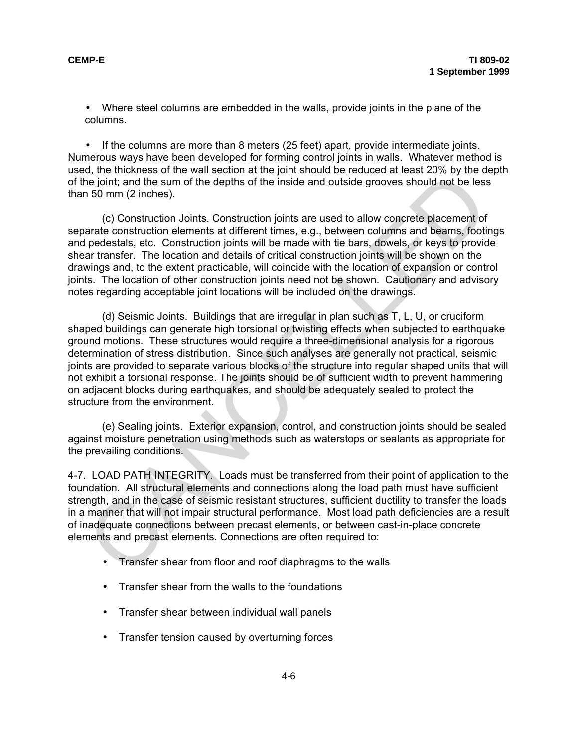- Where steel columns are embedded in the walls, provide joints in the plane of the columns.

- If the columns are more than 8 meters (25 feet) apart, provide intermediate joints. Numerous ways have been developed for forming control joints in walls. Whatever method is used, the thickness of the wall section at the joint should be reduced at least 20% by the depth of the joint; and the sum of the depths of the inside and outside grooves should not be less than 50 mm (2 inches).

(c) Construction Joints. Construction joints are used to allow concrete placement of separate construction elements at different times, e.g., between columns and beams, footings and pedestals, etc. Construction joints will be made with tie bars, dowels, or keys to provide shear transfer. The location and details of critical construction joints will be shown on the drawings and, to the extent practicable, will coincide with the location of expansion or control joints. The location of other construction joints need not be shown. Cautionary and advisory notes regarding acceptable joint locations will be included on the drawings.

(d) Seismic Joints. Buildings that are irregular in plan such as T, L, U, or cruciform shaped buildings can generate high torsional or twisting effects when subjected to earthquake ground motions. These structures would require a three-dimensional analysis for a rigorous determination of stress distribution. Since such analyses are generally not practical, seismic joints are provided to separate various blocks of the structure into regular shaped units that will not exhibit a torsional response. The joints should be of sufficient width to prevent hammering on adjacent blocks during earthquakes, and should be adequately sealed to protect the structure from the environment.

(e) Sealing joints. Exterior expansion, control, and construction joints should be sealed against moisture penetration using methods such as waterstops or sealants as appropriate for the prevailing conditions.

4-7. LOAD PATH INTEGRITY. Loads must be transferred from their point of application to the foundation. All structural elements and connections along the load path must have sufficient strength, and in the case of seismic resistant structures, sufficient ductility to transfer the loads in a manner that will not impair structural performance. Most load path deficiencies are a result of inadequate connections between precast elements, or between cast-in-place concrete elements and precast elements. Connections are often required to:

- Transfer shear from floor and roof diaphragms to the walls
- Transfer shear from the walls to the foundations
- Transfer shear between individual wall panels
- Transfer tension caused by overturning forces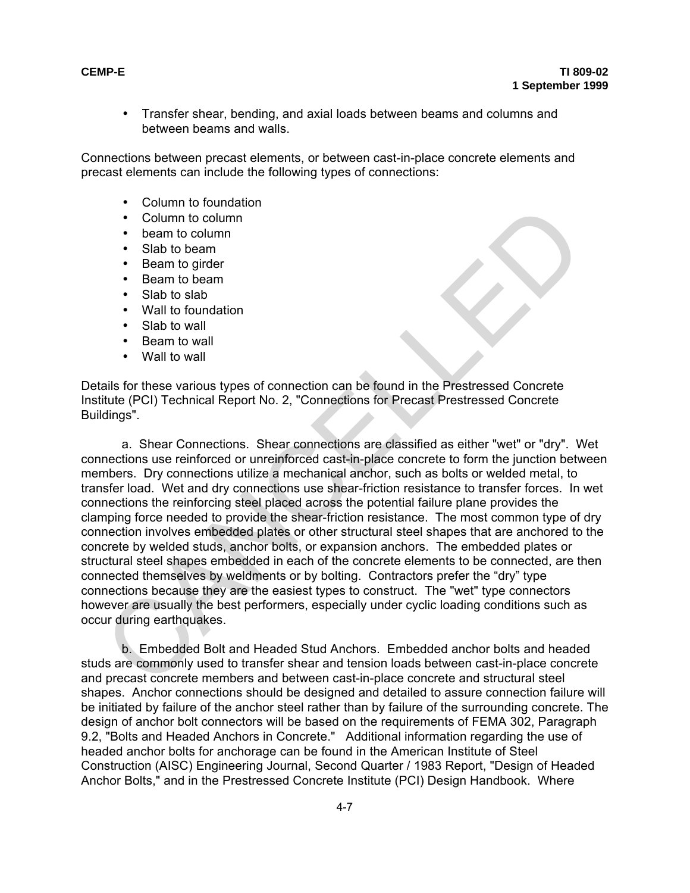- Transfer shear, bending, and axial loads between beams and columns and between beams and walls.

Connections between precast elements, or between cast-in-place concrete elements and precast elements can include the following types of connections:

- Column to foundation
- Column to column
- beam to column
- Slab to beam
- Beam to girder
- Beam to beam
- Slab to slab
- Wall to foundation
- Slab to wall
- Beam to wall
- Wall to wall

Details for these various types of connection can be found in the Prestressed Concrete Institute (PCI) Technical Report No. 2, "Connections for Precast Prestressed Concrete Buildings".

a. Shear Connections. Shear connections are classified as either "wet" or "dry". Wet connections use reinforced or unreinforced cast-in-place concrete to form the junction between members. Dry connections utilize a mechanical anchor, such as bolts or welded metal, to transfer load. Wet and dry connections use shear-friction resistance to transfer forces. In wet connections the reinforcing steel placed across the potential failure plane provides the clamping force needed to provide the shear-friction resistance. The most common type of dry connection involves embedded plates or other structural steel shapes that are anchored to the concrete by welded studs, anchor bolts, or expansion anchors. The embedded plates or structural steel shapes embedded in each of the concrete elements to be connected, are then connected themselves by weldments or by bolting. Contractors prefer the “dry” type connections because they are the easiest types to construct. The "wet" type connectors however are usually the best performers, especially under cyclic loading conditions such as occur during earthquakes.

b. Embedded Bolt and Headed Stud Anchors. Embedded anchor bolts and headed studs are commonly used to transfer shear and tension loads between cast-in-place concrete and precast concrete members and between cast-in-place concrete and structural steel shapes. Anchor connections should be designed and detailed to assure connection failure will be initiated by failure of the anchor steel rather than by failure of the surrounding concrete. The design of anchor bolt connectors will be based on the requirements of FEMA 302, Paragraph 9.2, "Bolts and Headed Anchors in Concrete." Additional information regarding the use of headed anchor bolts for anchorage can be found in the American Institute of Steel Construction (AISC) Engineering Journal, Second Quarter / 1983 Report, "Design of Headed Anchor Bolts," and in the Prestressed Concrete Institute (PCI) Design Handbook. Where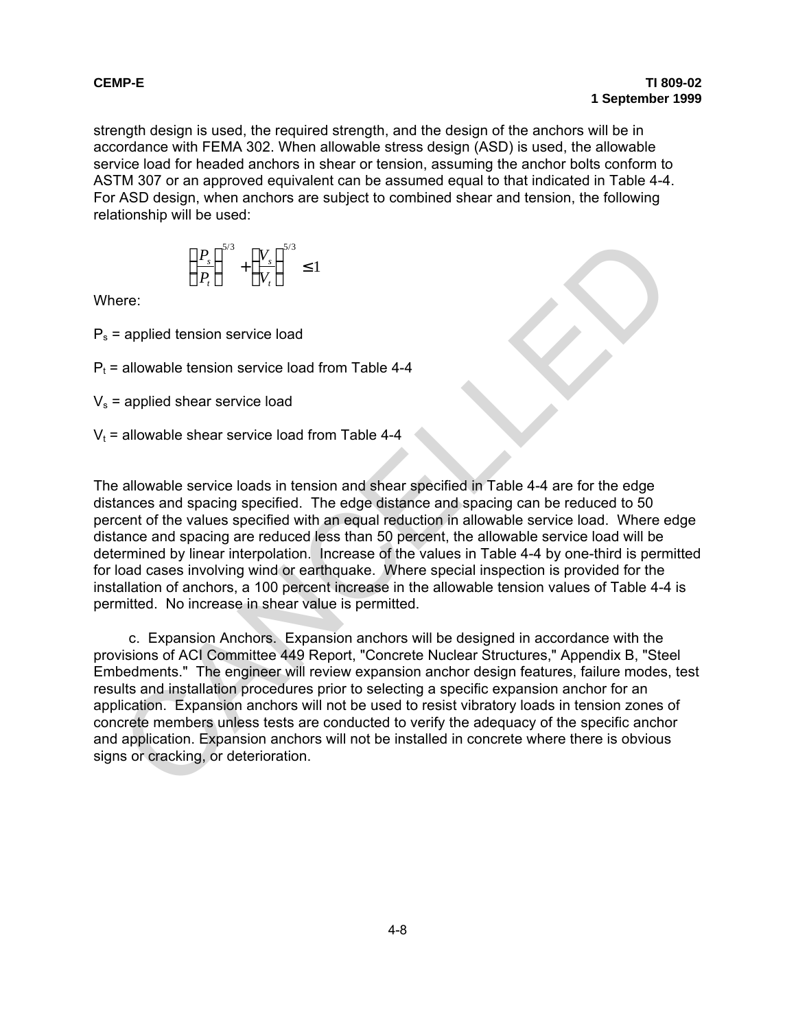strength design is used, the required strength, and the design of the anchors will be in accordance with FEMA 302. When allowable stress design (ASD) is used, the allowable service load for headed anchors in shear or tension, assuming the anchor bolts conform to ASTM 307 or an approved equivalent can be assumed equal to that indicated in Table 4-4. For ASD design, when anchors are subject to combined shear and tension, the following relationship will be used:

$$\left(\frac{P_s}{P_t}\right)^{5/3} + \left(\frac{V_s}{V_t}\right)^{5/3} \leq 1$$

Where:

$P_s$ = applied tension service load

$P_t$ = allowable tension service load from Table 4-4

$V_s$ = applied shear service load

$V_t$ = allowable shear service load from Table 4-4

The allowable service loads in tension and shear specified in Table 4-4 are for the edge distances and spacing specified. The edge distance and spacing can be reduced to 50 percent of the values specified with an equal reduction in allowable service load. Where edge distance and spacing are reduced less than 50 percent, the allowable service load will be determined by linear interpolation. Increase of the values in Table 4-4 by one-third is permitted for load cases involving wind or earthquake. Where special inspection is provided for the installation of anchors, a 100 percent increase in the allowable tension values of Table 4-4 is permitted. No increase in shear value is permitted.

c. Expansion Anchors. Expansion anchors will be designed in accordance with the provisions of ACI Committee 449 Report, "Concrete Nuclear Structures," Appendix B, "Steel Embedments." The engineer will review expansion anchor design features, failure modes, test results and installation procedures prior to selecting a specific expansion anchor for an application. Expansion anchors will not be used to resist vibratory loads in tension zones of concrete members unless tests are conducted to verify the adequacy of the specific anchor and application. Expansion anchors will not be installed in concrete where there is obvious signs or cracking, or deterioration.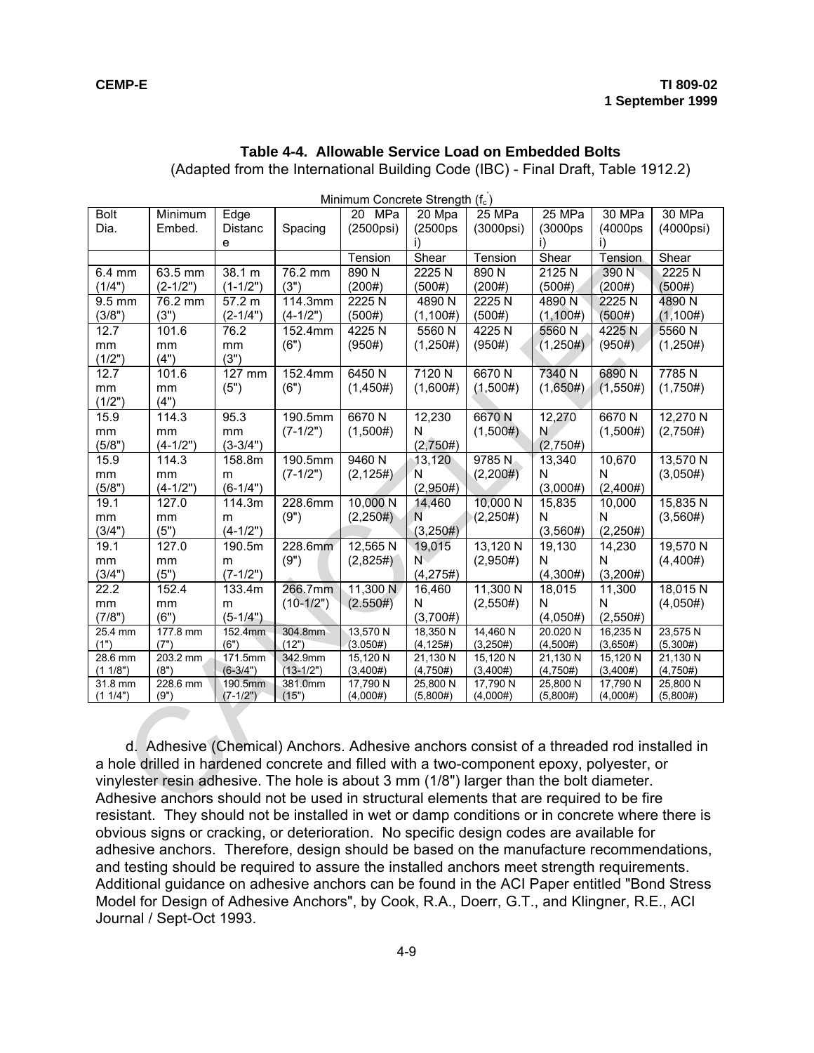**Table 4-4. Allowable Service Load on Embedded Bolts**

(Adapted from the International Building Code (IBC) - Final Draft, Table 1912.2)

| | | | | Minimum Concrete Strength ($f_c'$) | | | | | |
|---|---|---|---|---|---|---|---|---|---|
| Bolt Dia. | Minimum Embed. | Edge Distance | Spacing | 20 MPa (2500psi) | 20 Mpa (2500psi) | 25 MPa (3000psi) | 25 MPa (3000psi) | 30 MPa (4000psi) | 30 MPa (4000psi) |
| | | | | Tension | Shear | Tension | Shear | Tension | Shear |
| 6.4 mm (1/4") | 63.5 mm (2-1/2") | 38.1 m (1-1/2") | 76.2 mm (3") | 890 N (200#) | 2225 N (500#) | 890 N (200#) | 2125 N (500#) | 390 N (200#) | 2225 N (500#) |
| 9.5 mm (3/8") | 76.2 mm (3") | 57.2 m (2-1/4") | 114.3mm (4-1/2") | 2225 N (500#) | 4890 N (1,100#) | 2225 N (500#) | 4890 N (1,100#) | 2225 N (500#) | 4890 N (1,100#) |
| 12.7 mm (1/2") | 101.6 mm (4") | 76.2 mm (3") | 152.4mm (6") | 4225 N (950#) | 5560 N (1,250#) | 4225 N (950#) | 5560 N (1,250#) | 4225 N (950#) | 5560 N (1,250#) |
| 12.7 mm (1/2") | 101.6 mm (4") | 127 mm (5") | 152.4mm (6") | 6450 N (1,450#) | 7120 N (1,600#) | 6670 N (1,500#) | 7340 N (1,650#) | 6890 N (1,550#) | 7785 N (1,750#) |
| 15.9 mm (5/8") | 114.3 mm (4-1/2") | 95.3 mm (3-3/4") | 190.5mm (7-1/2") | 6670 N (1,500#) | 12,230 N (2,750#) | 6670 N (1,500#) | 12,270 N (2,750#) | 6670 N (1,500#) | 12,270 N (2,750#) |
| 15.9 mm (5/8") | 114.3 mm (4-1/2") | 158.8mm (6-1/4") | 190.5mm (7-1/2") | 9460 N (2,125#) | 13,120 N (2,950#) | 9785 N (2,200#) | 13,340 N (3,000#) | 10,670 N (2,400#) | 13,570 N (3,050#) |
| 19.1 mm (3/4") | 127.0 mm (5") | 114.3mm (4-1/2") | 228.6mm (9") | 10,000 N (2,250#) | 14,460 N (3,250#) | 10,000 N (2,250#) | 15,835 N (3,560#) | 10,000 N (2,250#) | 15,835 N (3,560#) |
| 19.1 mm (3/4") | 127.0 mm (5") | 190.5mm (7-1/2") | 228.6mm (9") | 12,565 N (2,825#) | 19,015 N (4,275#) | 13,120 N (2,950#) | 19,130 N (4,300#) | 14,230 N (3,200#) | 19,570 N (4,400#) |
| 22.2 mm (7/8") | 152.4 mm (6") | 133.4mm (5-1/4") | 266.7mm (10-1/2") | 11,300 N (2.550#) | 16,460 N (3,700#) | 11,300 N (2,550#) | 18,015 N (4,050#) | 11,300 N (2,550#) | 18,015 N (4,050#) |
| 25.4 mm (1") | 177.8 mm (7") | 152.4mm (6") | 304.8mm (12") | 13,570 N (3.050#) | 18,350 N (4,125#) | 14,460 N (3,250#) | 20.020 N (4,500#) | 16,235 N (3,650#) | 23,575 N (5,300#) |
| 28.6 mm (1 1/8") | 203.2 mm (8") | 171.5mm (6-3/4") | 342.9mm (13-1/2") | 15,120 N (3,400#) | 21,130 N (4,750#) | 15,120 N (3,400#) | 21,130 N (4,750#) | 15,120 N (3,400#) | 21,130 N (4,750#) |
| 31.8 mm (1 1/4") | 228.6 mm (9") | 190.5mm (7-1/2") | 381.0mm (15") | 17,790 N (4,000#) | 25,800 N (5,800#) | 17,790 N (4,000#) | 25,800 N (5,800#) | 17,790 N (4,000#) | 25,800 N (5,800#) |

d. Adhesive (Chemical) Anchors. Adhesive anchors consist of a threaded rod installed in a hole drilled in hardened concrete and filled with a two-component epoxy, polyester, or vinylester resin adhesive. The hole is about 3 mm (1/8") larger than the bolt diameter. Adhesive anchors should not be used in structural elements that are required to be fire resistant. They should not be installed in wet or damp conditions or in concrete where there is obvious signs or cracking, or deterioration. No specific design codes are available for adhesive anchors. Therefore, design should be based on the manufacture recommendations, and testing should be required to assure the installed anchors meet strength requirements. Additional guidance on adhesive anchors can be found in the ACI Paper entitled "Bond Stress Model for Design of Adhesive Anchors", by Cook, R.A., Doerr, G.T., and Klingner, R.E., ACI Journal / Sept-Oct 1993.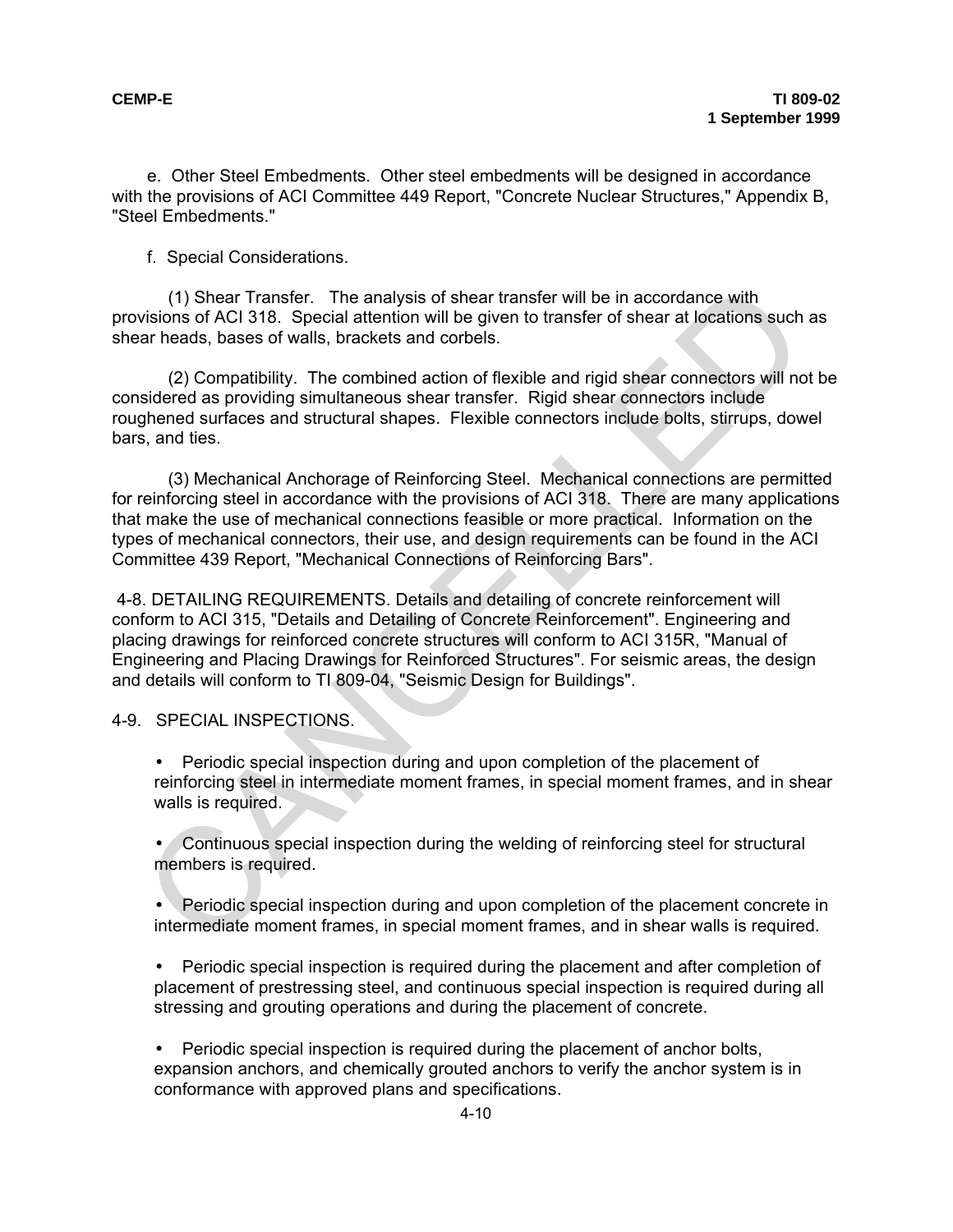e. Other Steel Embedments. Other steel embedments will be designed in accordance with the provisions of ACI Committee 449 Report, "Concrete Nuclear Structures," Appendix B, "Steel Embedments."

f. Special Considerations.

(1) Shear Transfer. The analysis of shear transfer will be in accordance with provisions of ACI 318. Special attention will be given to transfer of shear at locations such as shear heads, bases of walls, brackets and corbels.

(2) Compatibility. The combined action of flexible and rigid shear connectors will not be considered as providing simultaneous shear transfer. Rigid shear connectors include roughened surfaces and structural shapes. Flexible connectors include bolts, stirrups, dowel bars, and ties.

(3) Mechanical Anchorage of Reinforcing Steel. Mechanical connections are permitted for reinforcing steel in accordance with the provisions of ACI 318. There are many applications that make the use of mechanical connections feasible or more practical. Information on the types of mechanical connectors, their use, and design requirements can be found in the ACI Committee 439 Report, "Mechanical Connections of Reinforcing Bars".

4-8. DETAILING REQUIREMENTS. Details and detailing of concrete reinforcement will conform to ACI 315, "Details and Detailing of Concrete Reinforcement". Engineering and placing drawings for reinforced concrete structures will conform to ACI 315R, "Manual of Engineering and Placing Drawings for Reinforced Structures". For seismic areas, the design and details will conform to TI 809-04, "Seismic Design for Buildings".

4-9. SPECIAL INSPECTIONS.

- Periodic special inspection during and upon completion of the placement of reinforcing steel in intermediate moment frames, in special moment frames, and in shear walls is required.

- Continuous special inspection during the welding of reinforcing steel for structural members is required.

- Periodic special inspection during and upon completion of the placement concrete in intermediate moment frames, in special moment frames, and in shear walls is required.

- Periodic special inspection is required during the placement and after completion of placement of prestressing steel, and continuous special inspection is required during all stressing and grouting operations and during the placement of concrete.

- Periodic special inspection is required during the placement of anchor bolts, expansion anchors, and chemically grouted anchors to verify the anchor system is in conformance with approved plans and specifications.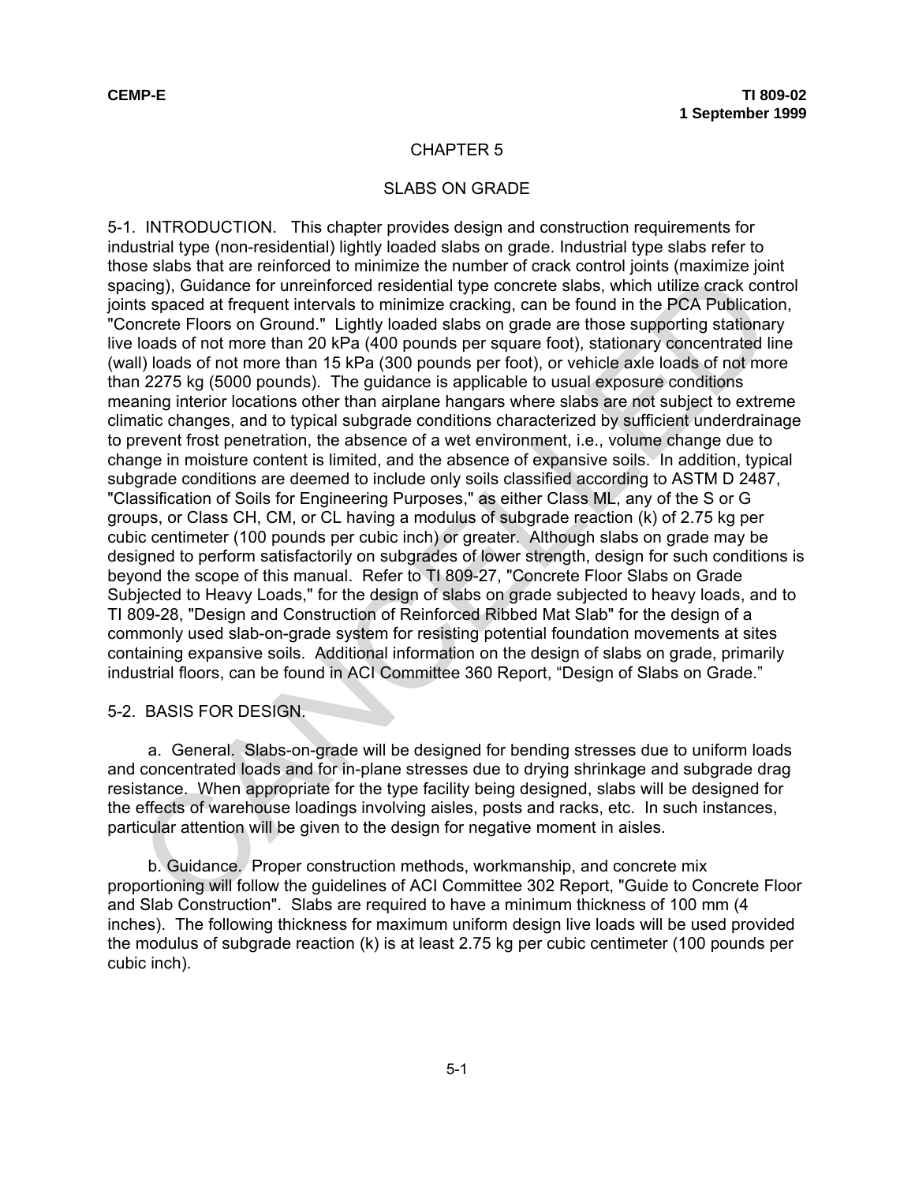# CHAPTER 5

## SLABS ON GRADE

5-1. INTRODUCTION. This chapter provides design and construction requirements for industrial type (non-residential) lightly loaded slabs on grade. Industrial type slabs refer to those slabs that are reinforced to minimize the number of crack control joints (maximize joint spacing), Guidance for unreinforced residential type concrete slabs, which utilize crack control joints spaced at frequent intervals to minimize cracking, can be found in the PCA Publication, "Concrete Floors on Ground." Lightly loaded slabs on grade are those supporting stationary live loads of not more than 20 kPa (400 pounds per square foot), stationary concentrated line (wall) loads of not more than 15 kPa (300 pounds per foot), or vehicle axle loads of not more than 2275 kg (5000 pounds). The guidance is applicable to usual exposure conditions meaning interior locations other than airplane hangars where slabs are not subject to extreme climatic changes, and to typical subgrade conditions characterized by sufficient underdrainage to prevent frost penetration, the absence of a wet environment, i.e., volume change due to change in moisture content is limited, and the absence of expansive soils. In addition, typical subgrade conditions are deemed to include only soils classified according to ASTM D 2487, "Classification of Soils for Engineering Purposes," as either Class ML, any of the S or G groups, or Class CH, CM, or CL having a modulus of subgrade reaction (k) of 2.75 kg per cubic centimeter (100 pounds per cubic inch) or greater. Although slabs on grade may be designed to perform satisfactorily on subgrades of lower strength, design for such conditions is beyond the scope of this manual. Refer to TI 809-27, "Concrete Floor Slabs on Grade Subjected to Heavy Loads," for the design of slabs on grade subjected to heavy loads, and to TI 809-28, "Design and Construction of Reinforced Ribbed Mat Slab" for the design of a commonly used slab-on-grade system for resisting potential foundation movements at sites containing expansive soils. Additional information on the design of slabs on grade, primarily industrial floors, can be found in ACI Committee 360 Report, "Design of Slabs on Grade."

5-2. BASIS FOR DESIGN.

a. General. Slabs-on-grade will be designed for bending stresses due to uniform loads and concentrated loads and for in-plane stresses due to drying shrinkage and subgrade drag resistance. When appropriate for the type facility being designed, slabs will be designed for the effects of warehouse loadings involving aisles, posts and racks, etc. In such instances, particular attention will be given to the design for negative moment in aisles.

b. Guidance. Proper construction methods, workmanship, and concrete mix proportioning will follow the guidelines of ACI Committee 302 Report, "Guide to Concrete Floor and Slab Construction". Slabs are required to have a minimum thickness of 100 mm (4 inches). The following thickness for maximum uniform design live loads will be used provided the modulus of subgrade reaction (k) is at least 2.75 kg per cubic centimeter (100 pounds per cubic inch).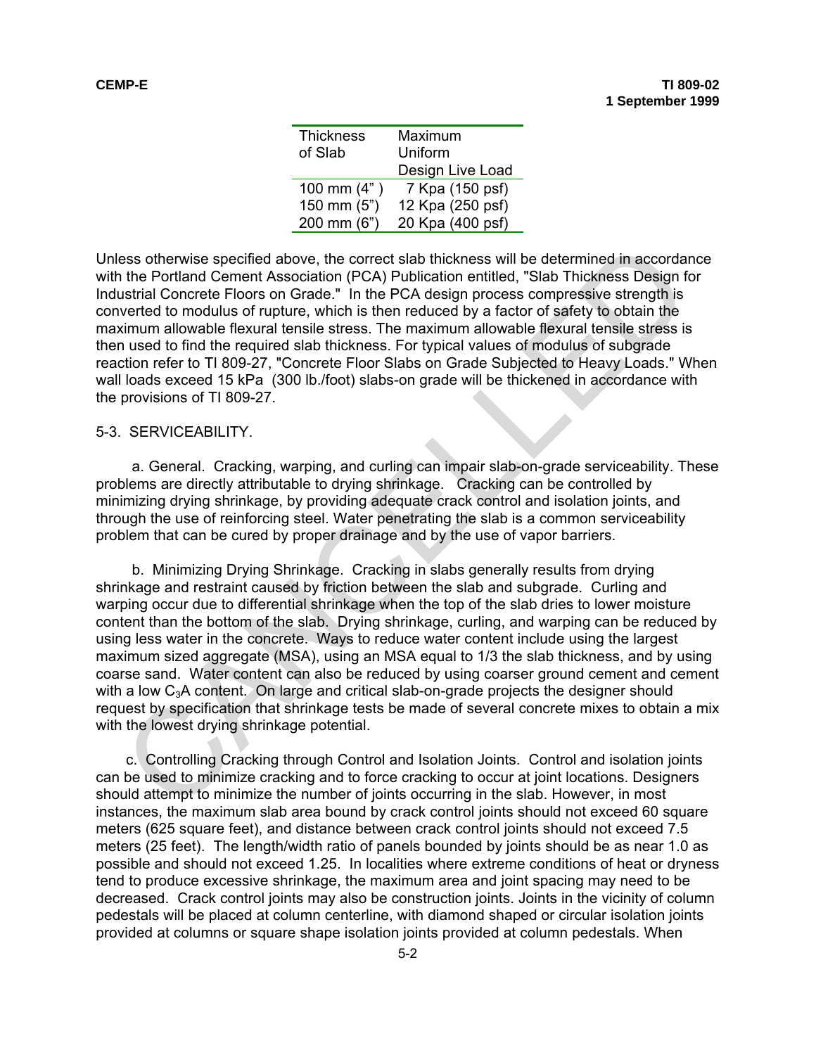| Thickness of Slab | Maximum Uniform Design Live Load |
|---|---|
| 100 mm (4" ) | 7 Kpa (150 psf) |
| 150 mm (5") | 12 Kpa (250 psf) |
| 200 mm (6") | 20 Kpa (400 psf) |

Unless otherwise specified above, the correct slab thickness will be determined in accordance with the Portland Cement Association (PCA) Publication entitled, "Slab Thickness Design for Industrial Concrete Floors on Grade." In the PCA design process compressive strength is converted to modulus of rupture, which is then reduced by a factor of safety to obtain the maximum allowable flexural tensile stress. The maximum allowable flexural tensile stress is then used to find the required slab thickness. For typical values of modulus of subgrade reaction refer to TI 809-27, "Concrete Floor Slabs on Grade Subjected to Heavy Loads." When wall loads exceed 15 kPa (300 lb./foot) slabs-on grade will be thickened in accordance with the provisions of TI 809-27.

5-3. SERVICEABILITY.

a. General. Cracking, warping, and curling can impair slab-on-grade serviceability. These problems are directly attributable to drying shrinkage. Cracking can be controlled by minimizing drying shrinkage, by providing adequate crack control and isolation joints, and through the use of reinforcing steel. Water penetrating the slab is a common serviceability problem that can be cured by proper drainage and by the use of vapor barriers.

b. Minimizing Drying Shrinkage. Cracking in slabs generally results from drying shrinkage and restraint caused by friction between the slab and subgrade. Curling and warping occur due to differential shrinkage when the top of the slab dries to lower moisture content than the bottom of the slab. Drying shrinkage, curling, and warping can be reduced by using less water in the concrete. Ways to reduce water content include using the largest maximum sized aggregate (MSA), using an MSA equal to 1/3 the slab thickness, and by using coarse sand. Water content can also be reduced by using coarser ground cement and cement with a low $C_3A$ content. On large and critical slab-on-grade projects the designer should request by specification that shrinkage tests be made of several concrete mixes to obtain a mix with the lowest drying shrinkage potential.

c. Controlling Cracking through Control and Isolation Joints. Control and isolation joints can be used to minimize cracking and to force cracking to occur at joint locations. Designers should attempt to minimize the number of joints occurring in the slab. However, in most instances, the maximum slab area bound by crack control joints should not exceed 60 square meters (625 square feet), and distance between crack control joints should not exceed 7.5 meters (25 feet). The length/width ratio of panels bounded by joints should be as near 1.0 as possible and should not exceed 1.25. In localities where extreme conditions of heat or dryness tend to produce excessive shrinkage, the maximum area and joint spacing may need to be decreased. Crack control joints may also be construction joints. Joints in the vicinity of column pedestals will be placed at column centerline, with diamond shaped or circular isolation joints provided at columns or square shape isolation joints provided at column pedestals. When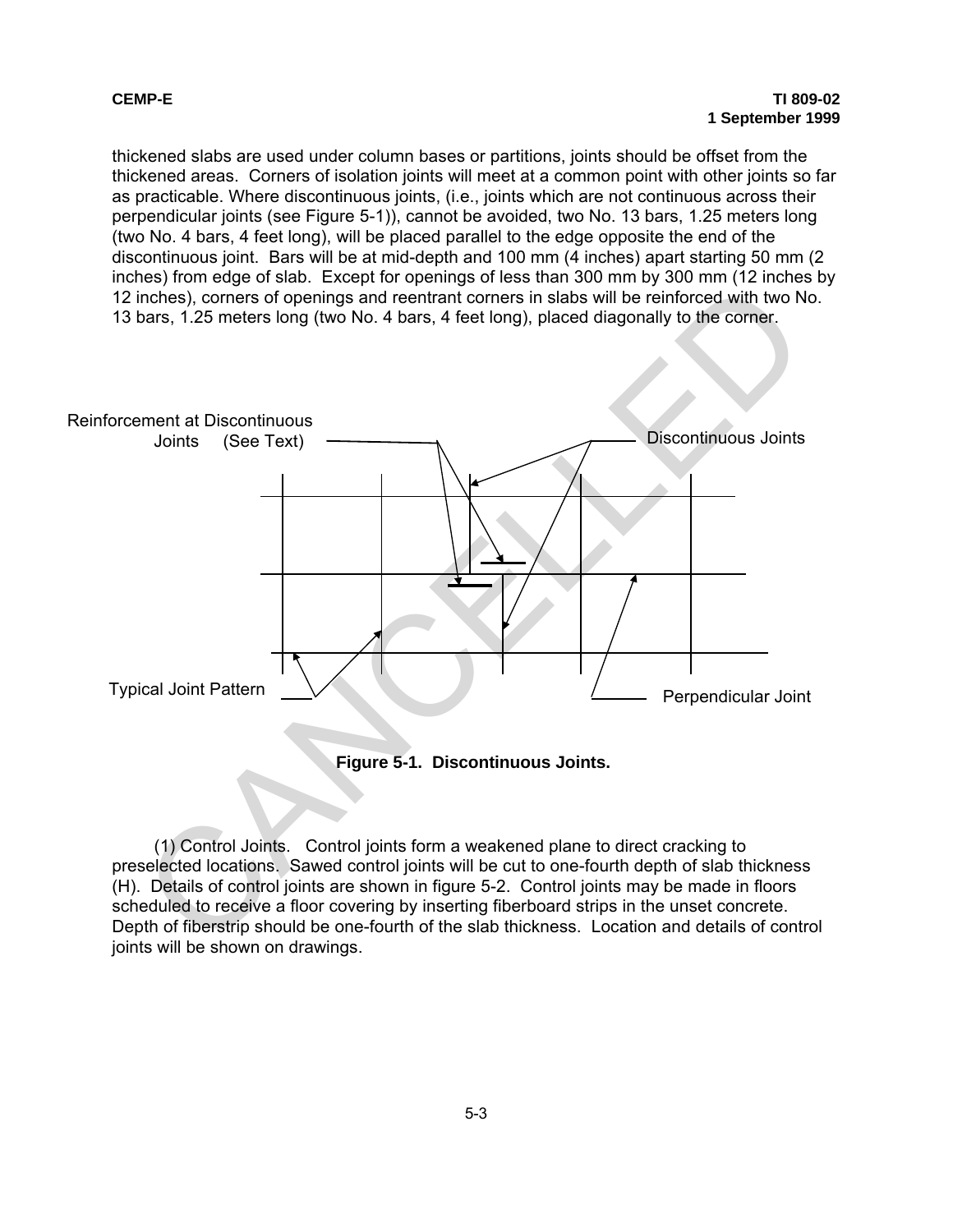thickened slabs are used under column bases or partitions, joints should be offset from the thickened areas. Corners of isolation joints will meet at a common point with other joints so far as practicable. Where discontinuous joints, (i.e., joints which are not continuous across their perpendicular joints (see Figure 5-1)), cannot be avoided, two No. 13 bars, 1.25 meters long (two No. 4 bars, 4 feet long), will be placed parallel to the edge opposite the end of the discontinuous joint. Bars will be at mid-depth and 100 mm (4 inches) apart starting 50 mm (2 inches) from edge of slab. Except for openings of less than 300 mm by 300 mm (12 inches by 12 inches), corners of openings and reentrant corners in slabs will be reinforced with two No. 13 bars, 1.25 meters long (two No. 4 bars, 4 feet long), placed diagonally to the corner.

Reinforcement at Discontinuous Joints (See Text)

Discontinuous Joints

Typical Joint Pattern

Perpendicular Joint

**Figure 5-1. Discontinuous Joints.**

(1) Control Joints. Control joints form a weakened plane to direct cracking to preselected locations. Sawed control joints will be cut to one-fourth depth of slab thickness (H). Details of control joints are shown in figure 5-2. Control joints may be made in floors scheduled to receive a floor covering by inserting fiberboard strips in the unset concrete. Depth of fiberstrip should be one-fourth of the slab thickness. Location and details of control joints will be shown on drawings.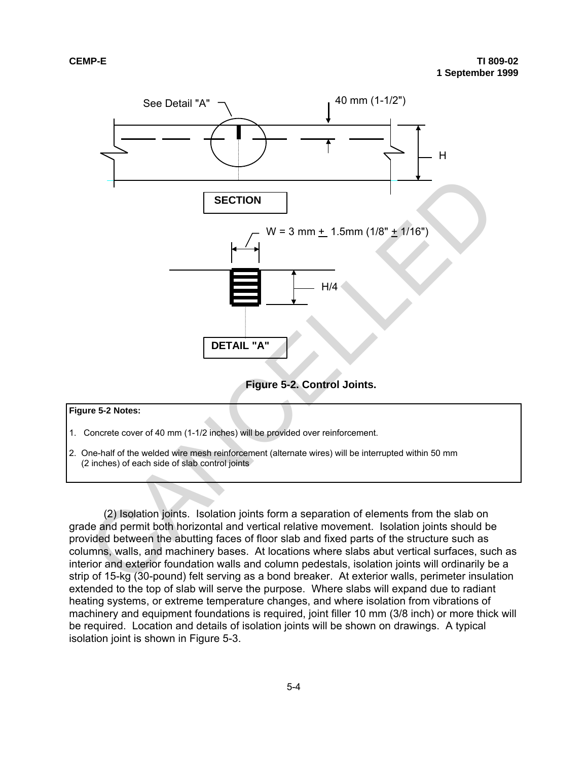See Detail "A"

40 mm (1-1/2")

H

SECTION

W = 3 mm ± 1.5mm (1/8" ± 1/16")

H/4

DETAIL "A"

**Figure 5-2. Control Joints.**

**Figure 5-2 Notes:**

1. Concrete cover of 40 mm (1-1/2 inches) will be provided over reinforcement.
2. One-half of the welded wire mesh reinforcement (alternate wires) will be interrupted within 50 mm (2 inches) of each side of slab control joints

(2) Isolation joints. Isolation joints form a separation of elements from the slab on grade and permit both horizontal and vertical relative movement. Isolation joints should be provided between the abutting faces of floor slab and fixed parts of the structure such as columns, walls, and machinery bases. At locations where slabs abut vertical surfaces, such as interior and exterior foundation walls and column pedestals, isolation joints will ordinarily be a strip of 15-kg (30-pound) felt serving as a bond breaker. At exterior walls, perimeter insulation extended to the top of slab will serve the purpose. Where slabs will expand due to radiant heating systems, or extreme temperature changes, and where isolation from vibrations of machinery and equipment foundations is required, joint filler 10 mm (3/8 inch) or more thick will be required. Location and details of isolation joints will be shown on drawings. A typical isolation joint is shown in Figure 5-3.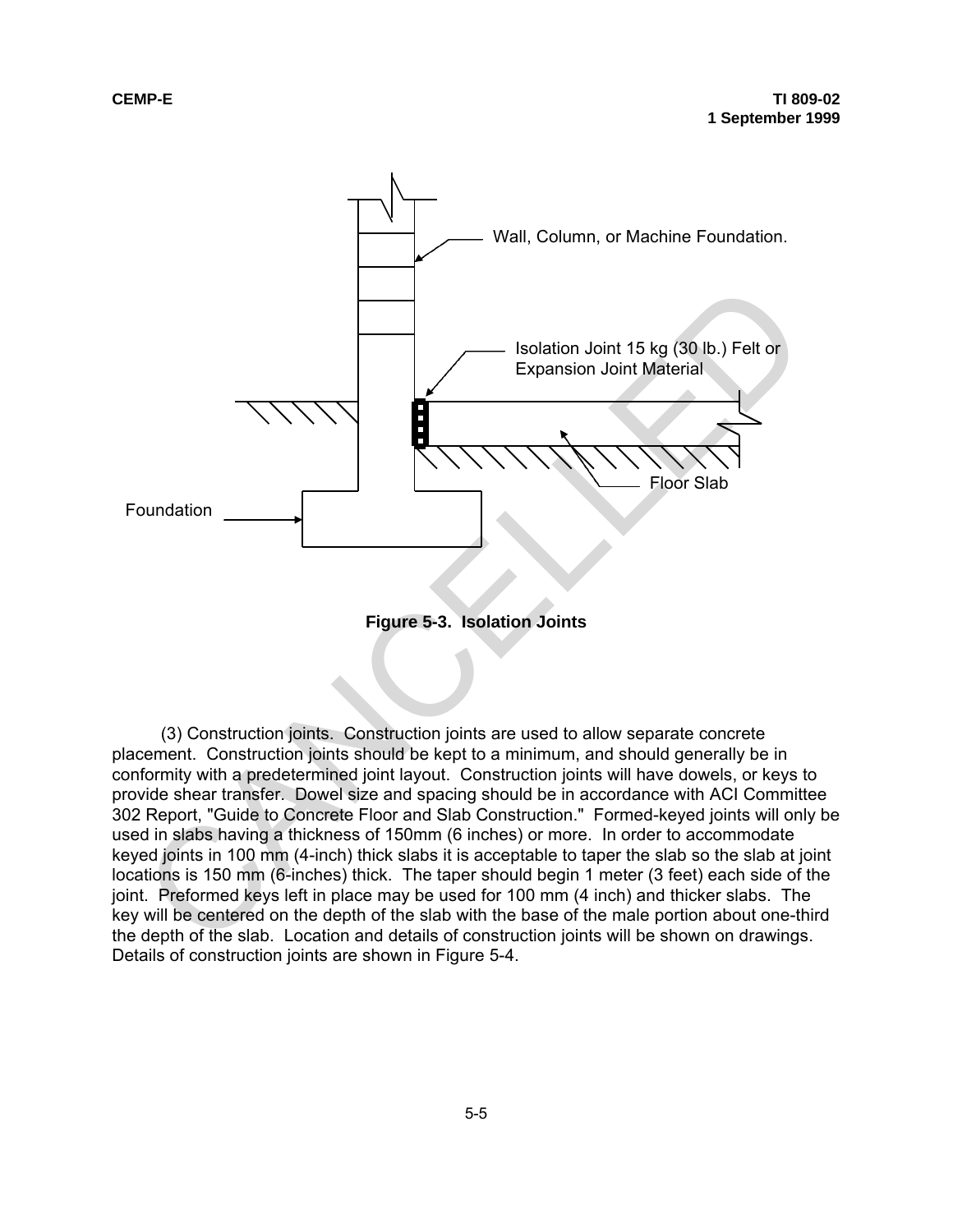Wall, Column, or Machine Foundation.

Isolation Joint 15 kg (30 lb.) Felt or Expansion Joint Material

Floor Slab

Foundation

**Figure 5-3. Isolation Joints**

(3) Construction joints. Construction joints are used to allow separate concrete placement. Construction joints should be kept to a minimum, and should generally be in conformity with a predetermined joint layout. Construction joints will have dowels, or keys to provide shear transfer. Dowel size and spacing should be in accordance with ACI Committee 302 Report, "Guide to Concrete Floor and Slab Construction." Formed-keyed joints will only be used in slabs having a thickness of 150mm (6 inches) or more. In order to accommodate keyed joints in 100 mm (4-inch) thick slabs it is acceptable to taper the slab so the slab at joint locations is 150 mm (6-inches) thick. The taper should begin 1 meter (3 feet) each side of the joint. Preformed keys left in place may be used for 100 mm (4 inch) and thicker slabs. The key will be centered on the depth of the slab with the base of the male portion about one-third the depth of the slab. Location and details of construction joints will be shown on drawings. Details of construction joints are shown in Figure 5-4.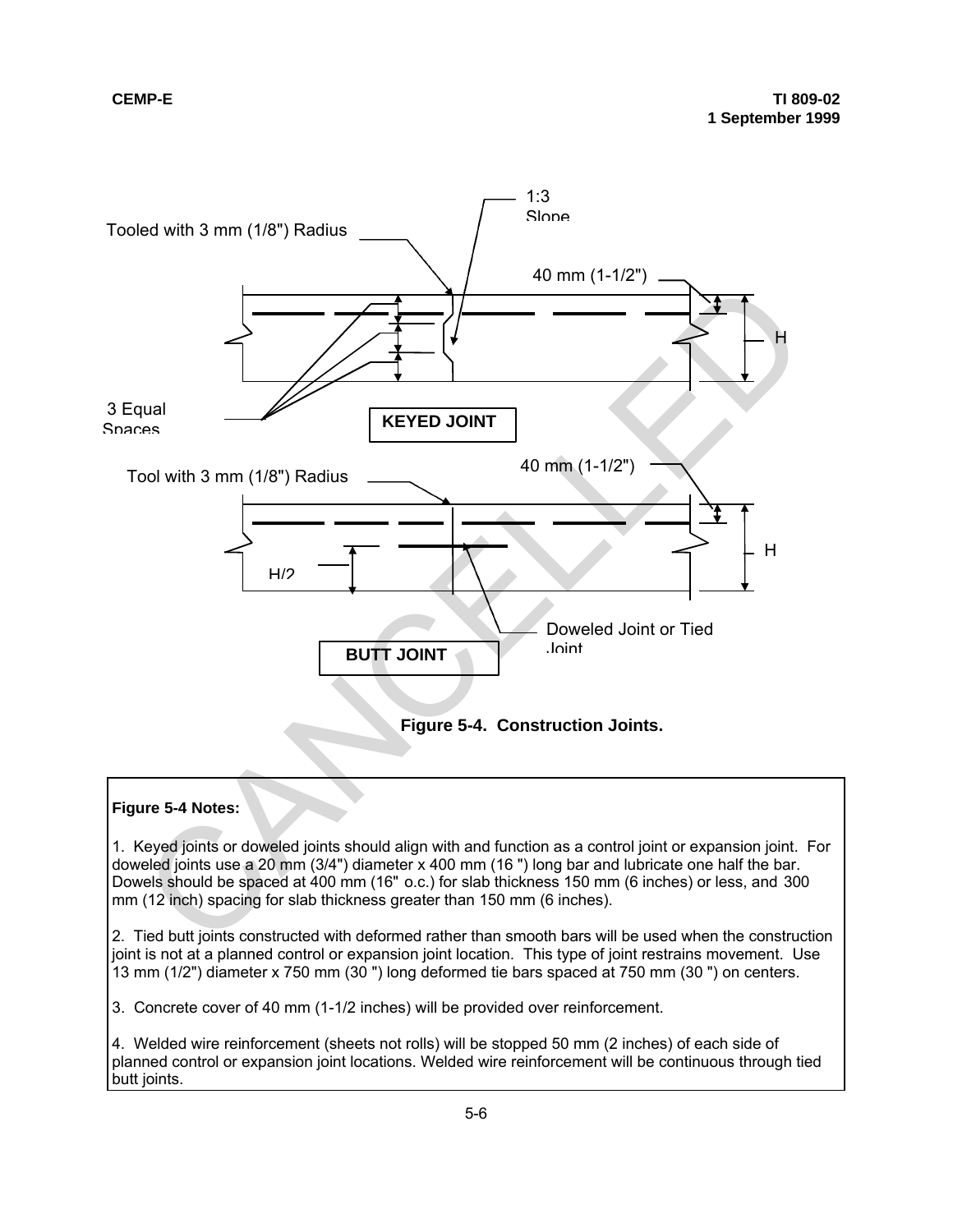Tooled with 3 mm (1/8") Radius

1:3 Slope

40 mm (1-1/2")

H

3 Equal Spaces

**KEYED JOINT**

Tool with 3 mm (1/8") Radius

40 mm (1-1/2")

H

H/2

Doweled Joint or Tied Joint

**BUTT JOINT**

**Figure 5-4. Construction Joints.**

**Figure 5-4 Notes:**

1. Keyed joints or doweled joints should align with and function as a control joint or expansion joint. For doweled joints use a 20 mm (3/4") diameter x 400 mm (16 ") long bar and lubricate one half the bar. Dowels should be spaced at 400 mm (16" o.c.) for slab thickness 150 mm (6 inches) or less, and 300 mm (12 inch) spacing for slab thickness greater than 150 mm (6 inches).

2. Tied butt joints constructed with deformed rather than smooth bars will be used when the construction joint is not at a planned control or expansion joint location. This type of joint restrains movement. Use 13 mm (1/2") diameter x 750 mm (30 ") long deformed tie bars spaced at 750 mm (30 ") on centers.

3. Concrete cover of 40 mm (1-1/2 inches) will be provided over reinforcement.

4. Welded wire reinforcement (sheets not rolls) will be stopped 50 mm (2 inches) of each side of planned control or expansion joint locations. Welded wire reinforcement will be continuous through tied butt joints.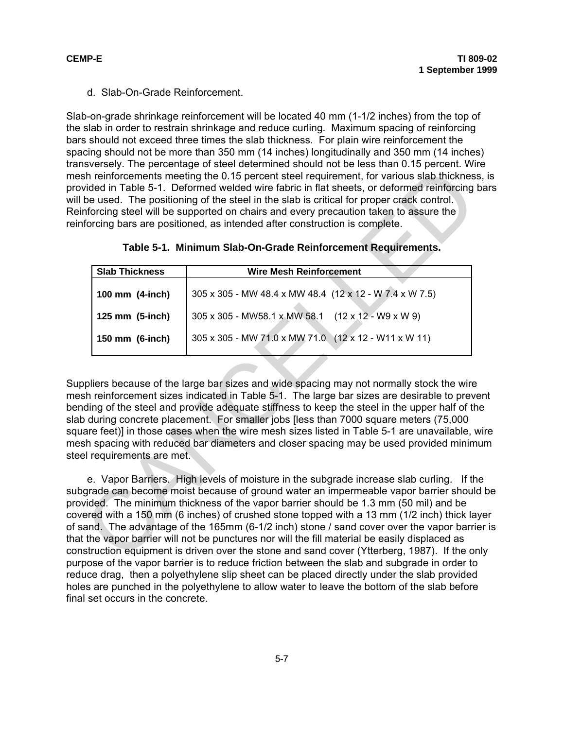d. Slab-On-Grade Reinforcement.

Slab-on-grade shrinkage reinforcement will be located 40 mm (1-1/2 inches) from the top of the slab in order to restrain shrinkage and reduce curling. Maximum spacing of reinforcing bars should not exceed three times the slab thickness. For plain wire reinforcement the spacing should not be more than 350 mm (14 inches) longitudinally and 350 mm (14 inches) transversely. The percentage of steel determined should not be less than 0.15 percent. Wire mesh reinforcements meeting the 0.15 percent steel requirement, for various slab thickness, is provided in Table 5-1. Deformed welded wire fabric in flat sheets, or deformed reinforcing bars will be used. The positioning of the steel in the slab is critical for proper crack control. Reinforcing steel will be supported on chairs and every precaution taken to assure the reinforcing bars are positioned, as intended after construction is complete.

**Table 5-1. Minimum Slab-On-Grade Reinforcement Requirements.**

| Slab Thickness | Wire Mesh Reinforcement |
|---|---|
| 100 mm (4-inch) | 305 x 305 - MW 48.4 x MW 48.4 (12 x 12 - W 7.4 x W 7.5) |
| 125 mm (5-inch) | 305 x 305 - MW58.1 x MW 58.1 (12 x 12 - W9 x W 9) |
| 150 mm (6-inch) | 305 x 305 - MW 71.0 x MW 71.0 (12 x 12 - W11 x W 11) |

Suppliers because of the large bar sizes and wide spacing may not normally stock the wire mesh reinforcement sizes indicated in Table 5-1. The large bar sizes are desirable to prevent bending of the steel and provide adequate stiffness to keep the steel in the upper half of the slab during concrete placement. For smaller jobs [less than 7000 square meters (75,000 square feet)] in those cases when the wire mesh sizes listed in Table 5-1 are unavailable, wire mesh spacing with reduced bar diameters and closer spacing may be used provided minimum steel requirements are met.

e. Vapor Barriers. High levels of moisture in the subgrade increase slab curling. If the subgrade can become moist because of ground water an impermeable vapor barrier should be provided. The minimum thickness of the vapor barrier should be 1.3 mm (50 mil) and be covered with a 150 mm (6 inches) of crushed stone topped with a 13 mm (1/2 inch) thick layer of sand. The advantage of the 165mm (6-1/2 inch) stone / sand cover over the vapor barrier is that the vapor barrier will not be punctures nor will the fill material be easily displaced as construction equipment is driven over the stone and sand cover (Ytterberg, 1987). If the only purpose of the vapor barrier is to reduce friction between the slab and subgrade in order to reduce drag, then a polyethylene slip sheet can be placed directly under the slab provided holes are punched in the polyethylene to allow water to leave the bottom of the slab before final set occurs in the concrete.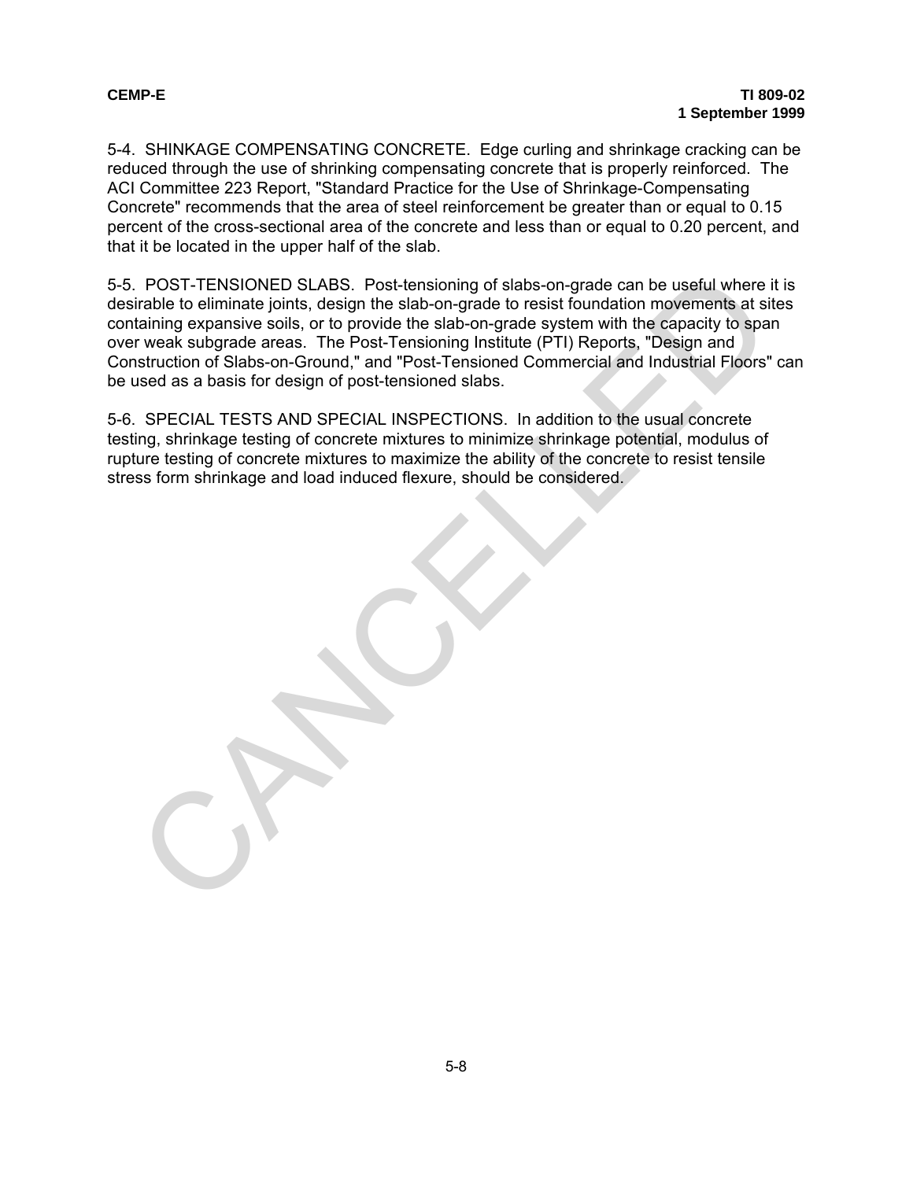5-4. SHINKAGE COMPENSATING CONCRETE. Edge curling and shrinkage cracking can be reduced through the use of shrinking compensating concrete that is properly reinforced. The ACI Committee 223 Report, "Standard Practice for the Use of Shrinkage-Compensating Concrete" recommends that the area of steel reinforcement be greater than or equal to 0.15 percent of the cross-sectional area of the concrete and less than or equal to 0.20 percent, and that it be located in the upper half of the slab.

5-5. POST-TENSIONED SLABS. Post-tensioning of slabs-on-grade can be useful where it is desirable to eliminate joints, design the slab-on-grade to resist foundation movements at sites containing expansive soils, or to provide the slab-on-grade system with the capacity to span over weak subgrade areas. The Post-Tensioning Institute (PTI) Reports, "Design and Construction of Slabs-on-Ground," and "Post-Tensioned Commercial and Industrial Floors" can be used as a basis for design of post-tensioned slabs.

5-6. SPECIAL TESTS AND SPECIAL INSPECTIONS. In addition to the usual concrete testing, shrinkage testing of concrete mixtures to minimize shrinkage potential, modulus of rupture testing of concrete mixtures to maximize the ability of the concrete to resist tensile stress form shrinkage and load induced flexure, should be considered.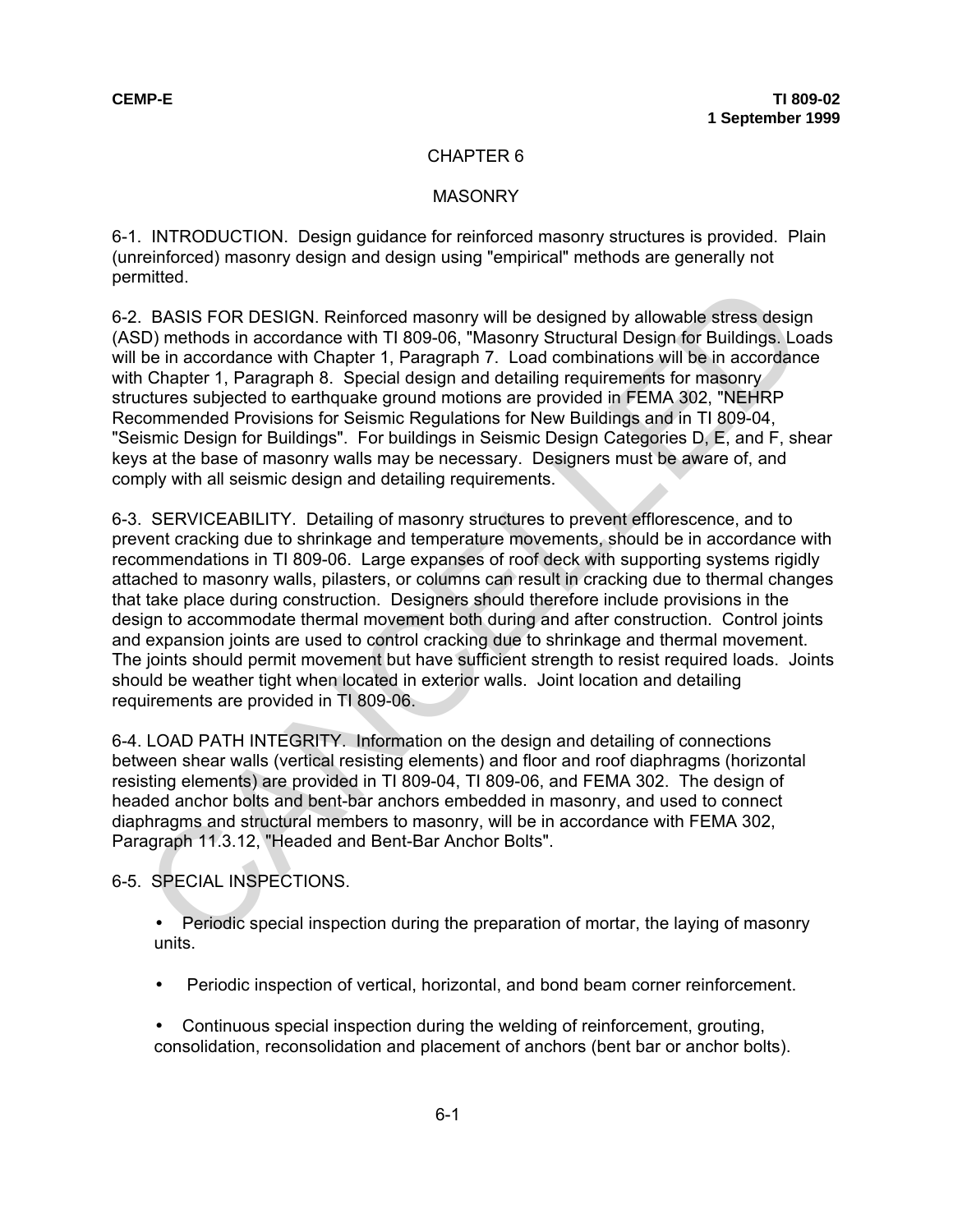# CHAPTER 6

# MASONRY

6-1. INTRODUCTION. Design guidance for reinforced masonry structures is provided. Plain (unreinforced) masonry design and design using "empirical" methods are generally not permitted.

6-2. BASIS FOR DESIGN. Reinforced masonry will be designed by allowable stress design (ASD) methods in accordance with TI 809-06, "Masonry Structural Design for Buildings. Loads will be in accordance with Chapter 1, Paragraph 7. Load combinations will be in accordance with Chapter 1, Paragraph 8. Special design and detailing requirements for masonry structures subjected to earthquake ground motions are provided in FEMA 302, "NEHRP Recommended Provisions for Seismic Regulations for New Buildings and in TI 809-04, "Seismic Design for Buildings". For buildings in Seismic Design Categories D, E, and F, shear keys at the base of masonry walls may be necessary. Designers must be aware of, and comply with all seismic design and detailing requirements.

6-3. SERVICEABILITY. Detailing of masonry structures to prevent efflorescence, and to prevent cracking due to shrinkage and temperature movements, should be in accordance with recommendations in TI 809-06. Large expanses of roof deck with supporting systems rigidly attached to masonry walls, pilasters, or columns can result in cracking due to thermal changes that take place during construction. Designers should therefore include provisions in the design to accommodate thermal movement both during and after construction. Control joints and expansion joints are used to control cracking due to shrinkage and thermal movement. The joints should permit movement but have sufficient strength to resist required loads. Joints should be weather tight when located in exterior walls. Joint location and detailing requirements are provided in TI 809-06.

6-4. LOAD PATH INTEGRITY. Information on the design and detailing of connections between shear walls (vertical resisting elements) and floor and roof diaphragms (horizontal resisting elements) are provided in TI 809-04, TI 809-06, and FEMA 302. The design of headed anchor bolts and bent-bar anchors embedded in masonry, and used to connect diaphragms and structural members to masonry, will be in accordance with FEMA 302, Paragraph 11.3.12, "Headed and Bent-Bar Anchor Bolts".

6-5. SPECIAL INSPECTIONS.

- Periodic special inspection during the preparation of mortar, the laying of masonry units.
- Periodic inspection of vertical, horizontal, and bond beam corner reinforcement.
- Continuous special inspection during the welding of reinforcement, grouting, consolidation, reconsolidation and placement of anchors (bent bar or anchor bolts).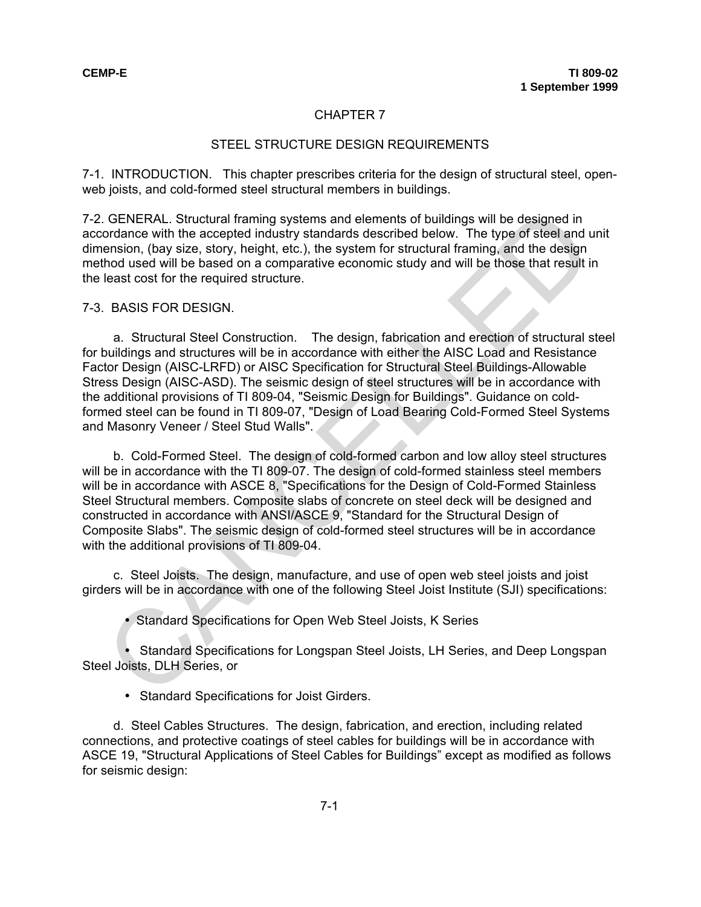# CHAPTER 7

## STEEL STRUCTURE DESIGN REQUIREMENTS

7-1. INTRODUCTION. This chapter prescribes criteria for the design of structural steel, open-web joists, and cold-formed steel structural members in buildings.

7-2. GENERAL. Structural framing systems and elements of buildings will be designed in accordance with the accepted industry standards described below. The type of steel and unit dimension, (bay size, story, height, etc.), the system for structural framing, and the design method used will be based on a comparative economic study and will be those that result in the least cost for the required structure.

7-3. BASIS FOR DESIGN.

a. Structural Steel Construction. The design, fabrication and erection of structural steel for buildings and structures will be in accordance with either the AISC Load and Resistance Factor Design (AISC-LRFD) or AISC Specification for Structural Steel Buildings-Allowable Stress Design (AISC-ASD). The seismic design of steel structures will be in accordance with the additional provisions of TI 809-04, "Seismic Design for Buildings". Guidance on cold-formed steel can be found in TI 809-07, "Design of Load Bearing Cold-Formed Steel Systems and Masonry Veneer / Steel Stud Walls".

b. Cold-Formed Steel. The design of cold-formed carbon and low alloy steel structures will be in accordance with the TI 809-07. The design of cold-formed stainless steel members will be in accordance with ASCE 8, "Specifications for the Design of Cold-Formed Stainless Steel Structural members. Composite slabs of concrete on steel deck will be designed and constructed in accordance with ANSI/ASCE 9, "Standard for the Structural Design of Composite Slabs". The seismic design of cold-formed steel structures will be in accordance with the additional provisions of TI 809-04.

c. Steel Joists. The design, manufacture, and use of open web steel joists and joist girders will be in accordance with one of the following Steel Joist Institute (SJI) specifications:

- Standard Specifications for Open Web Steel Joists, K Series
- Standard Specifications for Longspan Steel Joists, LH Series, and Deep Longspan Steel Joists, DLH Series, or
- Standard Specifications for Joist Girders.

d. Steel Cables Structures. The design, fabrication, and erection, including related connections, and protective coatings of steel cables for buildings will be in accordance with ASCE 19, "Structural Applications of Steel Cables for Buildings" except as modified as follows for seismic design: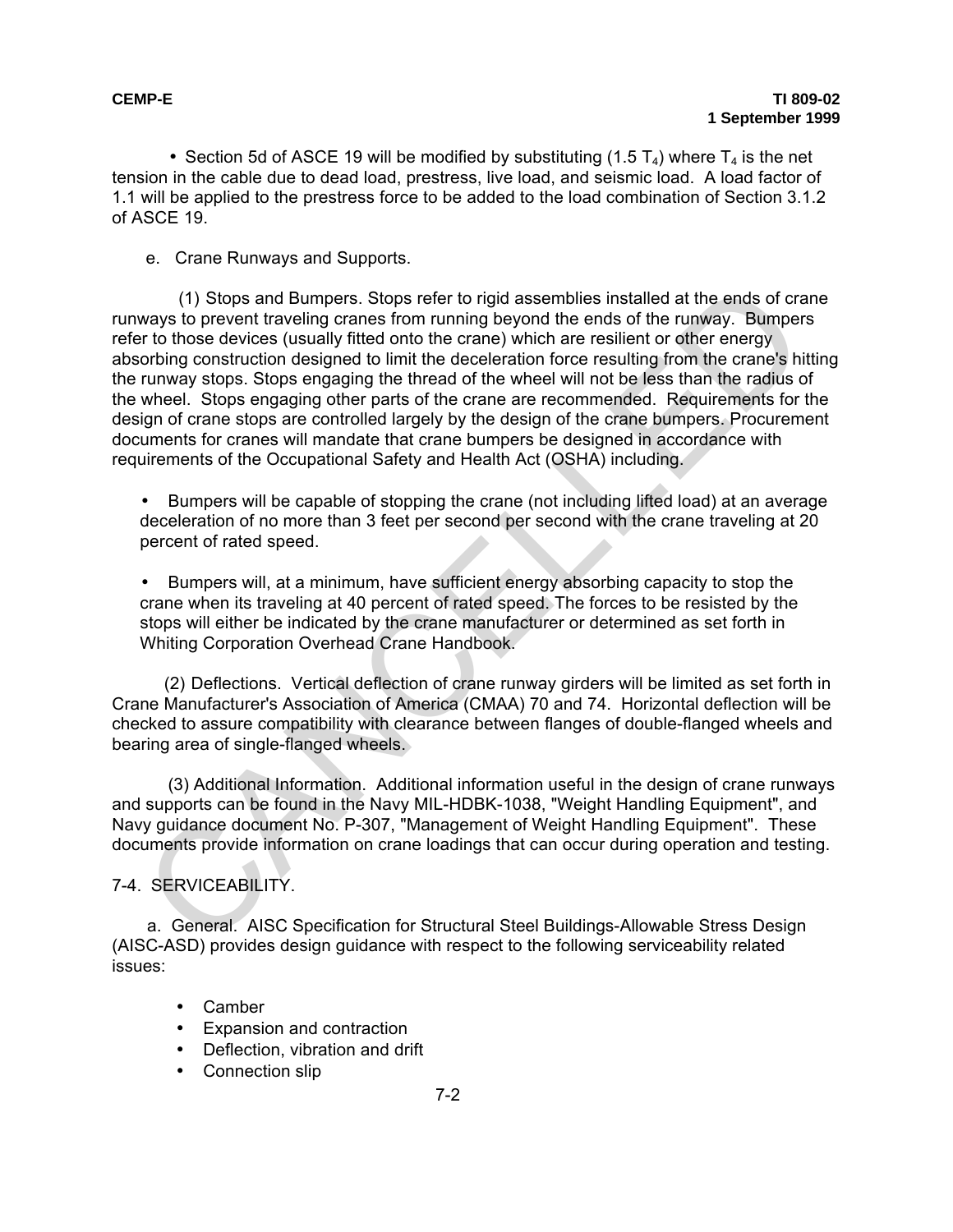• Section 5d of ASCE 19 will be modified by substituting (1.5 $T_4$) where $T_4$ is the net tension in the cable due to dead load, prestress, live load, and seismic load. A load factor of 1.1 will be applied to the prestress force to be added to the load combination of Section 3.1.2 of ASCE 19.

e. Crane Runways and Supports.

(1) Stops and Bumpers. Stops refer to rigid assemblies installed at the ends of crane runways to prevent traveling cranes from running beyond the ends of the runway. Bumpers refer to those devices (usually fitted onto the crane) which are resilient or other energy absorbing construction designed to limit the deceleration force resulting from the crane's hitting the runway stops. Stops engaging the thread of the wheel will not be less than the radius of the wheel. Stops engaging other parts of the crane are recommended. Requirements for the design of crane stops are controlled largely by the design of the crane bumpers. Procurement documents for cranes will mandate that crane bumpers be designed in accordance with requirements of the Occupational Safety and Health Act (OSHA) including.

- Bumpers will be capable of stopping the crane (not including lifted load) at an average deceleration of no more than 3 feet per second per second with the crane traveling at 20 percent of rated speed.

- Bumpers will, at a minimum, have sufficient energy absorbing capacity to stop the crane when its traveling at 40 percent of rated speed. The forces to be resisted by the stops will either be indicated by the crane manufacturer or determined as set forth in Whiting Corporation Overhead Crane Handbook.

(2) Deflections. Vertical deflection of crane runway girders will be limited as set forth in Crane Manufacturer's Association of America (CMAA) 70 and 74. Horizontal deflection will be checked to assure compatibility with clearance between flanges of double-flanged wheels and bearing area of single-flanged wheels.

(3) Additional Information. Additional information useful in the design of crane runways and supports can be found in the Navy MIL-HDBK-1038, "Weight Handling Equipment", and Navy guidance document No. P-307, "Management of Weight Handling Equipment". These documents provide information on crane loadings that can occur during operation and testing.

## 7-4. SERVICEABILITY.

a. General. AISC Specification for Structural Steel Buildings-Allowable Stress Design (AISC-ASD) provides design guidance with respect to the following serviceability related issues:

- Camber
- Expansion and contraction
- Deflection, vibration and drift
- Connection slip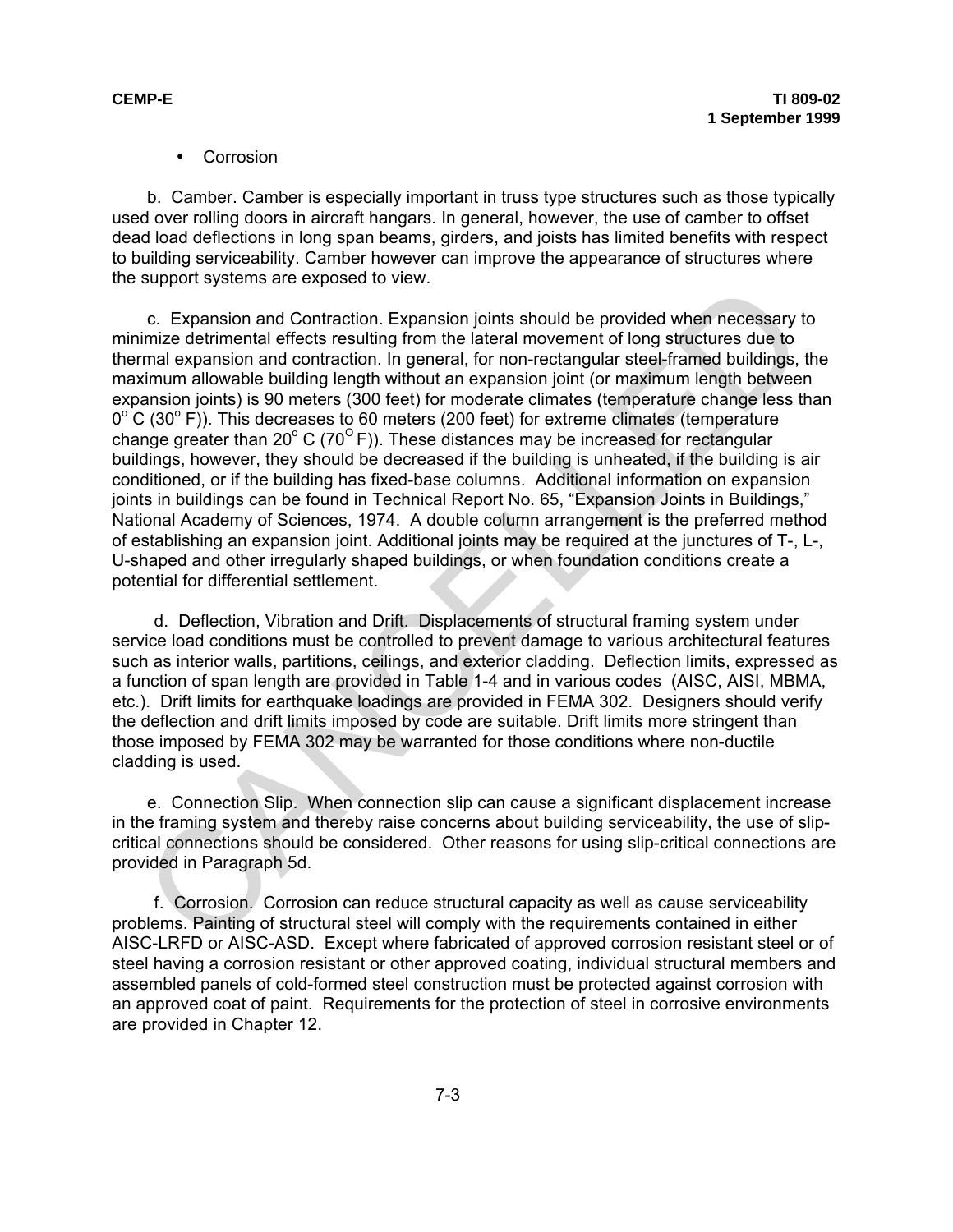- Corrosion

b. Camber. Camber is especially important in truss type structures such as those typically used over rolling doors in aircraft hangars. In general, however, the use of camber to offset dead load deflections in long span beams, girders, and joists has limited benefits with respect to building serviceability. Camber however can improve the appearance of structures where the support systems are exposed to view.

c. Expansion and Contraction. Expansion joints should be provided when necessary to minimize detrimental effects resulting from the lateral movement of long structures due to thermal expansion and contraction. In general, for non-rectangular steel-framed buildings, the maximum allowable building length without an expansion joint (or maximum length between expansion joints) is 90 meters (300 feet) for moderate climates (temperature change less than $0^{o}$ C ($30^{o}$ F)). This decreases to 60 meters (200 feet) for extreme climates (temperature change greater than $20^{o}$ C ($70^{O}$ F)). These distances may be increased for rectangular buildings, however, they should be decreased if the building is unheated, if the building is air conditioned, or if the building has fixed-base columns. Additional information on expansion joints in buildings can be found in Technical Report No. 65, "Expansion Joints in Buildings," National Academy of Sciences, 1974. A double column arrangement is the preferred method of establishing an expansion joint. Additional joints may be required at the junctures of T-, L-, U-shaped and other irregularly shaped buildings, or when foundation conditions create a potential for differential settlement.

d. Deflection, Vibration and Drift. Displacements of structural framing system under service load conditions must be controlled to prevent damage to various architectural features such as interior walls, partitions, ceilings, and exterior cladding. Deflection limits, expressed as a function of span length are provided in Table 1-4 and in various codes (AISC, AISI, MBMA, etc.). Drift limits for earthquake loadings are provided in FEMA 302. Designers should verify the deflection and drift limits imposed by code are suitable. Drift limits more stringent than those imposed by FEMA 302 may be warranted for those conditions where non-ductile cladding is used.

e. Connection Slip. When connection slip can cause a significant displacement increase in the framing system and thereby raise concerns about building serviceability, the use of slip-critical connections should be considered. Other reasons for using slip-critical connections are provided in Paragraph 5d.

f. Corrosion. Corrosion can reduce structural capacity as well as cause serviceability problems. Painting of structural steel will comply with the requirements contained in either AISC-LRFD or AISC-ASD. Except where fabricated of approved corrosion resistant steel or of steel having a corrosion resistant or other approved coating, individual structural members and assembled panels of cold-formed steel construction must be protected against corrosion with an approved coat of paint. Requirements for the protection of steel in corrosive environments are provided in Chapter 12.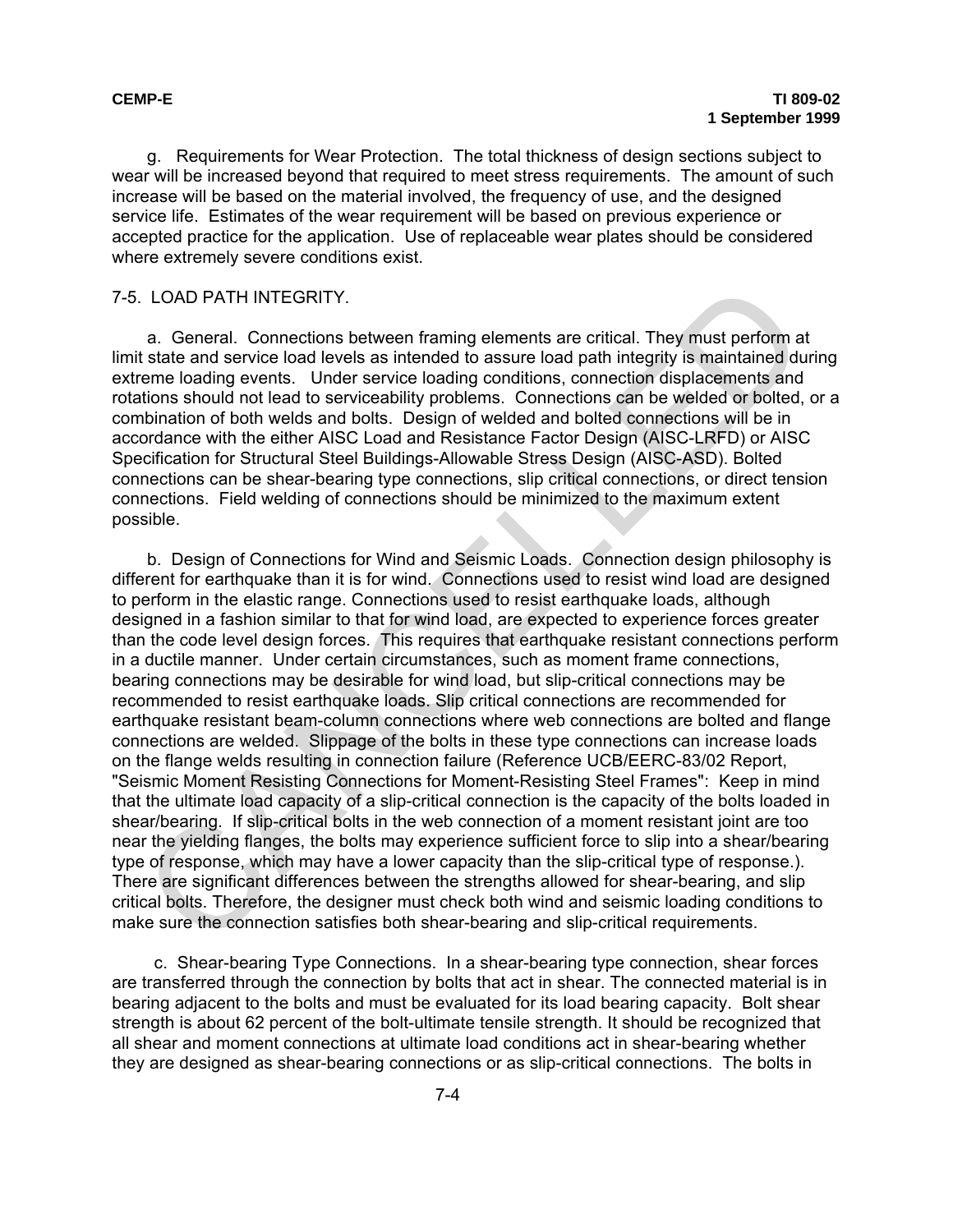g. Requirements for Wear Protection. The total thickness of design sections subject to wear will be increased beyond that required to meet stress requirements. The amount of such increase will be based on the material involved, the frequency of use, and the designed service life. Estimates of the wear requirement will be based on previous experience or accepted practice for the application. Use of replaceable wear plates should be considered where extremely severe conditions exist.

## 7-5. LOAD PATH INTEGRITY.

a. General. Connections between framing elements are critical. They must perform at limit state and service load levels as intended to assure load path integrity is maintained during extreme loading events. Under service loading conditions, connection displacements and rotations should not lead to serviceability problems. Connections can be welded or bolted, or a combination of both welds and bolts. Design of welded and bolted connections will be in accordance with the either AISC Load and Resistance Factor Design (AISC-LRFD) or AISC Specification for Structural Steel Buildings-Allowable Stress Design (AISC-ASD). Bolted connections can be shear-bearing type connections, slip critical connections, or direct tension connections. Field welding of connections should be minimized to the maximum extent possible.

b. Design of Connections for Wind and Seismic Loads. Connection design philosophy is different for earthquake than it is for wind. Connections used to resist wind load are designed to perform in the elastic range. Connections used to resist earthquake loads, although designed in a fashion similar to that for wind load, are expected to experience forces greater than the code level design forces. This requires that earthquake resistant connections perform in a ductile manner. Under certain circumstances, such as moment frame connections, bearing connections may be desirable for wind load, but slip-critical connections may be recommended to resist earthquake loads. Slip critical connections are recommended for earthquake resistant beam-column connections where web connections are bolted and flange connections are welded. Slippage of the bolts in these type connections can increase loads on the flange welds resulting in connection failure (Reference UCB/EERC-83/02 Report, "Seismic Moment Resisting Connections for Moment-Resisting Steel Frames": Keep in mind that the ultimate load capacity of a slip-critical connection is the capacity of the bolts loaded in shear/bearing. If slip-critical bolts in the web connection of a moment resistant joint are too near the yielding flanges, the bolts may experience sufficient force to slip into a shear/bearing type of response, which may have a lower capacity than the slip-critical type of response.). There are significant differences between the strengths allowed for shear-bearing, and slip critical bolts. Therefore, the designer must check both wind and seismic loading conditions to make sure the connection satisfies both shear-bearing and slip-critical requirements.

c. Shear-bearing Type Connections. In a shear-bearing type connection, shear forces are transferred through the connection by bolts that act in shear. The connected material is in bearing adjacent to the bolts and must be evaluated for its load bearing capacity. Bolt shear strength is about 62 percent of the bolt-ultimate tensile strength. It should be recognized that all shear and moment connections at ultimate load conditions act in shear-bearing whether they are designed as shear-bearing connections or as slip-critical connections. The bolts in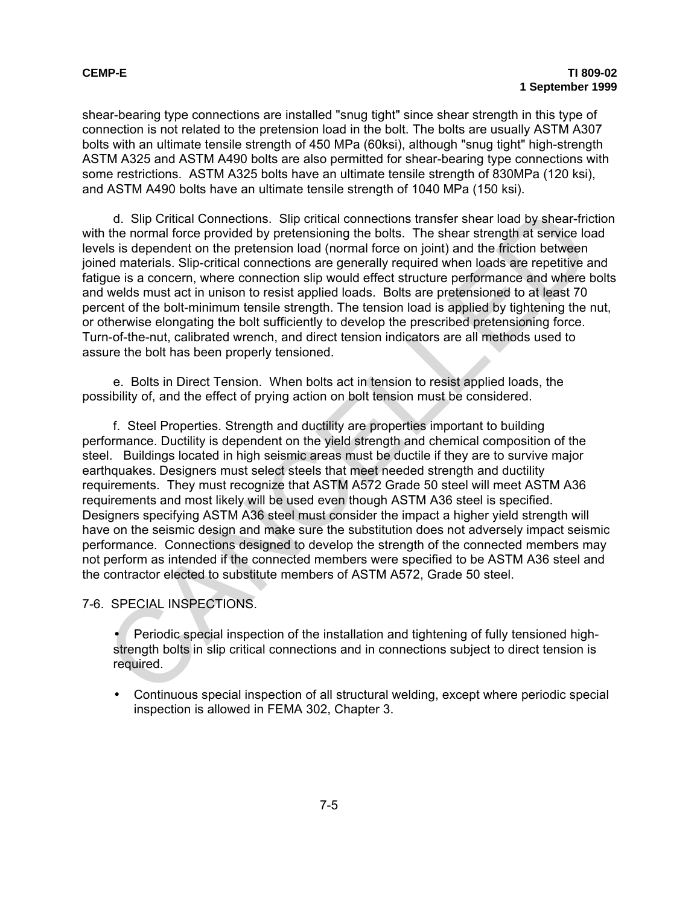shear-bearing type connections are installed "snug tight" since shear strength in this type of connection is not related to the pretension load in the bolt. The bolts are usually ASTM A307 bolts with an ultimate tensile strength of 450 MPa (60ksi), although "snug tight" high-strength ASTM A325 and ASTM A490 bolts are also permitted for shear-bearing type connections with some restrictions. ASTM A325 bolts have an ultimate tensile strength of 830MPa (120 ksi), and ASTM A490 bolts have an ultimate tensile strength of 1040 MPa (150 ksi).

d. Slip Critical Connections. Slip critical connections transfer shear load by shear-friction with the normal force provided by pretensioning the bolts. The shear strength at service load levels is dependent on the pretension load (normal force on joint) and the friction between joined materials. Slip-critical connections are generally required when loads are repetitive and fatigue is a concern, where connection slip would effect structure performance and where bolts and welds must act in unison to resist applied loads. Bolts are pretensioned to at least 70 percent of the bolt-minimum tensile strength. The tension load is applied by tightening the nut, or otherwise elongating the bolt sufficiently to develop the prescribed pretensioning force. Turn-of-the-nut, calibrated wrench, and direct tension indicators are all methods used to assure the bolt has been properly tensioned.

e. Bolts in Direct Tension. When bolts act in tension to resist applied loads, the possibility of, and the effect of prying action on bolt tension must be considered.

f. Steel Properties. Strength and ductility are properties important to building performance. Ductility is dependent on the yield strength and chemical composition of the steel. Buildings located in high seismic areas must be ductile if they are to survive major earthquakes. Designers must select steels that meet needed strength and ductility requirements. They must recognize that ASTM A572 Grade 50 steel will meet ASTM A36 requirements and most likely will be used even though ASTM A36 steel is specified. Designers specifying ASTM A36 steel must consider the impact a higher yield strength will have on the seismic design and make sure the substitution does not adversely impact seismic performance. Connections designed to develop the strength of the connected members may not perform as intended if the connected members were specified to be ASTM A36 steel and the contractor elected to substitute members of ASTM A572, Grade 50 steel.

## 7-6. SPECIAL INSPECTIONS.

- Periodic special inspection of the installation and tightening of fully tensioned high-strength bolts in slip critical connections and in connections subject to direct tension is required.
- Continuous special inspection of all structural welding, except where periodic special inspection is allowed in FEMA 302, Chapter 3.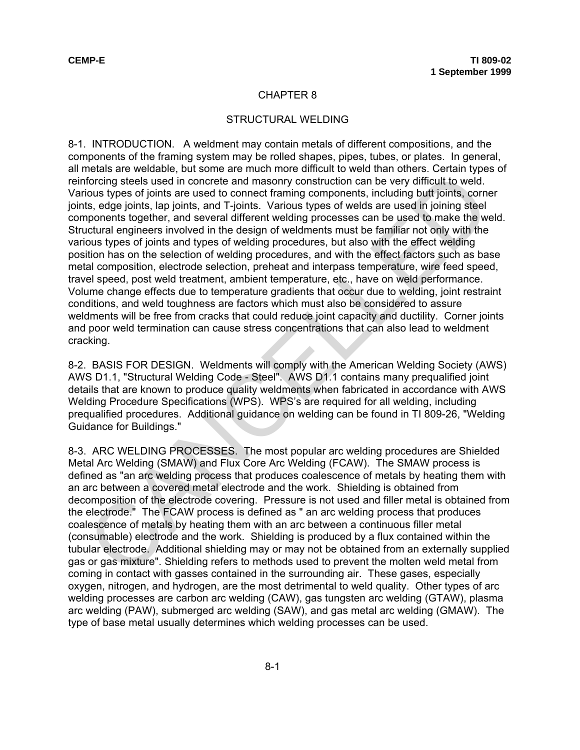# CHAPTER 8

## STRUCTURAL WELDING

8-1. INTRODUCTION. A weldment may contain metals of different compositions, and the components of the framing system may be rolled shapes, pipes, tubes, or plates. In general, all metals are weldable, but some are much more difficult to weld than others. Certain types of reinforcing steels used in concrete and masonry construction can be very difficult to weld. Various types of joints are used to connect framing components, including butt joints, corner joints, edge joints, lap joints, and T-joints. Various types of welds are used in joining steel components together, and several different welding processes can be used to make the weld. Structural engineers involved in the design of weldments must be familiar not only with the various types of joints and types of welding procedures, but also with the effect welding position has on the selection of welding procedures, and with the effect factors such as base metal composition, electrode selection, preheat and interpass temperature, wire feed speed, travel speed, post weld treatment, ambient temperature, etc., have on weld performance. Volume change effects due to temperature gradients that occur due to welding, joint restraint conditions, and weld toughness are factors which must also be considered to assure weldments will be free from cracks that could reduce joint capacity and ductility. Corner joints and poor weld termination can cause stress concentrations that can also lead to weldment cracking.

8-2. BASIS FOR DESIGN. Weldments will comply with the American Welding Society (AWS) AWS D1.1, "Structural Welding Code - Steel". AWS D1.1 contains many prequalified joint details that are known to produce quality weldments when fabricated in accordance with AWS Welding Procedure Specifications (WPS). WPS's are required for all welding, including prequalified procedures. Additional guidance on welding can be found in TI 809-26, "Welding Guidance for Buildings."

8-3. ARC WELDING PROCESSES. The most popular arc welding procedures are Shielded Metal Arc Welding (SMAW) and Flux Core Arc Welding (FCAW). The SMAW process is defined as "an arc welding process that produces coalescence of metals by heating them with an arc between a covered metal electrode and the work. Shielding is obtained from decomposition of the electrode covering. Pressure is not used and filler metal is obtained from the electrode." The FCAW process is defined as " an arc welding process that produces coalescence of metals by heating them with an arc between a continuous filler metal (consumable) electrode and the work. Shielding is produced by a flux contained within the tubular electrode. Additional shielding may or may not be obtained from an externally supplied gas or gas mixture". Shielding refers to methods used to prevent the molten weld metal from coming in contact with gasses contained in the surrounding air. These gases, especially oxygen, nitrogen, and hydrogen, are the most detrimental to weld quality. Other types of arc welding processes are carbon arc welding (CAW), gas tungsten arc welding (GTAW), plasma arc welding (PAW), submerged arc welding (SAW), and gas metal arc welding (GMAW). The type of base metal usually determines which welding processes can be used.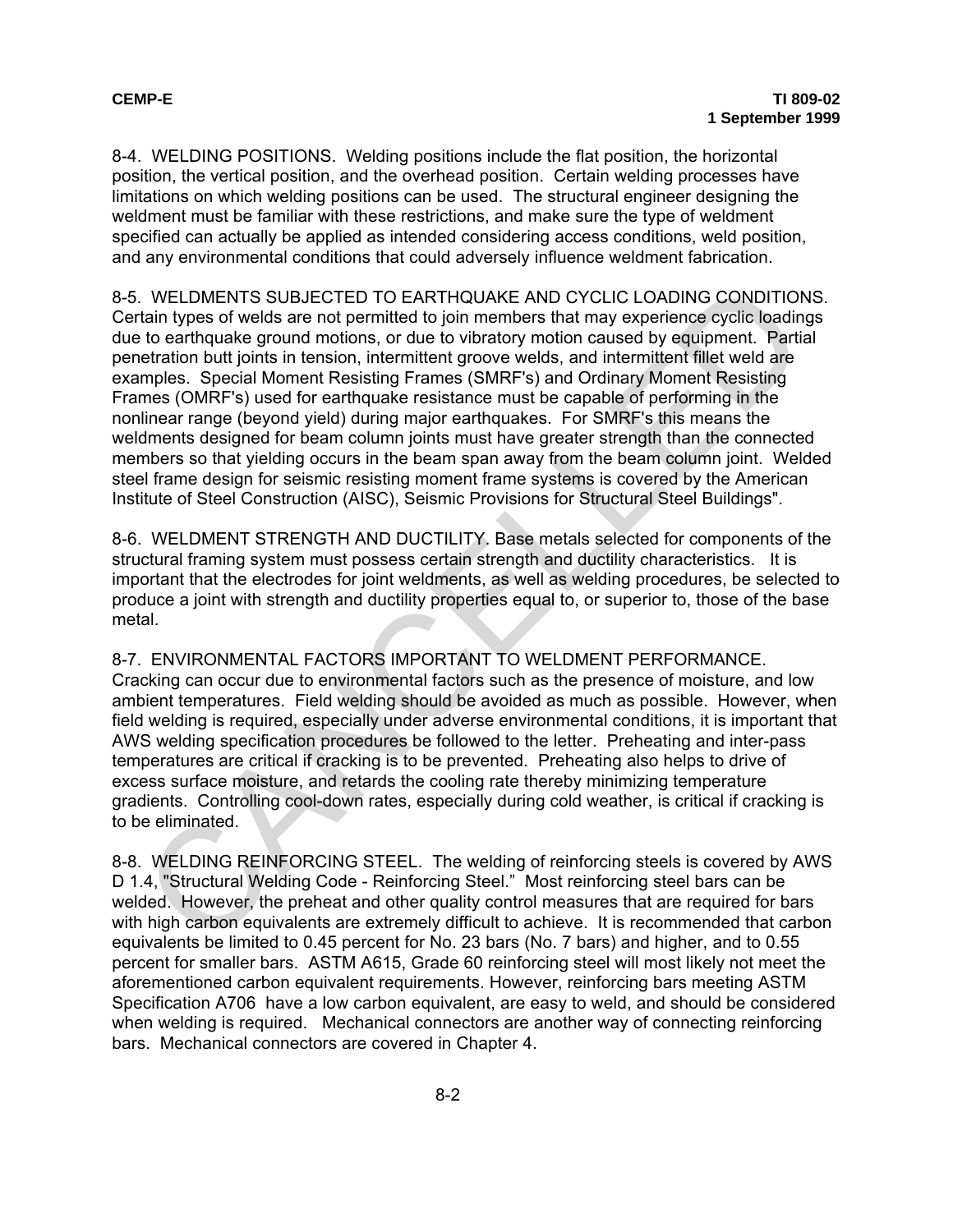8-4. WELDING POSITIONS. Welding positions include the flat position, the horizontal position, the vertical position, and the overhead position. Certain welding processes have limitations on which welding positions can be used. The structural engineer designing the weldment must be familiar with these restrictions, and make sure the type of weldment specified can actually be applied as intended considering access conditions, weld position, and any environmental conditions that could adversely influence weldment fabrication.

8-5. WELDMENTS SUBJECTED TO EARTHQUAKE AND CYCLIC LOADING CONDITIONS. Certain types of welds are not permitted to join members that may experience cyclic loadings due to earthquake ground motions, or due to vibratory motion caused by equipment. Partial penetration butt joints in tension, intermittent groove welds, and intermittent fillet weld are examples. Special Moment Resisting Frames (SMRF's) and Ordinary Moment Resisting Frames (OMRF's) used for earthquake resistance must be capable of performing in the nonlinear range (beyond yield) during major earthquakes. For SMRF's this means the weldments designed for beam column joints must have greater strength than the connected members so that yielding occurs in the beam span away from the beam column joint. Welded steel frame design for seismic resisting moment frame systems is covered by the American Institute of Steel Construction (AISC), Seismic Provisions for Structural Steel Buildings".

8-6. WELDMENT STRENGTH AND DUCTILITY. Base metals selected for components of the structural framing system must possess certain strength and ductility characteristics. It is important that the electrodes for joint weldments, as well as welding procedures, be selected to produce a joint with strength and ductility properties equal to, or superior to, those of the base metal.

8-7. ENVIRONMENTAL FACTORS IMPORTANT TO WELDMENT PERFORMANCE. Cracking can occur due to environmental factors such as the presence of moisture, and low ambient temperatures. Field welding should be avoided as much as possible. However, when field welding is required, especially under adverse environmental conditions, it is important that AWS welding specification procedures be followed to the letter. Preheating and inter-pass temperatures are critical if cracking is to be prevented. Preheating also helps to drive of excess surface moisture, and retards the cooling rate thereby minimizing temperature gradients. Controlling cool-down rates, especially during cold weather, is critical if cracking is to be eliminated.

8-8. WELDING REINFORCING STEEL. The welding of reinforcing steels is covered by AWS D 1.4, "Structural Welding Code - Reinforcing Steel." Most reinforcing steel bars can be welded. However, the preheat and other quality control measures that are required for bars with high carbon equivalents are extremely difficult to achieve. It is recommended that carbon equivalents be limited to 0.45 percent for No. 23 bars (No. 7 bars) and higher, and to 0.55 percent for smaller bars. ASTM A615, Grade 60 reinforcing steel will most likely not meet the aforementioned carbon equivalent requirements. However, reinforcing bars meeting ASTM Specification A706 have a low carbon equivalent, are easy to weld, and should be considered when welding is required. Mechanical connectors are another way of connecting reinforcing bars. Mechanical connectors are covered in Chapter 4.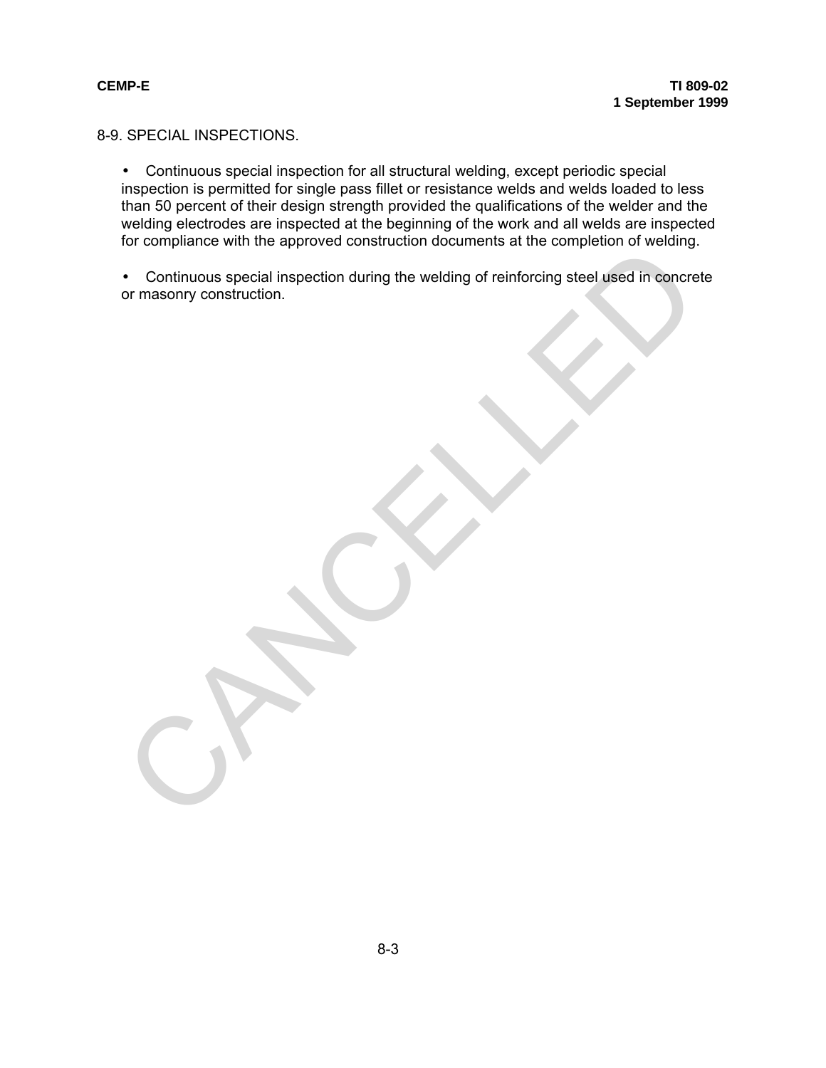8-9. SPECIAL INSPECTIONS.

- Continuous special inspection for all structural welding, except periodic special inspection is permitted for single pass fillet or resistance welds and welds loaded to less than 50 percent of their design strength provided the qualifications of the welder and the welding electrodes are inspected at the beginning of the work and all welds are inspected for compliance with the approved construction documents at the completion of welding.

- Continuous special inspection during the welding of reinforcing steel used in concrete or masonry construction.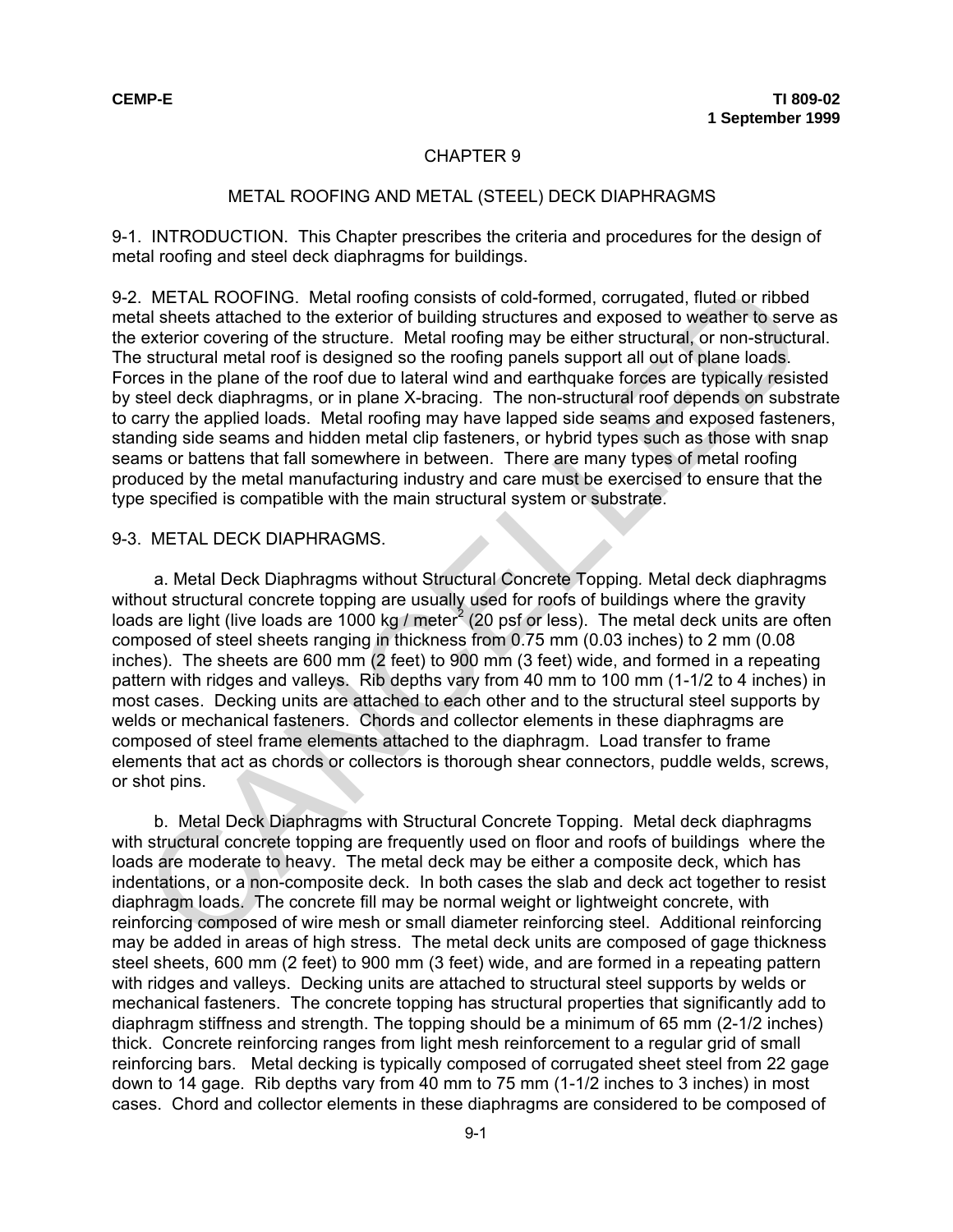# CHAPTER 9

## METAL ROOFING AND METAL (STEEL) DECK DIAPHRAGMS

9-1. INTRODUCTION. This Chapter prescribes the criteria and procedures for the design of metal roofing and steel deck diaphragms for buildings.

9-2. METAL ROOFING. Metal roofing consists of cold-formed, corrugated, fluted or ribbed metal sheets attached to the exterior of building structures and exposed to weather to serve as the exterior covering of the structure. Metal roofing may be either structural, or non-structural. The structural metal roof is designed so the roofing panels support all out of plane loads. Forces in the plane of the roof due to lateral wind and earthquake forces are typically resisted by steel deck diaphragms, or in plane X-bracing. The non-structural roof depends on substrate to carry the applied loads. Metal roofing may have lapped side seams and exposed fasteners, standing side seams and hidden metal clip fasteners, or hybrid types such as those with snap seams or battens that fall somewhere in between. There are many types of metal roofing produced by the metal manufacturing industry and care must be exercised to ensure that the type specified is compatible with the main structural system or substrate.

9-3. METAL DECK DIAPHRAGMS.

a. Metal Deck Diaphragms without Structural Concrete Topping*.* Metal deck diaphragms without structural concrete topping are usually used for roofs of buildings where the gravity loads are light (live loads are 1000 kg / meter$^2$ (20 psf or less). The metal deck units are often composed of steel sheets ranging in thickness from 0.75 mm (0.03 inches) to 2 mm (0.08 inches). The sheets are 600 mm (2 feet) to 900 mm (3 feet) wide, and formed in a repeating pattern with ridges and valleys. Rib depths vary from 40 mm to 100 mm (1-1/2 to 4 inches) in most cases. Decking units are attached to each other and to the structural steel supports by welds or mechanical fasteners. Chords and collector elements in these diaphragms are composed of steel frame elements attached to the diaphragm. Load transfer to frame elements that act as chords or collectors is thorough shear connectors, puddle welds, screws, or shot pins.

b. Metal Deck Diaphragms with Structural Concrete Topping. Metal deck diaphragms with structural concrete topping are frequently used on floor and roofs of buildings where the loads are moderate to heavy. The metal deck may be either a composite deck, which has indentations, or a non-composite deck. In both cases the slab and deck act together to resist diaphragm loads. The concrete fill may be normal weight or lightweight concrete, with reinforcing composed of wire mesh or small diameter reinforcing steel. Additional reinforcing may be added in areas of high stress. The metal deck units are composed of gage thickness steel sheets, 600 mm (2 feet) to 900 mm (3 feet) wide, and are formed in a repeating pattern with ridges and valleys. Decking units are attached to structural steel supports by welds or mechanical fasteners. The concrete topping has structural properties that significantly add to diaphragm stiffness and strength. The topping should be a minimum of 65 mm (2-1/2 inches) thick. Concrete reinforcing ranges from light mesh reinforcement to a regular grid of small reinforcing bars. Metal decking is typically composed of corrugated sheet steel from 22 gage down to 14 gage. Rib depths vary from 40 mm to 75 mm (1-1/2 inches to 3 inches) in most cases. Chord and collector elements in these diaphragms are considered to be composed of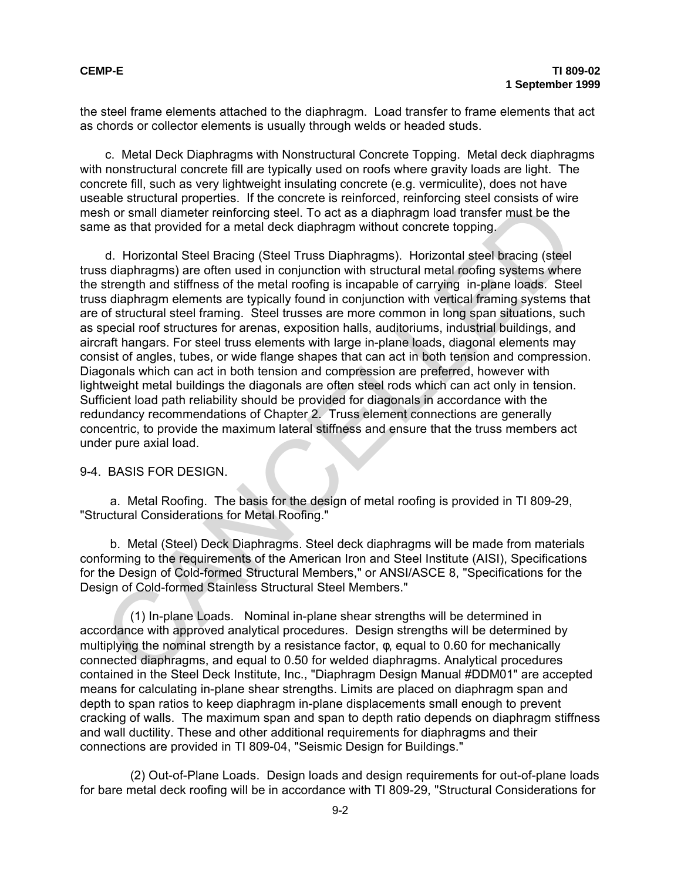the steel frame elements attached to the diaphragm. Load transfer to frame elements that act as chords or collector elements is usually through welds or headed studs.

c. Metal Deck Diaphragms with Nonstructural Concrete Topping. Metal deck diaphragms with nonstructural concrete fill are typically used on roofs where gravity loads are light. The concrete fill, such as very lightweight insulating concrete (e.g. vermiculite), does not have useable structural properties. If the concrete is reinforced, reinforcing steel consists of wire mesh or small diameter reinforcing steel. To act as a diaphragm load transfer must be the same as that provided for a metal deck diaphragm without concrete topping.

d. Horizontal Steel Bracing (Steel Truss Diaphragms). Horizontal steel bracing (steel truss diaphragms) are often used in conjunction with structural metal roofing systems where the strength and stiffness of the metal roofing is incapable of carrying in-plane loads. Steel truss diaphragm elements are typically found in conjunction with vertical framing systems that are of structural steel framing. Steel trusses are more common in long span situations, such as special roof structures for arenas, exposition halls, auditoriums, industrial buildings, and aircraft hangars. For steel truss elements with large in-plane loads, diagonal elements may consist of angles, tubes, or wide flange shapes that can act in both tension and compression. Diagonals which can act in both tension and compression are preferred, however with lightweight metal buildings the diagonals are often steel rods which can act only in tension. Sufficient load path reliability should be provided for diagonals in accordance with the redundancy recommendations of Chapter 2. Truss element connections are generally concentric, to provide the maximum lateral stiffness and ensure that the truss members act under pure axial load.

9-4. BASIS FOR DESIGN.

a. Metal Roofing. The basis for the design of metal roofing is provided in TI 809-29, "Structural Considerations for Metal Roofing."

b. Metal (Steel) Deck Diaphragms. Steel deck diaphragms will be made from materials conforming to the requirements of the American Iron and Steel Institute (AISI), Specifications for the Design of Cold-formed Structural Members," or ANSI/ASCE 8, "Specifications for the Design of Cold-formed Stainless Structural Steel Members."

(1) In-plane Loads. Nominal in-plane shear strengths will be determined in accordance with approved analytical procedures. Design strengths will be determined by multiplying the nominal strength by a resistance factor, $\varphi$, equal to 0.60 for mechanically connected diaphragms, and equal to 0.50 for welded diaphragms. Analytical procedures contained in the Steel Deck Institute, Inc., "Diaphragm Design Manual #DDM01" are accepted means for calculating in-plane shear strengths. Limits are placed on diaphragm span and depth to span ratios to keep diaphragm in-plane displacements small enough to prevent cracking of walls. The maximum span and span to depth ratio depends on diaphragm stiffness and wall ductility. These and other additional requirements for diaphragms and their connections are provided in TI 809-04, "Seismic Design for Buildings."

(2) Out-of-Plane Loads. Design loads and design requirements for out-of-plane loads for bare metal deck roofing will be in accordance with TI 809-29, "Structural Considerations for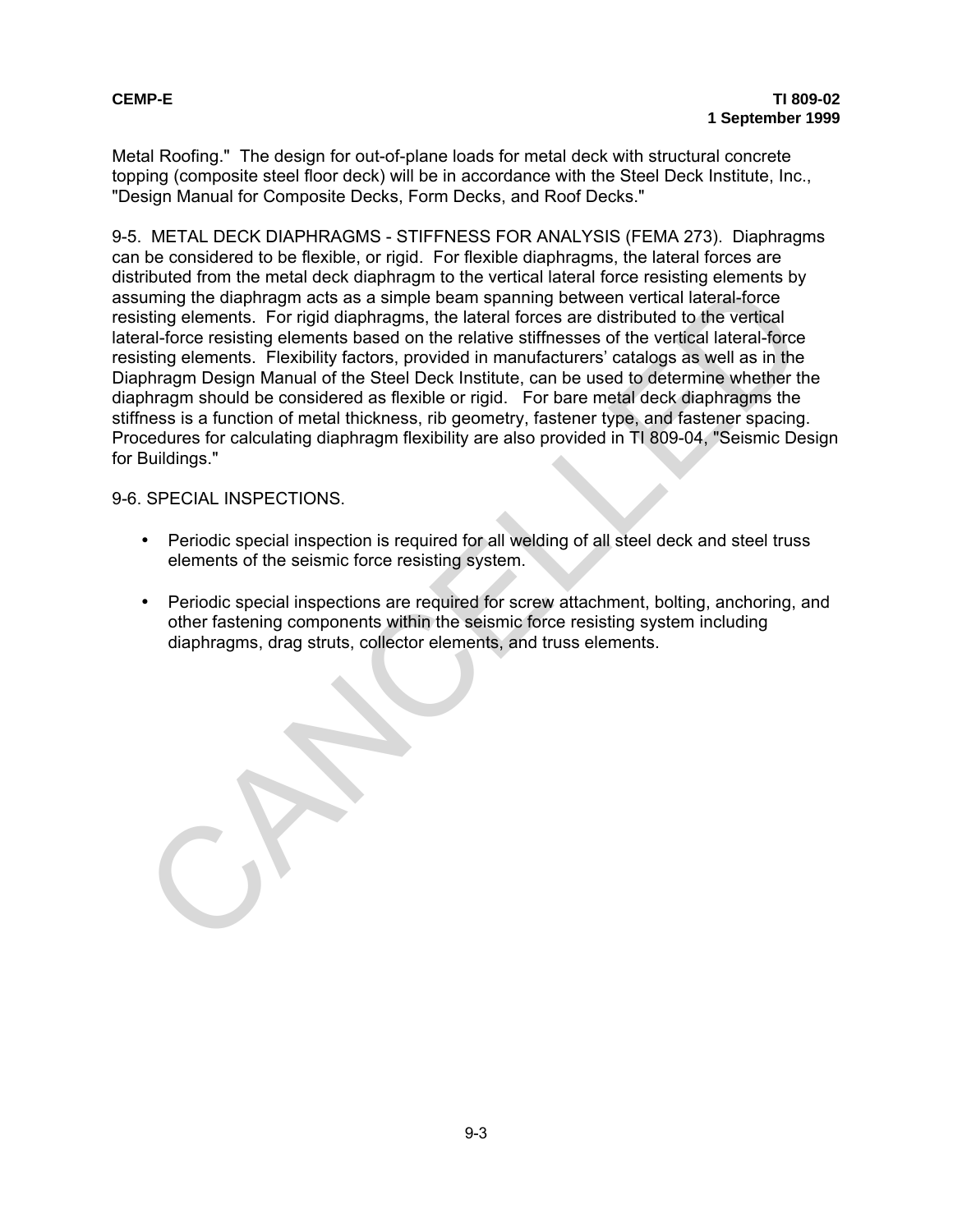Metal Roofing." The design for out-of-plane loads for metal deck with structural concrete topping (composite steel floor deck) will be in accordance with the Steel Deck Institute, Inc., "Design Manual for Composite Decks, Form Decks, and Roof Decks."

9-5. METAL DECK DIAPHRAGMS - STIFFNESS FOR ANALYSIS (FEMA 273). Diaphragms can be considered to be flexible, or rigid. For flexible diaphragms, the lateral forces are distributed from the metal deck diaphragm to the vertical lateral force resisting elements by assuming the diaphragm acts as a simple beam spanning between vertical lateral-force resisting elements. For rigid diaphragms, the lateral forces are distributed to the vertical lateral-force resisting elements based on the relative stiffnesses of the vertical lateral-force resisting elements. Flexibility factors, provided in manufacturers' catalogs as well as in the Diaphragm Design Manual of the Steel Deck Institute, can be used to determine whether the diaphragm should be considered as flexible or rigid. For bare metal deck diaphragms the stiffness is a function of metal thickness, rib geometry, fastener type, and fastener spacing. Procedures for calculating diaphragm flexibility are also provided in TI 809-04, "Seismic Design for Buildings."

9-6. SPECIAL INSPECTIONS.

- Periodic special inspection is required for all welding of all steel deck and steel truss elements of the seismic force resisting system.

- Periodic special inspections are required for screw attachment, bolting, anchoring, and other fastening components within the seismic force resisting system including diaphragms, drag struts, collector elements, and truss elements.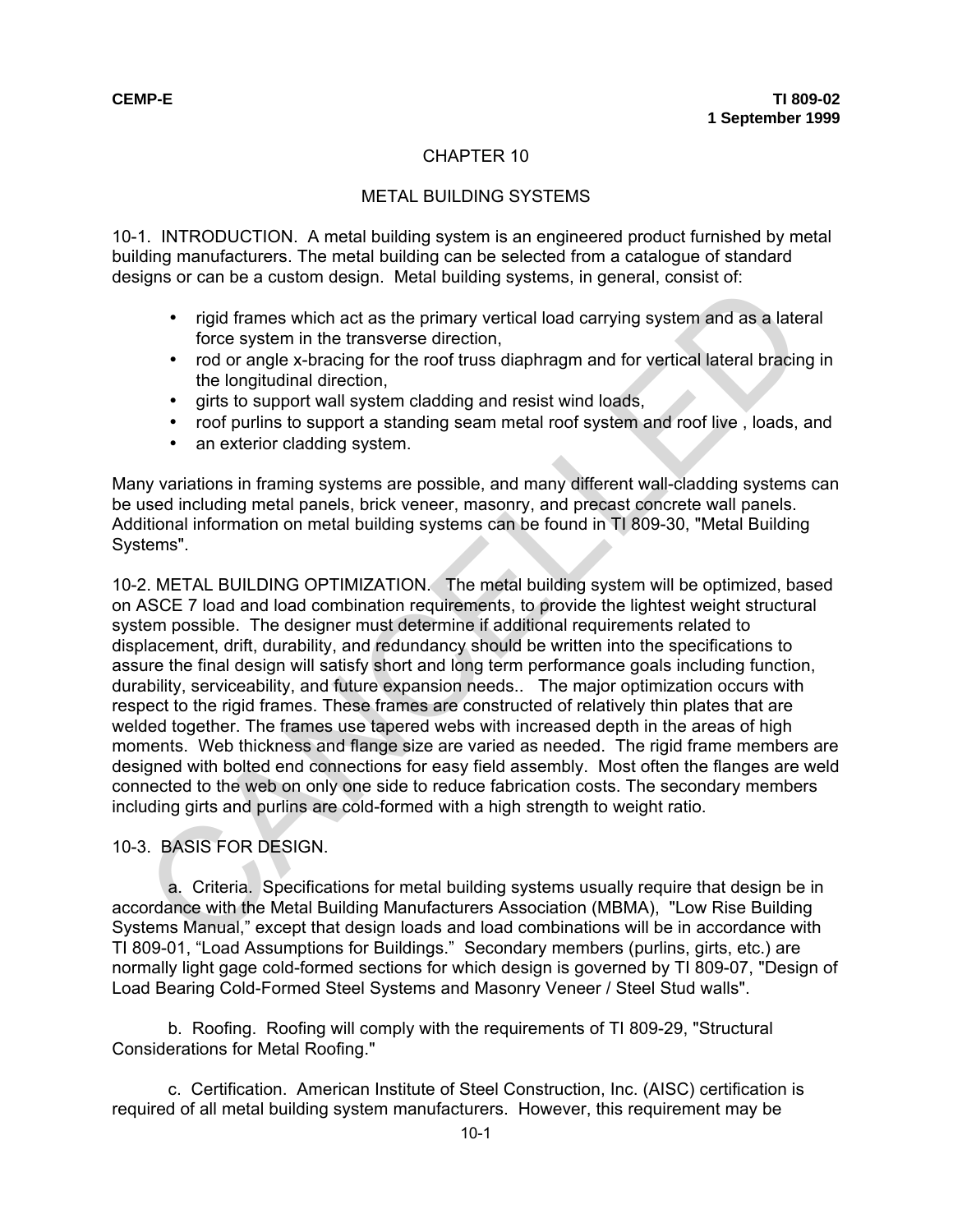# CHAPTER 10

## METAL BUILDING SYSTEMS

10-1. INTRODUCTION. A metal building system is an engineered product furnished by metal building manufacturers. The metal building can be selected from a catalogue of standard designs or can be a custom design. Metal building systems, in general, consist of:

- rigid frames which act as the primary vertical load carrying system and as a lateral force system in the transverse direction,
- rod or angle x-bracing for the roof truss diaphragm and for vertical lateral bracing in the longitudinal direction,
- girts to support wall system cladding and resist wind loads,
- roof purlins to support a standing seam metal roof system and roof live , loads, and
- an exterior cladding system.

Many variations in framing systems are possible, and many different wall-cladding systems can be used including metal panels, brick veneer, masonry, and precast concrete wall panels. Additional information on metal building systems can be found in TI 809-30, "Metal Building Systems".

10-2. METAL BUILDING OPTIMIZATION. The metal building system will be optimized, based on ASCE 7 load and load combination requirements, to provide the lightest weight structural system possible. The designer must determine if additional requirements related to displacement, drift, durability, and redundancy should be written into the specifications to assure the final design will satisfy short and long term performance goals including function, durability, serviceability, and future expansion needs.. The major optimization occurs with respect to the rigid frames. These frames are constructed of relatively thin plates that are welded together. The frames use tapered webs with increased depth in the areas of high moments. Web thickness and flange size are varied as needed. The rigid frame members are designed with bolted end connections for easy field assembly. Most often the flanges are weld connected to the web on only one side to reduce fabrication costs. The secondary members including girts and purlins are cold-formed with a high strength to weight ratio.

10-3. BASIS FOR DESIGN.

a. Criteria. Specifications for metal building systems usually require that design be in accordance with the Metal Building Manufacturers Association (MBMA), "Low Rise Building Systems Manual," except that design loads and load combinations will be in accordance with TI 809-01, "Load Assumptions for Buildings." Secondary members (purlins, girts, etc.) are normally light gage cold-formed sections for which design is governed by TI 809-07, "Design of Load Bearing Cold-Formed Steel Systems and Masonry Veneer / Steel Stud walls".

b. Roofing. Roofing will comply with the requirements of TI 809-29, "Structural Considerations for Metal Roofing."

c. Certification. American Institute of Steel Construction, Inc. (AISC) certification is required of all metal building system manufacturers. However, this requirement may be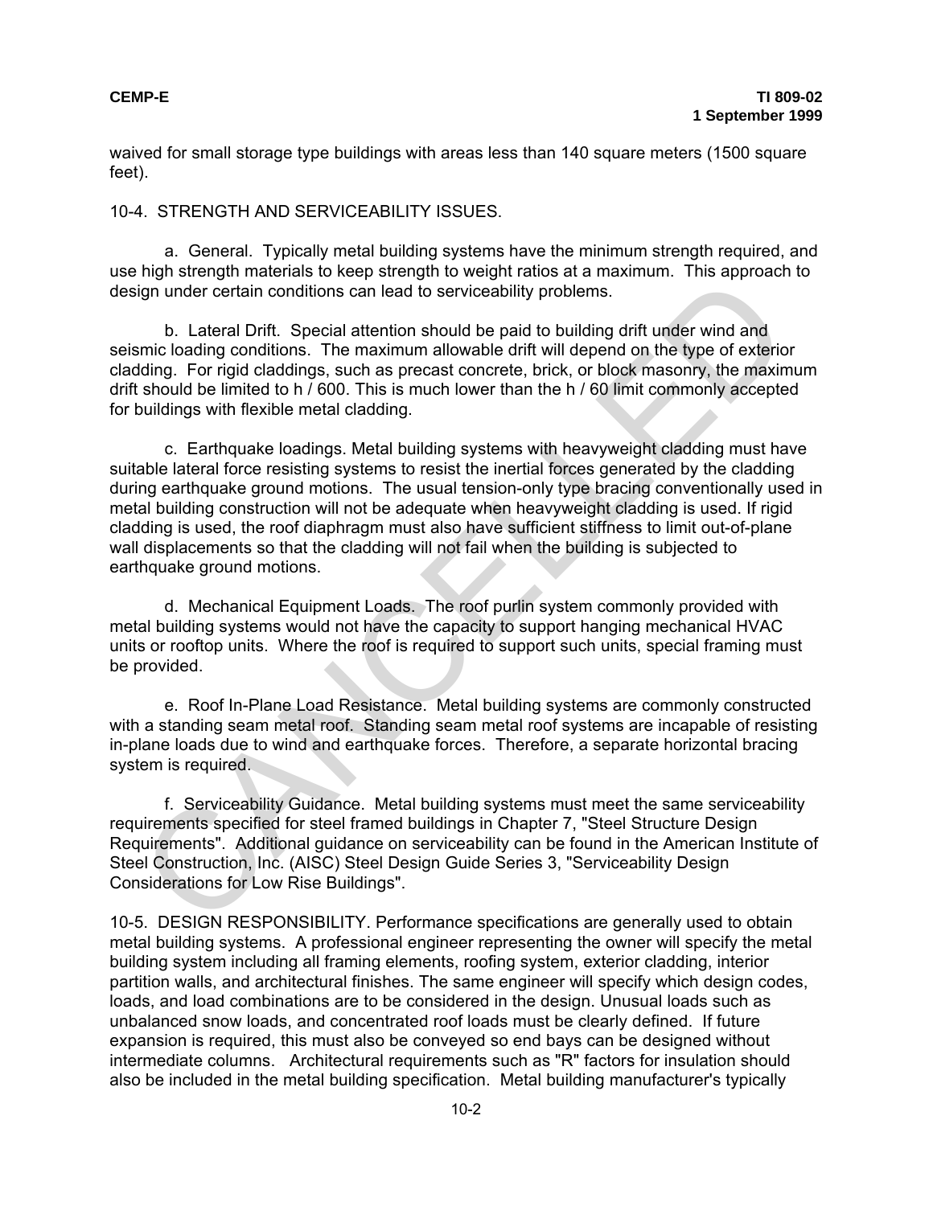waived for small storage type buildings with areas less than 140 square meters (1500 square feet).

## 10-4. STRENGTH AND SERVICEABILITY ISSUES.

a. General. Typically metal building systems have the minimum strength required, and use high strength materials to keep strength to weight ratios at a maximum. This approach to design under certain conditions can lead to serviceability problems.

b. Lateral Drift. Special attention should be paid to building drift under wind and seismic loading conditions. The maximum allowable drift will depend on the type of exterior cladding. For rigid claddings, such as precast concrete, brick, or block masonry, the maximum drift should be limited to h / 600. This is much lower than the h / 60 limit commonly accepted for buildings with flexible metal cladding.

c. Earthquake loadings. Metal building systems with heavyweight cladding must have suitable lateral force resisting systems to resist the inertial forces generated by the cladding during earthquake ground motions. The usual tension-only type bracing conventionally used in metal building construction will not be adequate when heavyweight cladding is used. If rigid cladding is used, the roof diaphragm must also have sufficient stiffness to limit out-of-plane wall displacements so that the cladding will not fail when the building is subjected to earthquake ground motions.

d. Mechanical Equipment Loads. The roof purlin system commonly provided with metal building systems would not have the capacity to support hanging mechanical HVAC units or rooftop units. Where the roof is required to support such units, special framing must be provided.

e. Roof In-Plane Load Resistance. Metal building systems are commonly constructed with a standing seam metal roof. Standing seam metal roof systems are incapable of resisting in-plane loads due to wind and earthquake forces. Therefore, a separate horizontal bracing system is required.

f. Serviceability Guidance. Metal building systems must meet the same serviceability requirements specified for steel framed buildings in Chapter 7, "Steel Structure Design Requirements". Additional guidance on serviceability can be found in the American Institute of Steel Construction, Inc. (AISC) Steel Design Guide Series 3, "Serviceability Design Considerations for Low Rise Buildings".

## 10-5. DESIGN RESPONSIBILITY.

Performance specifications are generally used to obtain metal building systems. A professional engineer representing the owner will specify the metal building system including all framing elements, roofing system, exterior cladding, interior partition walls, and architectural finishes. The same engineer will specify which design codes, loads, and load combinations are to be considered in the design. Unusual loads such as unbalanced snow loads, and concentrated roof loads must be clearly defined. If future expansion is required, this must also be conveyed so end bays can be designed without intermediate columns. Architectural requirements such as "R" factors for insulation should also be included in the metal building specification. Metal building manufacturer's typically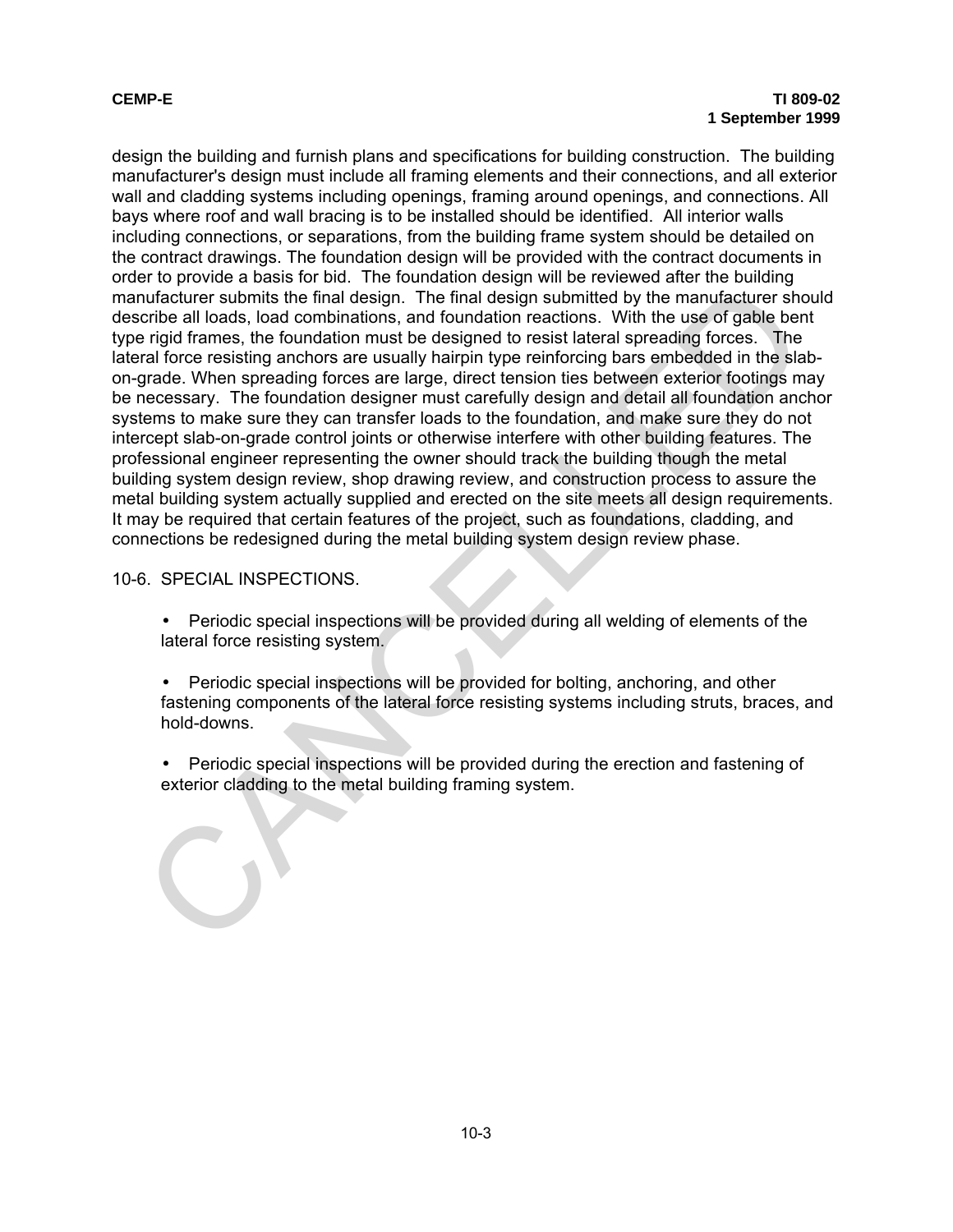design the building and furnish plans and specifications for building construction. The building manufacturer's design must include all framing elements and their connections, and all exterior wall and cladding systems including openings, framing around openings, and connections. All bays where roof and wall bracing is to be installed should be identified. All interior walls including connections, or separations, from the building frame system should be detailed on the contract drawings. The foundation design will be provided with the contract documents in order to provide a basis for bid. The foundation design will be reviewed after the building manufacturer submits the final design. The final design submitted by the manufacturer should describe all loads, load combinations, and foundation reactions. With the use of gable bent type rigid frames, the foundation must be designed to resist lateral spreading forces. The lateral force resisting anchors are usually hairpin type reinforcing bars embedded in the slab-on-grade. When spreading forces are large, direct tension ties between exterior footings may be necessary. The foundation designer must carefully design and detail all foundation anchor systems to make sure they can transfer loads to the foundation, and make sure they do not intercept slab-on-grade control joints or otherwise interfere with other building features. The professional engineer representing the owner should track the building though the metal building system design review, shop drawing review, and construction process to assure the metal building system actually supplied and erected on the site meets all design requirements. It may be required that certain features of the project, such as foundations, cladding, and connections be redesigned during the metal building system design review phase.

10-6. SPECIAL INSPECTIONS.

- Periodic special inspections will be provided during all welding of elements of the lateral force resisting system.

- Periodic special inspections will be provided for bolting, anchoring, and other fastening components of the lateral force resisting systems including struts, braces, and hold-downs.

- Periodic special inspections will be provided during the erection and fastening of exterior cladding to the metal building framing system.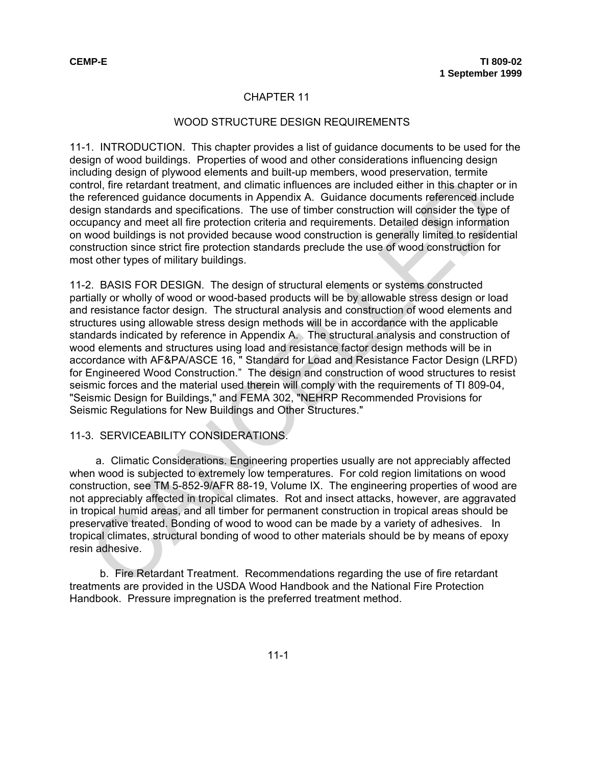# CHAPTER 11

## WOOD STRUCTURE DESIGN REQUIREMENTS

11-1. INTRODUCTION. This chapter provides a list of guidance documents to be used for the design of wood buildings. Properties of wood and other considerations influencing design including design of plywood elements and built-up members, wood preservation, termite control, fire retardant treatment, and climatic influences are included either in this chapter or in the referenced guidance documents in Appendix A. Guidance documents referenced include design standards and specifications. The use of timber construction will consider the type of occupancy and meet all fire protection criteria and requirements. Detailed design information on wood buildings is not provided because wood construction is generally limited to residential construction since strict fire protection standards preclude the use of wood construction for most other types of military buildings.

11-2. BASIS FOR DESIGN. The design of structural elements or systems constructed partially or wholly of wood or wood-based products will be by allowable stress design or load and resistance factor design. The structural analysis and construction of wood elements and structures using allowable stress design methods will be in accordance with the applicable standards indicated by reference in Appendix A. The structural analysis and construction of wood elements and structures using load and resistance factor design methods will be in accordance with AF&PA/ASCE 16, " Standard for Load and Resistance Factor Design (LRFD) for Engineered Wood Construction." The design and construction of wood structures to resist seismic forces and the material used therein will comply with the requirements of TI 809-04, "Seismic Design for Buildings," and FEMA 302, "NEHRP Recommended Provisions for Seismic Regulations for New Buildings and Other Structures."

11-3. SERVICEABILITY CONSIDERATIONS.

a. Climatic Considerations. Engineering properties usually are not appreciably affected when wood is subjected to extremely low temperatures. For cold region limitations on wood construction, see TM 5-852-9/AFR 88-19, Volume IX. The engineering properties of wood are not appreciably affected in tropical climates. Rot and insect attacks, however, are aggravated in tropical humid areas, and all timber for permanent construction in tropical areas should be preservative treated. Bonding of wood to wood can be made by a variety of adhesives. In tropical climates, structural bonding of wood to other materials should be by means of epoxy resin adhesive.

b. Fire Retardant Treatment. Recommendations regarding the use of fire retardant treatments are provided in the USDA Wood Handbook and the National Fire Protection Handbook. Pressure impregnation is the preferred treatment method.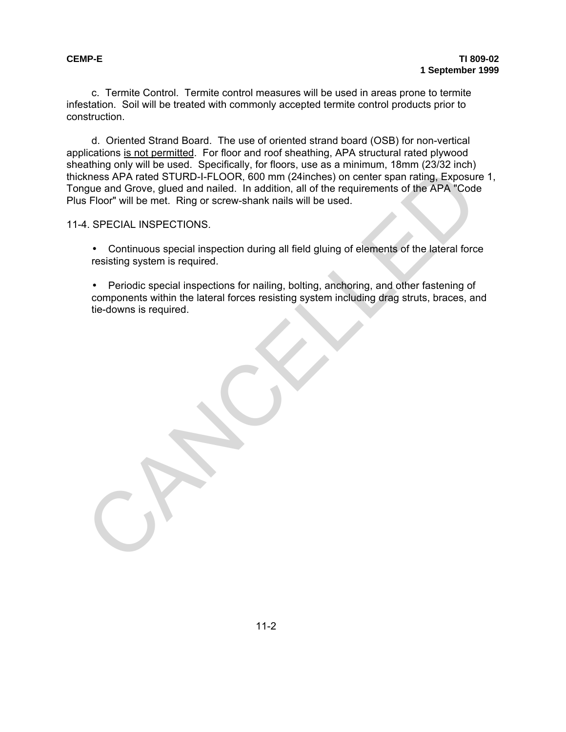c. Termite Control. Termite control measures will be used in areas prone to termite infestation. Soil will be treated with commonly accepted termite control products prior to construction.

d. Oriented Strand Board. The use of oriented strand board (OSB) for non-vertical applications <u>is not permitted</u>. For floor and roof sheathing, APA structural rated plywood sheathing only will be used. Specifically, for floors, use as a minimum, 18mm (23/32 inch) thickness APA rated STURD-I-FLOOR, 600 mm (24inches) on center span rating, Exposure 1, Tongue and Grove, glued and nailed. In addition, all of the requirements of the APA "Code Plus Floor" will be met. Ring or screw-shank nails will be used.

## 11-4. SPECIAL INSPECTIONS.

- Continuous special inspection during all field gluing of elements of the lateral force resisting system is required.

- Periodic special inspections for nailing, bolting, anchoring, and other fastening of components within the lateral forces resisting system including drag struts, braces, and tie-downs is required.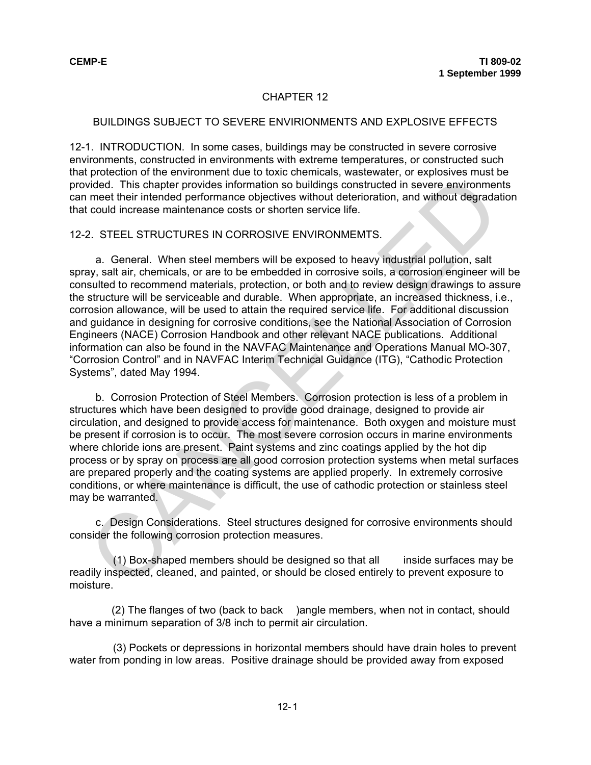# CHAPTER 12

## BUILDINGS SUBJECT TO SEVERE ENVIRIONMENTS AND EXPLOSIVE EFFECTS

12-1. INTRODUCTION. In some cases, buildings may be constructed in severe corrosive environments, constructed in environments with extreme temperatures, or constructed such that protection of the environment due to toxic chemicals, wastewater, or explosives must be provided. This chapter provides information so buildings constructed in severe environments can meet their intended performance objectives without deterioration, and without degradation that could increase maintenance costs or shorten service life.

12-2. STEEL STRUCTURES IN CORROSIVE ENVIRONMEMTS.

a. General. When steel members will be exposed to heavy industrial pollution, salt spray, salt air, chemicals, or are to be embedded in corrosive soils, a corrosion engineer will be consulted to recommend materials, protection, or both and to review design drawings to assure the structure will be serviceable and durable. When appropriate, an increased thickness, i.e., corrosion allowance, will be used to attain the required service life. For additional discussion and guidance in designing for corrosive conditions, see the National Association of Corrosion Engineers (NACE) Corrosion Handbook and other relevant NACE publications. Additional information can also be found in the NAVFAC Maintenance and Operations Manual MO-307, “Corrosion Control” and in NAVFAC Interim Technical Guidance (ITG), “Cathodic Protection Systems”, dated May 1994.

b. Corrosion Protection of Steel Members. Corrosion protection is less of a problem in structures which have been designed to provide good drainage, designed to provide air circulation, and designed to provide access for maintenance. Both oxygen and moisture must be present if corrosion is to occur. The most severe corrosion occurs in marine environments where chloride ions are present. Paint systems and zinc coatings applied by the hot dip process or by spray on process are all good corrosion protection systems when metal surfaces are prepared properly and the coating systems are applied properly. In extremely corrosive conditions, or where maintenance is difficult, the use of cathodic protection or stainless steel may be warranted.

c. Design Considerations. Steel structures designed for corrosive environments should consider the following corrosion protection measures.

(1) Box-shaped members should be designed so that all inside surfaces may be readily inspected, cleaned, and painted, or should be closed entirely to prevent exposure to moisture.

(2) The flanges of two (back to back )angle members, when not in contact, should have a minimum separation of 3/8 inch to permit air circulation.

(3) Pockets or depressions in horizontal members should have drain holes to prevent water from ponding in low areas. Positive drainage should be provided away from exposed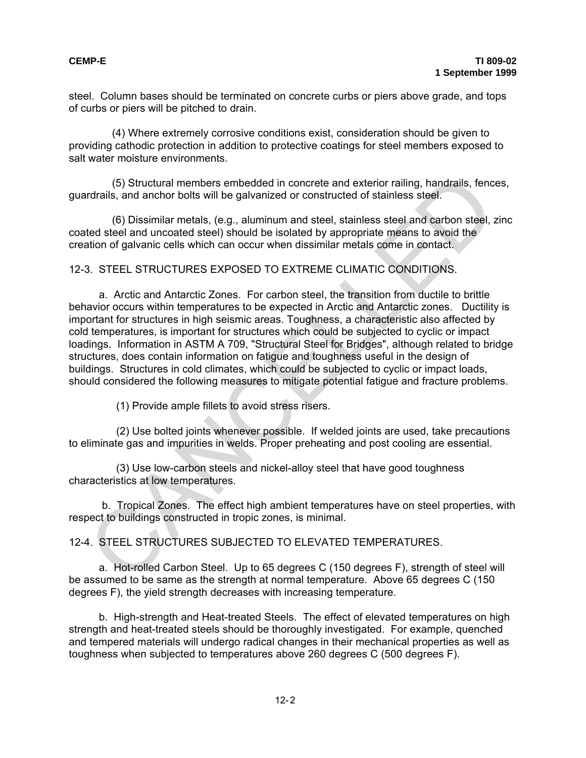steel. Column bases should be terminated on concrete curbs or piers above grade, and tops of curbs or piers will be pitched to drain.

(4) Where extremely corrosive conditions exist, consideration should be given to providing cathodic protection in addition to protective coatings for steel members exposed to salt water moisture environments.

(5) Structural members embedded in concrete and exterior railing, handrails, fences, guardrails, and anchor bolts will be galvanized or constructed of stainless steel.

(6) Dissimilar metals, (e.g., aluminum and steel, stainless steel and carbon steel, zinc coated steel and uncoated steel) should be isolated by appropriate means to avoid the creation of galvanic cells which can occur when dissimilar metals come in contact.

## 12-3. STEEL STRUCTURES EXPOSED TO EXTREME CLIMATIC CONDITIONS.

a. Arctic and Antarctic Zones. For carbon steel, the transition from ductile to brittle behavior occurs within temperatures to be expected in Arctic and Antarctic zones. Ductility is important for structures in high seismic areas. Toughness, a characteristic also affected by cold temperatures, is important for structures which could be subjected to cyclic or impact loadings. Information in ASTM A 709, "Structural Steel for Bridges", although related to bridge structures, does contain information on fatigue and toughness useful in the design of buildings. Structures in cold climates, which could be subjected to cyclic or impact loads, should considered the following measures to mitigate potential fatigue and fracture problems.

(1) Provide ample fillets to avoid stress risers.

(2) Use bolted joints whenever possible. If welded joints are used, take precautions to eliminate gas and impurities in welds. Proper preheating and post cooling are essential.

(3) Use low-carbon steels and nickel-alloy steel that have good toughness characteristics at low temperatures.

b. Tropical Zones. The effect high ambient temperatures have on steel properties, with respect to buildings constructed in tropic zones, is minimal.

## 12-4. STEEL STRUCTURES SUBJECTED TO ELEVATED TEMPERATURES.

a. Hot-rolled Carbon Steel. Up to 65 degrees C (150 degrees F), strength of steel will be assumed to be same as the strength at normal temperature. Above 65 degrees C (150 degrees F), the yield strength decreases with increasing temperature.

b. High-strength and Heat-treated Steels. The effect of elevated temperatures on high strength and heat-treated steels should be thoroughly investigated. For example, quenched and tempered materials will undergo radical changes in their mechanical properties as well as toughness when subjected to temperatures above 260 degrees C (500 degrees F).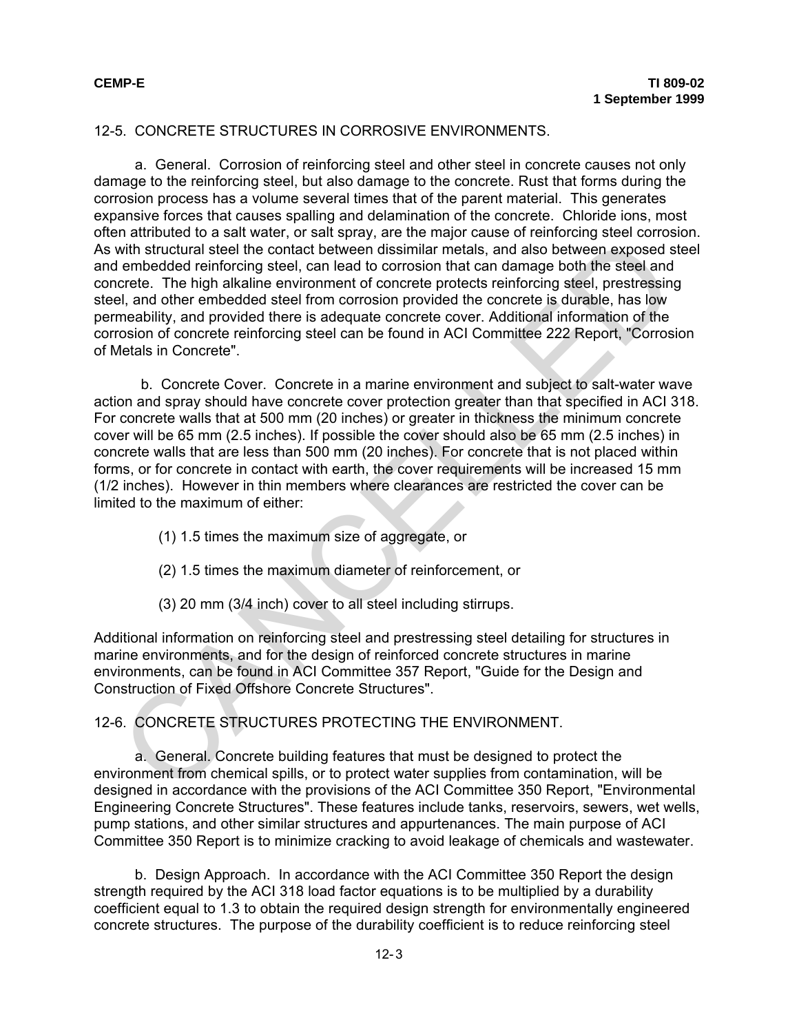## 12-5. CONCRETE STRUCTURES IN CORROSIVE ENVIRONMENTS.

a. General. Corrosion of reinforcing steel and other steel in concrete causes not only damage to the reinforcing steel, but also damage to the concrete. Rust that forms during the corrosion process has a volume several times that of the parent material. This generates expansive forces that causes spalling and delamination of the concrete. Chloride ions, most often attributed to a salt water, or salt spray, are the major cause of reinforcing steel corrosion. As with structural steel the contact between dissimilar metals, and also between exposed steel and embedded reinforcing steel, can lead to corrosion that can damage both the steel and concrete. The high alkaline environment of concrete protects reinforcing steel, prestressing steel, and other embedded steel from corrosion provided the concrete is durable, has low permeability, and provided there is adequate concrete cover. Additional information of the corrosion of concrete reinforcing steel can be found in ACI Committee 222 Report, "Corrosion of Metals in Concrete".

b. Concrete Cover. Concrete in a marine environment and subject to salt-water wave action and spray should have concrete cover protection greater than that specified in ACI 318. For concrete walls that at 500 mm (20 inches) or greater in thickness the minimum concrete cover will be 65 mm (2.5 inches). If possible the cover should also be 65 mm (2.5 inches) in concrete walls that are less than 500 mm (20 inches). For concrete that is not placed within forms, or for concrete in contact with earth, the cover requirements will be increased 15 mm (1/2 inches). However in thin members where clearances are restricted the cover can be limited to the maximum of either:

(1) 1.5 times the maximum size of aggregate, or

(2) 1.5 times the maximum diameter of reinforcement, or

(3) 20 mm (3/4 inch) cover to all steel including stirrups.

Additional information on reinforcing steel and prestressing steel detailing for structures in marine environments, and for the design of reinforced concrete structures in marine environments, can be found in ACI Committee 357 Report, "Guide for the Design and Construction of Fixed Offshore Concrete Structures".

## 12-6. CONCRETE STRUCTURES PROTECTING THE ENVIRONMENT.

a. General. Concrete building features that must be designed to protect the environment from chemical spills, or to protect water supplies from contamination, will be designed in accordance with the provisions of the ACI Committee 350 Report, "Environmental Engineering Concrete Structures". These features include tanks, reservoirs, sewers, wet wells, pump stations, and other similar structures and appurtenances. The main purpose of ACI Committee 350 Report is to minimize cracking to avoid leakage of chemicals and wastewater.

b. Design Approach. In accordance with the ACI Committee 350 Report the design strength required by the ACI 318 load factor equations is to be multiplied by a durability coefficient equal to 1.3 to obtain the required design strength for environmentally engineered concrete structures. The purpose of the durability coefficient is to reduce reinforcing steel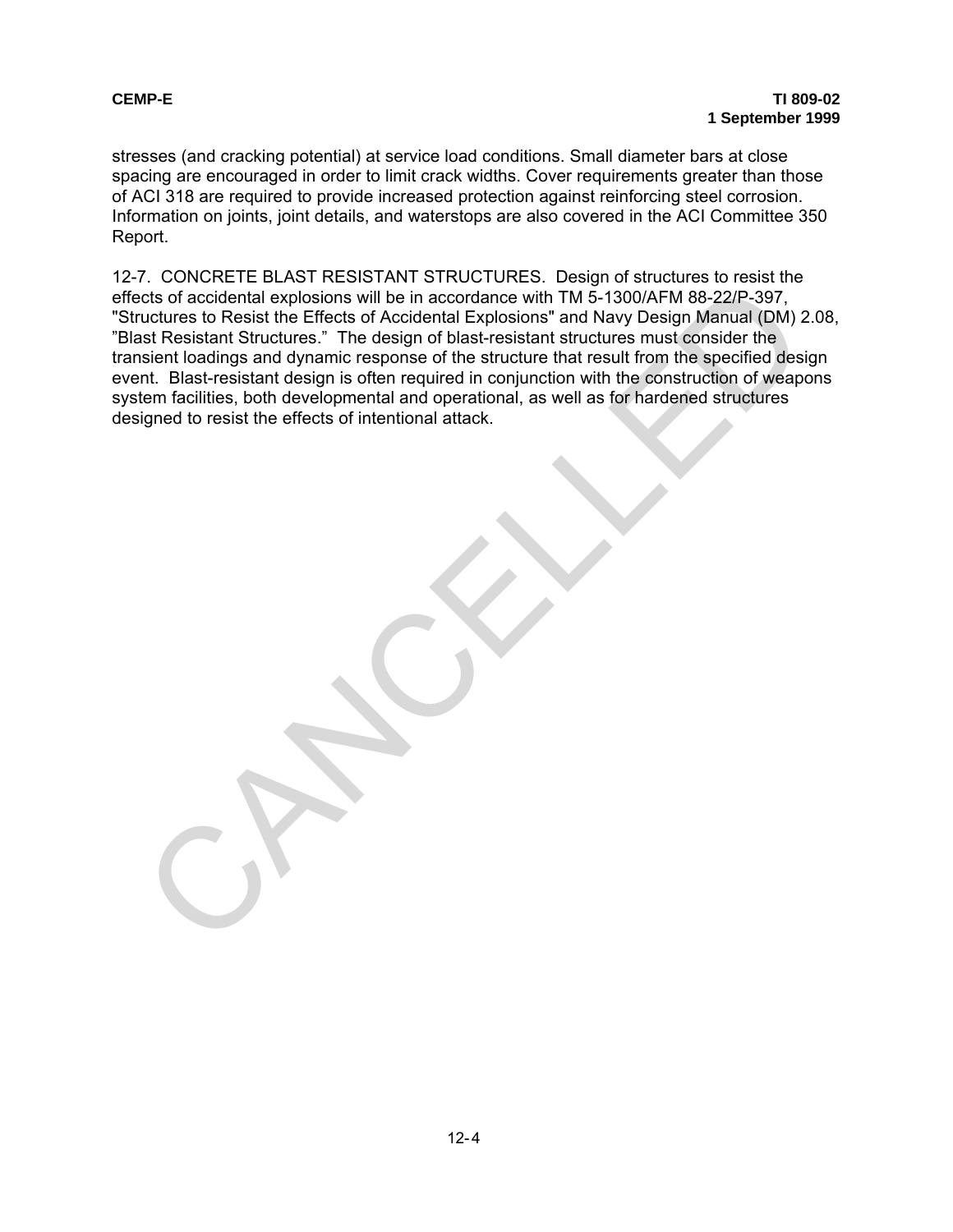stresses (and cracking potential) at service load conditions. Small diameter bars at close spacing are encouraged in order to limit crack widths. Cover requirements greater than those of ACI 318 are required to provide increased protection against reinforcing steel corrosion. Information on joints, joint details, and waterstops are also covered in the ACI Committee 350 Report.

12-7. CONCRETE BLAST RESISTANT STRUCTURES. Design of structures to resist the effects of accidental explosions will be in accordance with TM 5-1300/AFM 88-22/P-397, "Structures to Resist the Effects of Accidental Explosions" and Navy Design Manual (DM) 2.08, "Blast Resistant Structures." The design of blast-resistant structures must consider the transient loadings and dynamic response of the structure that result from the specified design event. Blast-resistant design is often required in conjunction with the construction of weapons system facilities, both developmental and operational, as well as for hardened structures designed to resist the effects of intentional attack.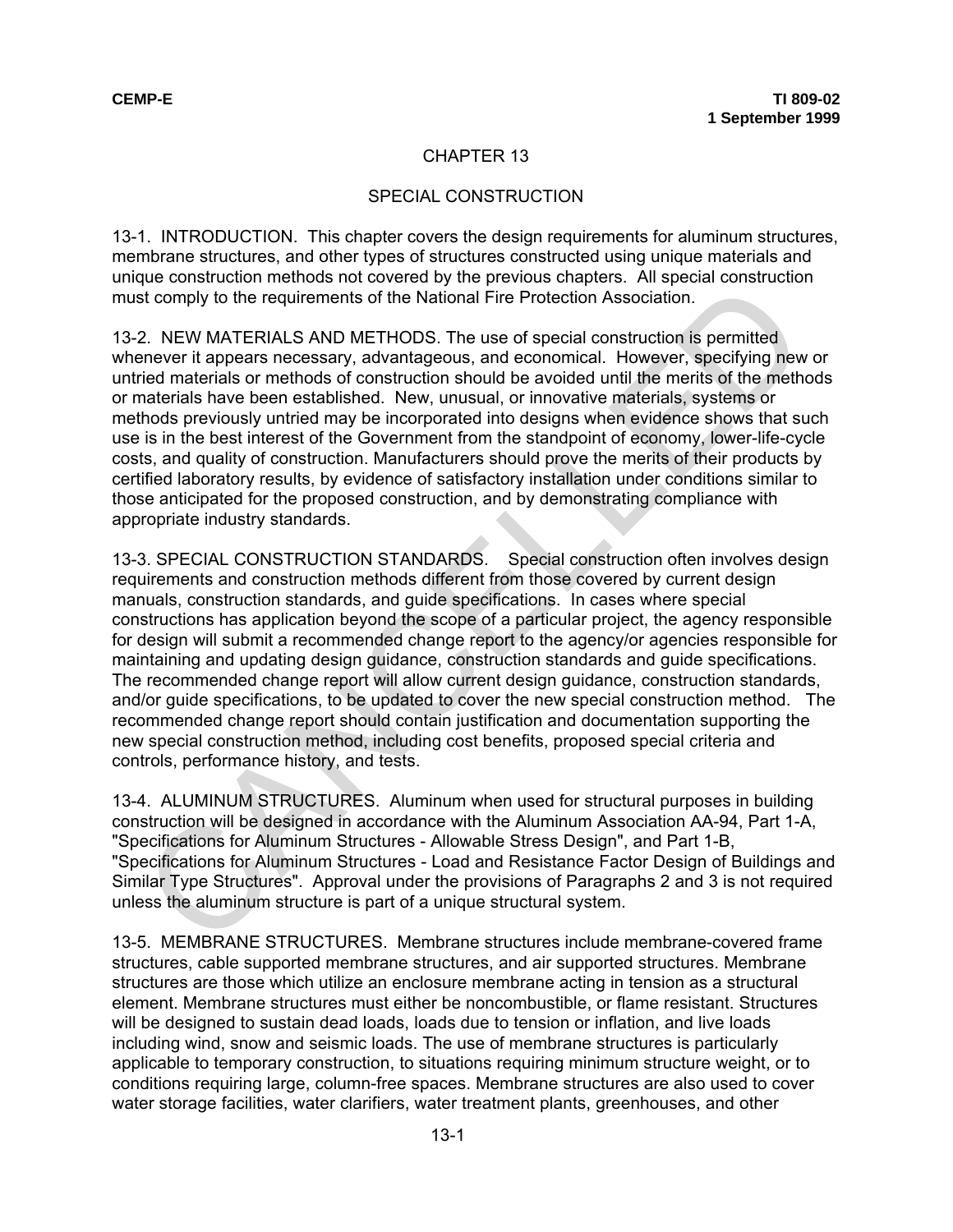# CHAPTER 13

## SPECIAL CONSTRUCTION

13-1. INTRODUCTION. This chapter covers the design requirements for aluminum structures, membrane structures, and other types of structures constructed using unique materials and unique construction methods not covered by the previous chapters. All special construction must comply to the requirements of the National Fire Protection Association.

13-2. NEW MATERIALS AND METHODS. The use of special construction is permitted whenever it appears necessary, advantageous, and economical. However, specifying new or untried materials or methods of construction should be avoided until the merits of the methods or materials have been established. New, unusual, or innovative materials, systems or methods previously untried may be incorporated into designs when evidence shows that such use is in the best interest of the Government from the standpoint of economy, lower-life-cycle costs, and quality of construction. Manufacturers should prove the merits of their products by certified laboratory results, by evidence of satisfactory installation under conditions similar to those anticipated for the proposed construction, and by demonstrating compliance with appropriate industry standards.

13-3. SPECIAL CONSTRUCTION STANDARDS. Special construction often involves design requirements and construction methods different from those covered by current design manuals, construction standards, and guide specifications. In cases where special constructions has application beyond the scope of a particular project, the agency responsible for design will submit a recommended change report to the agency/or agencies responsible for maintaining and updating design guidance, construction standards and guide specifications. The recommended change report will allow current design guidance, construction standards, and/or guide specifications, to be updated to cover the new special construction method. The recommended change report should contain justification and documentation supporting the new special construction method, including cost benefits, proposed special criteria and controls, performance history, and tests.

13-4. ALUMINUM STRUCTURES. Aluminum when used for structural purposes in building construction will be designed in accordance with the Aluminum Association AA-94, Part 1-A, "Specifications for Aluminum Structures - Allowable Stress Design", and Part 1-B, "Specifications for Aluminum Structures - Load and Resistance Factor Design of Buildings and Similar Type Structures". Approval under the provisions of Paragraphs 2 and 3 is not required unless the aluminum structure is part of a unique structural system.

13-5. MEMBRANE STRUCTURES. Membrane structures include membrane-covered frame structures, cable supported membrane structures, and air supported structures. Membrane structures are those which utilize an enclosure membrane acting in tension as a structural element. Membrane structures must either be noncombustible, or flame resistant. Structures will be designed to sustain dead loads, loads due to tension or inflation, and live loads including wind, snow and seismic loads. The use of membrane structures is particularly applicable to temporary construction, to situations requiring minimum structure weight, or to conditions requiring large, column-free spaces. Membrane structures are also used to cover water storage facilities, water clarifiers, water treatment plants, greenhouses, and other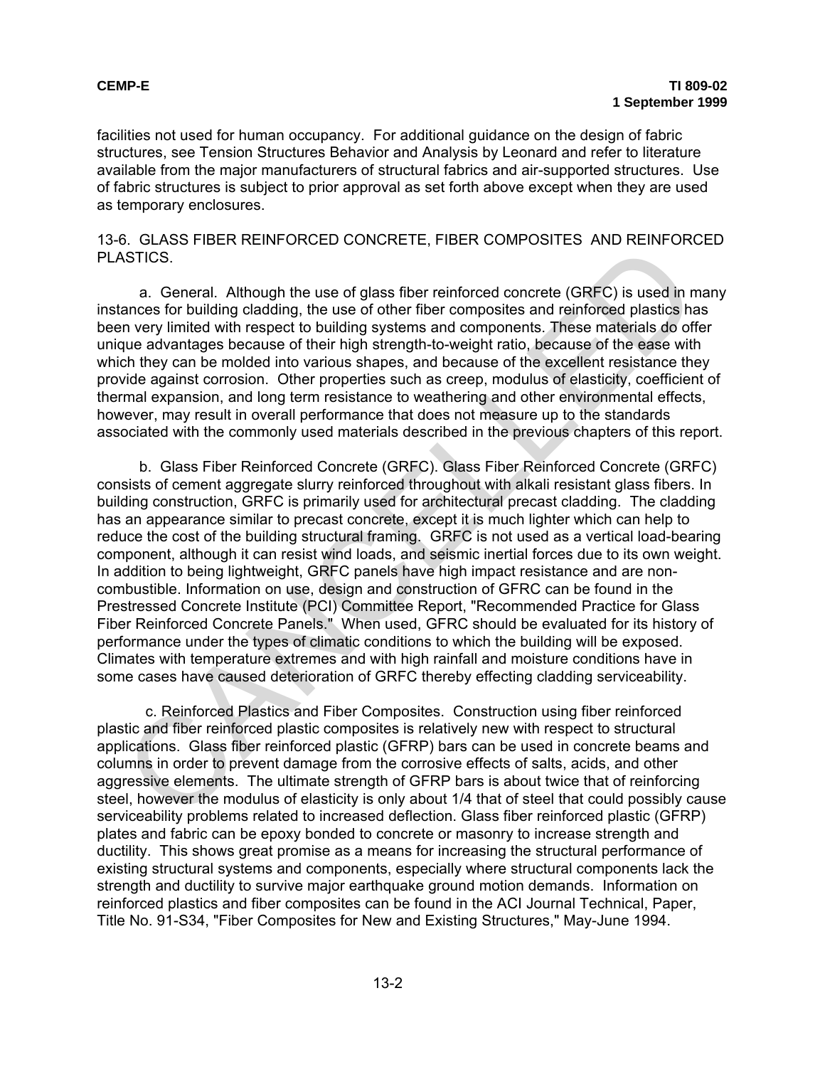facilities not used for human occupancy. For additional guidance on the design of fabric structures, see Tension Structures Behavior and Analysis by Leonard and refer to literature available from the major manufacturers of structural fabrics and air-supported structures. Use of fabric structures is subject to prior approval as set forth above except when they are used as temporary enclosures.

## 13-6. GLASS FIBER REINFORCED CONCRETE, FIBER COMPOSITES AND REINFORCED PLASTICS.

a. General. Although the use of glass fiber reinforced concrete (GRFC) is used in many instances for building cladding, the use of other fiber composites and reinforced plastics has been very limited with respect to building systems and components. These materials do offer unique advantages because of their high strength-to-weight ratio, because of the ease with which they can be molded into various shapes, and because of the excellent resistance they provide against corrosion. Other properties such as creep, modulus of elasticity, coefficient of thermal expansion, and long term resistance to weathering and other environmental effects, however, may result in overall performance that does not measure up to the standards associated with the commonly used materials described in the previous chapters of this report.

b. Glass Fiber Reinforced Concrete (GRFC). Glass Fiber Reinforced Concrete (GRFC) consists of cement aggregate slurry reinforced throughout with alkali resistant glass fibers. In building construction, GRFC is primarily used for architectural precast cladding. The cladding has an appearance similar to precast concrete, except it is much lighter which can help to reduce the cost of the building structural framing. GRFC is not used as a vertical load-bearing component, although it can resist wind loads, and seismic inertial forces due to its own weight. In addition to being lightweight, GRFC panels have high impact resistance and are non-combustible. Information on use, design and construction of GFRC can be found in the Prestressed Concrete Institute (PCI) Committee Report, "Recommended Practice for Glass Fiber Reinforced Concrete Panels." When used, GFRC should be evaluated for its history of performance under the types of climatic conditions to which the building will be exposed. Climates with temperature extremes and with high rainfall and moisture conditions have in some cases have caused deterioration of GRFC thereby effecting cladding serviceability.

c. Reinforced Plastics and Fiber Composites. Construction using fiber reinforced plastic and fiber reinforced plastic composites is relatively new with respect to structural applications. Glass fiber reinforced plastic (GFRP) bars can be used in concrete beams and columns in order to prevent damage from the corrosive effects of salts, acids, and other aggressive elements. The ultimate strength of GFRP bars is about twice that of reinforcing steel, however the modulus of elasticity is only about 1/4 that of steel that could possibly cause serviceability problems related to increased deflection. Glass fiber reinforced plastic (GFRP) plates and fabric can be epoxy bonded to concrete or masonry to increase strength and ductility. This shows great promise as a means for increasing the structural performance of existing structural systems and components, especially where structural components lack the strength and ductility to survive major earthquake ground motion demands. Information on reinforced plastics and fiber composites can be found in the ACI Journal Technical, Paper, Title No. 91-S34, "Fiber Composites for New and Existing Structures," May-June 1994.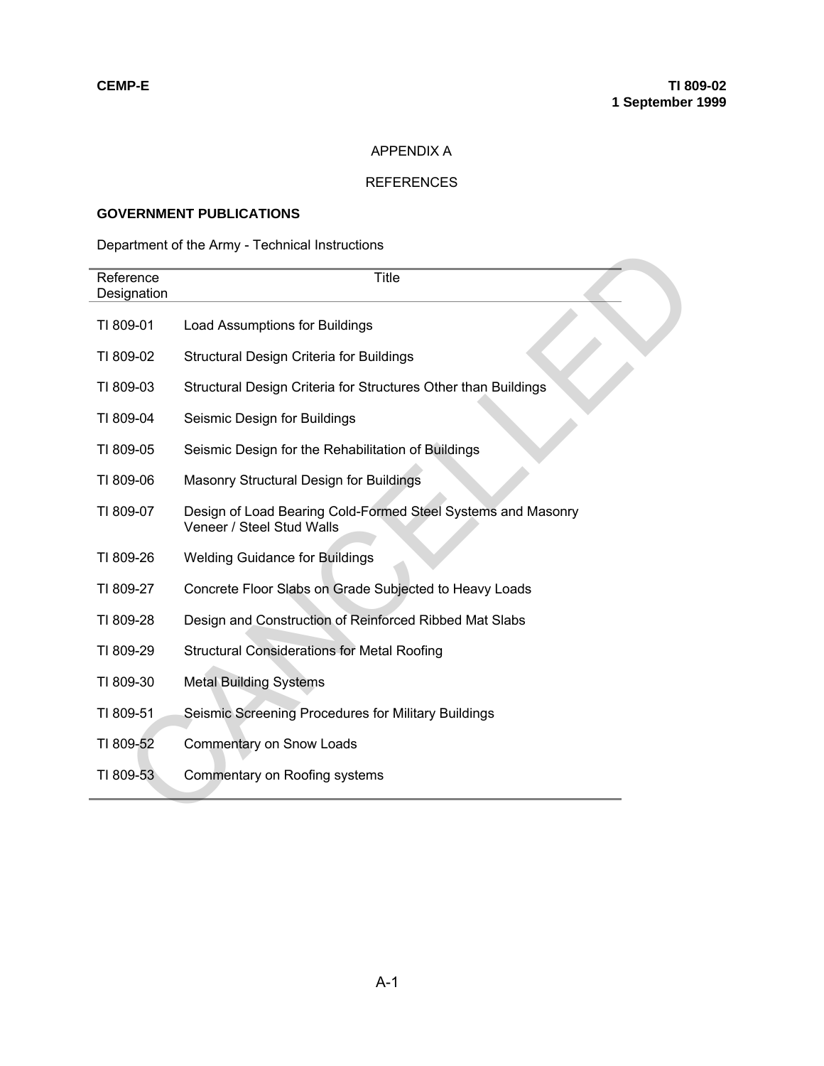# APPENDIX A

## REFERENCES

### GOVERNMENT PUBLICATIONS

Department of the Army - Technical Instructions

| Reference Designation | Title |
|---|---|
| TI 809-01 | Load Assumptions for Buildings |
| TI 809-02 | Structural Design Criteria for Buildings |
| TI 809-03 | Structural Design Criteria for Structures Other than Buildings |
| TI 809-04 | Seismic Design for Buildings |
| TI 809-05 | Seismic Design for the Rehabilitation of Buildings |
| TI 809-06 | Masonry Structural Design for Buildings |
| TI 809-07 | Design of Load Bearing Cold-Formed Steel Systems and Masonry Veneer / Steel Stud Walls |
| TI 809-26 | Welding Guidance for Buildings |
| TI 809-27 | Concrete Floor Slabs on Grade Subjected to Heavy Loads |
| TI 809-28 | Design and Construction of Reinforced Ribbed Mat Slabs |
| TI 809-29 | Structural Considerations for Metal Roofing |
| TI 809-30 | Metal Building Systems |
| TI 809-51 | Seismic Screening Procedures for Military Buildings |
| TI 809-52 | Commentary on Snow Loads |
| TI 809-53 | Commentary on Roofing systems |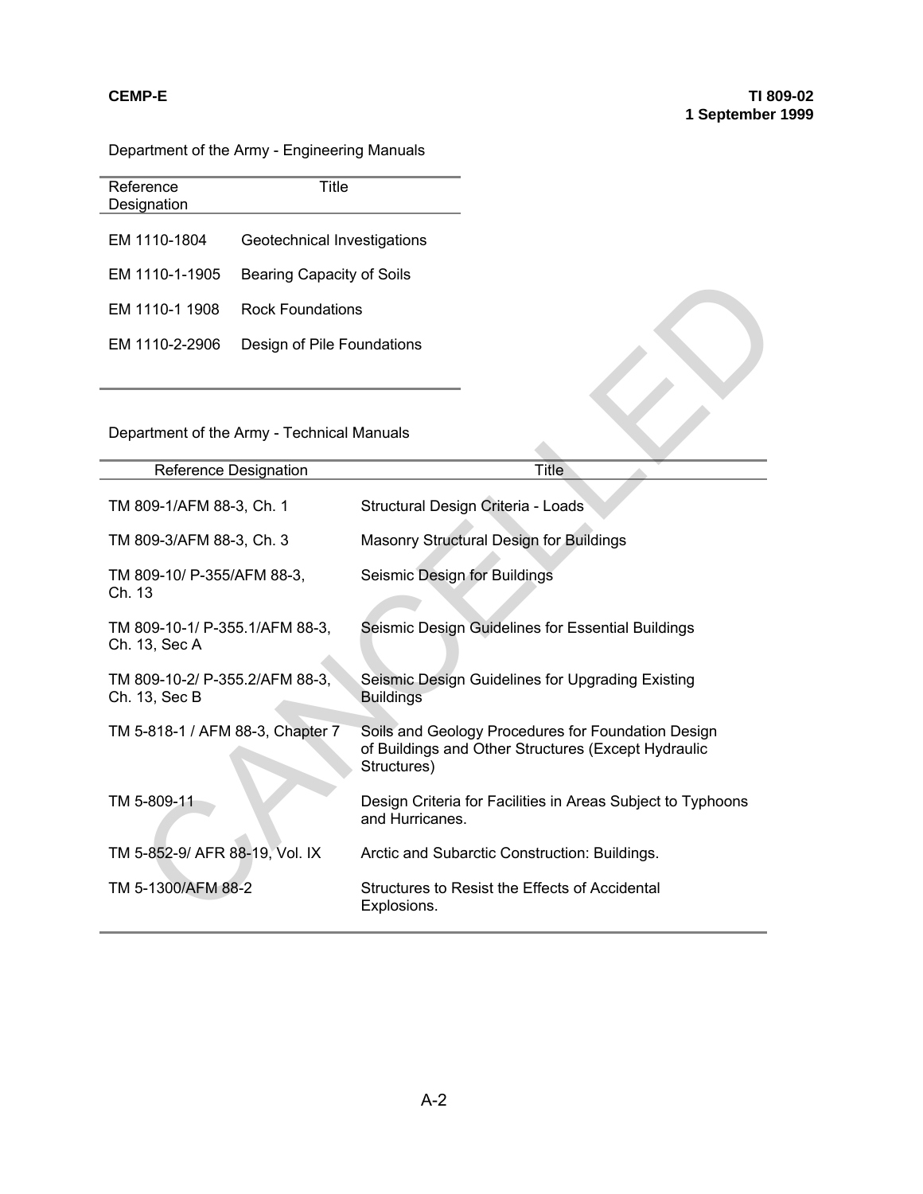Department of the Army - Engineering Manuals

| Reference Designation | Title |
|---|---|
| EM 1110-1804 | Geotechnical Investigations |
| EM 1110-1-1905 | Bearing Capacity of Soils |
| EM 1110-1 1908 | Rock Foundations |
| EM 1110-2-2906 | Design of Pile Foundations |

Department of the Army - Technical Manuals

| Reference Designation | Title |
|---|---|
| TM 809-1/AFM 88-3, Ch. 1 | Structural Design Criteria - Loads |
| TM 809-3/AFM 88-3, Ch. 3 | Masonry Structural Design for Buildings |
| TM 809-10/ P-355/AFM 88-3, Ch. 13 | Seismic Design for Buildings |
| TM 809-10-1/ P-355.1/AFM 88-3, Ch. 13, Sec A | Seismic Design Guidelines for Essential Buildings |
| TM 809-10-2/ P-355.2/AFM 88-3, Ch. 13, Sec B | Seismic Design Guidelines for Upgrading Existing Buildings |
| TM 5-818-1 / AFM 88-3, Chapter 7 | Soils and Geology Procedures for Foundation Design of Buildings and Other Structures (Except Hydraulic Structures) |
| TM 5-809-11 | Design Criteria for Facilities in Areas Subject to Typhoons and Hurricanes. |
| TM 5-852-9/ AFR 88-19, Vol. IX | Arctic and Subarctic Construction: Buildings. |
| TM 5-1300/AFM 88-2 | Structures to Resist the Effects of Accidental Explosions. |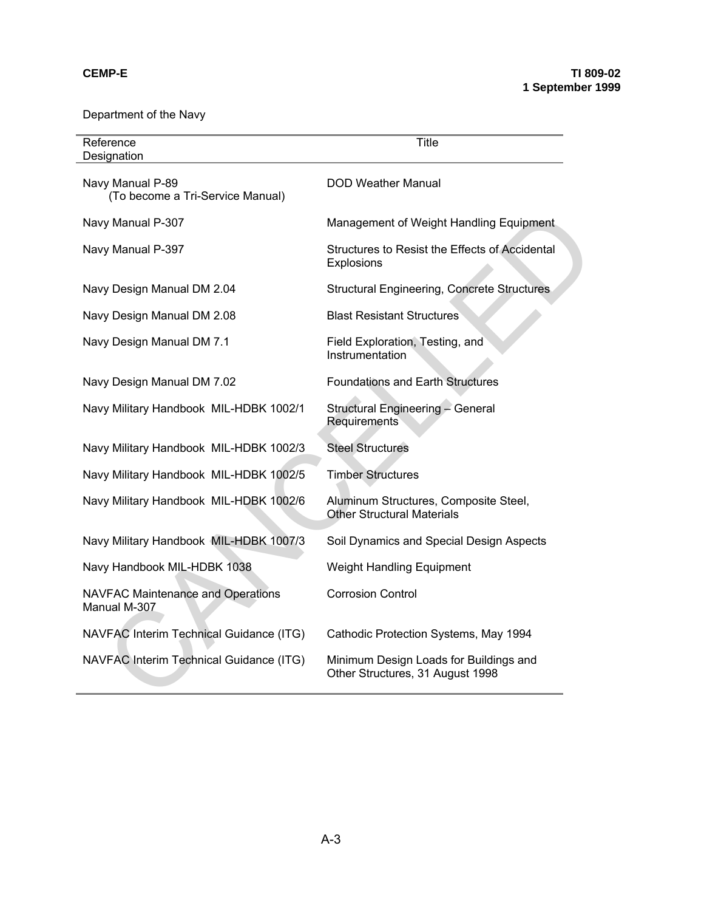Department of the Navy

| Reference Designation | Title |
|---|---|
| Navy Manual P-89 (To become a Tri-Service Manual) | DOD Weather Manual |
| Navy Manual P-307 | Management of Weight Handling Equipment |
| Navy Manual P-397 | Structures to Resist the Effects of Accidental Explosions |
| Navy Design Manual DM 2.04 | Structural Engineering, Concrete Structures |
| Navy Design Manual DM 2.08 | Blast Resistant Structures |
| Navy Design Manual DM 7.1 | Field Exploration, Testing, and Instrumentation |
| Navy Design Manual DM 7.02 | Foundations and Earth Structures |
| Navy Military Handbook MIL-HDBK 1002/1 | Structural Engineering – General Requirements |
| Navy Military Handbook MIL-HDBK 1002/3 | Steel Structures |
| Navy Military Handbook MIL-HDBK 1002/5 | Timber Structures |
| Navy Military Handbook MIL-HDBK 1002/6 | Aluminum Structures, Composite Steel, Other Structural Materials |
| Navy Military Handbook MIL-HDBK 1007/3 | Soil Dynamics and Special Design Aspects |
| Navy Handbook MIL-HDBK 1038 | Weight Handling Equipment |
| NAVFAC Maintenance and Operations Manual M-307 | Corrosion Control |
| NAVFAC Interim Technical Guidance (ITG) | Cathodic Protection Systems, May 1994 |
| NAVFAC Interim Technical Guidance (ITG) | Minimum Design Loads for Buildings and Other Structures, 31 August 1998 |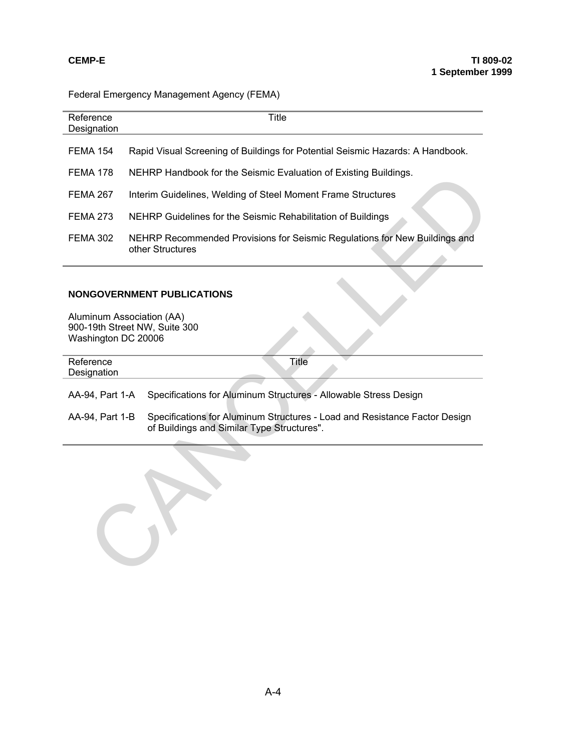Federal Emergency Management Agency (FEMA)

| Reference Designation | Title |
|---|---|
| FEMA 154 | Rapid Visual Screening of Buildings for Potential Seismic Hazards: A Handbook. |
| FEMA 178 | NEHRP Handbook for the Seismic Evaluation of Existing Buildings. |
| FEMA 267 | Interim Guidelines, Welding of Steel Moment Frame Structures |
| FEMA 273 | NEHRP Guidelines for the Seismic Rehabilitation of Buildings |
| FEMA 302 | NEHRP Recommended Provisions for Seismic Regulations for New Buildings and other Structures |

**NONGOVERNMENT PUBLICATIONS**

Aluminum Association (AA)
900-19th Street NW, Suite 300
Washington DC 20006

| Reference Designation | Title |
|---|---|
| AA-94, Part 1-A | Specifications for Aluminum Structures - Allowable Stress Design |
| AA-94, Part 1-B | Specifications for Aluminum Structures - Load and Resistance Factor Design of Buildings and Similar Type Structures". |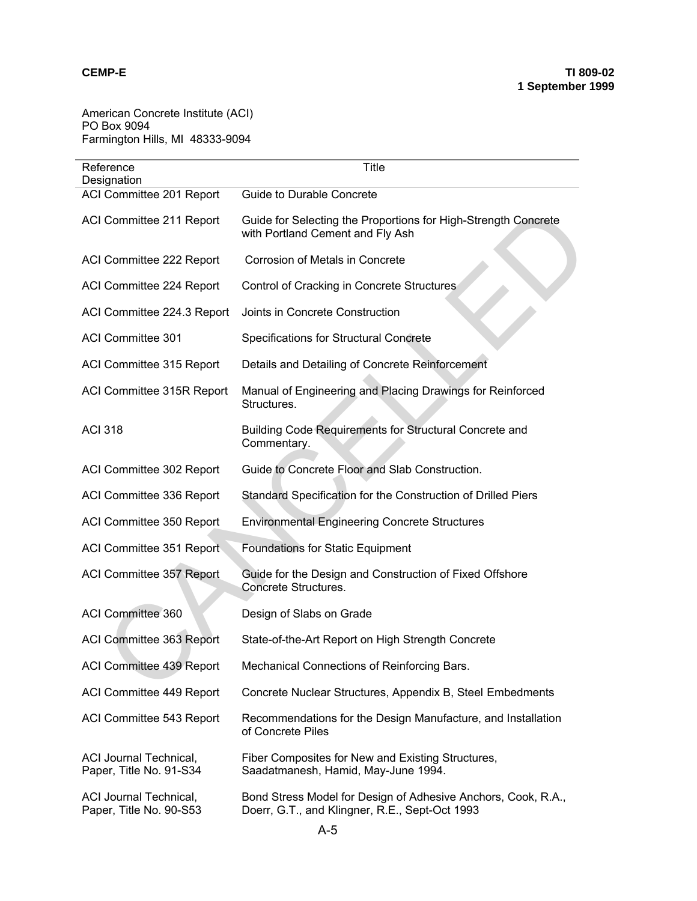American Concrete Institute (ACI)
PO Box 9094
Farmington Hills, MI 48333-9094

| Reference Designation | Title |
|---|---|
| ACI Committee 201 Report | Guide to Durable Concrete |
| ACI Committee 211 Report | Guide for Selecting the Proportions for High-Strength Concrete with Portland Cement and Fly Ash |
| ACI Committee 222 Report | Corrosion of Metals in Concrete |
| ACI Committee 224 Report | Control of Cracking in Concrete Structures |
| ACI Committee 224.3 Report | Joints in Concrete Construction |
| ACI Committee 301 | Specifications for Structural Concrete |
| ACI Committee 315 Report | Details and Detailing of Concrete Reinforcement |
| ACI Committee 315R Report | Manual of Engineering and Placing Drawings for Reinforced Structures. |
| ACI 318 | Building Code Requirements for Structural Concrete and Commentary. |
| ACI Committee 302 Report | Guide to Concrete Floor and Slab Construction. |
| ACI Committee 336 Report | Standard Specification for the Construction of Drilled Piers |
| ACI Committee 350 Report | Environmental Engineering Concrete Structures |
| ACI Committee 351 Report | Foundations for Static Equipment |
| ACI Committee 357 Report | Guide for the Design and Construction of Fixed Offshore Concrete Structures. |
| ACI Committee 360 | Design of Slabs on Grade |
| ACI Committee 363 Report | State-of-the-Art Report on High Strength Concrete |
| ACI Committee 439 Report | Mechanical Connections of Reinforcing Bars. |
| ACI Committee 449 Report | Concrete Nuclear Structures, Appendix B, Steel Embedments |
| ACI Committee 543 Report | Recommendations for the Design Manufacture, and Installation of Concrete Piles |
| ACI Journal Technical, Paper, Title No. 91-S34 | Fiber Composites for New and Existing Structures, Saadatmanesh, Hamid, May-June 1994. |
| ACI Journal Technical, Paper, Title No. 90-S53 | Bond Stress Model for Design of Adhesive Anchors, Cook, R.A., Doerr, G.T., and Klingner, R.E., Sept-Oct 1993 |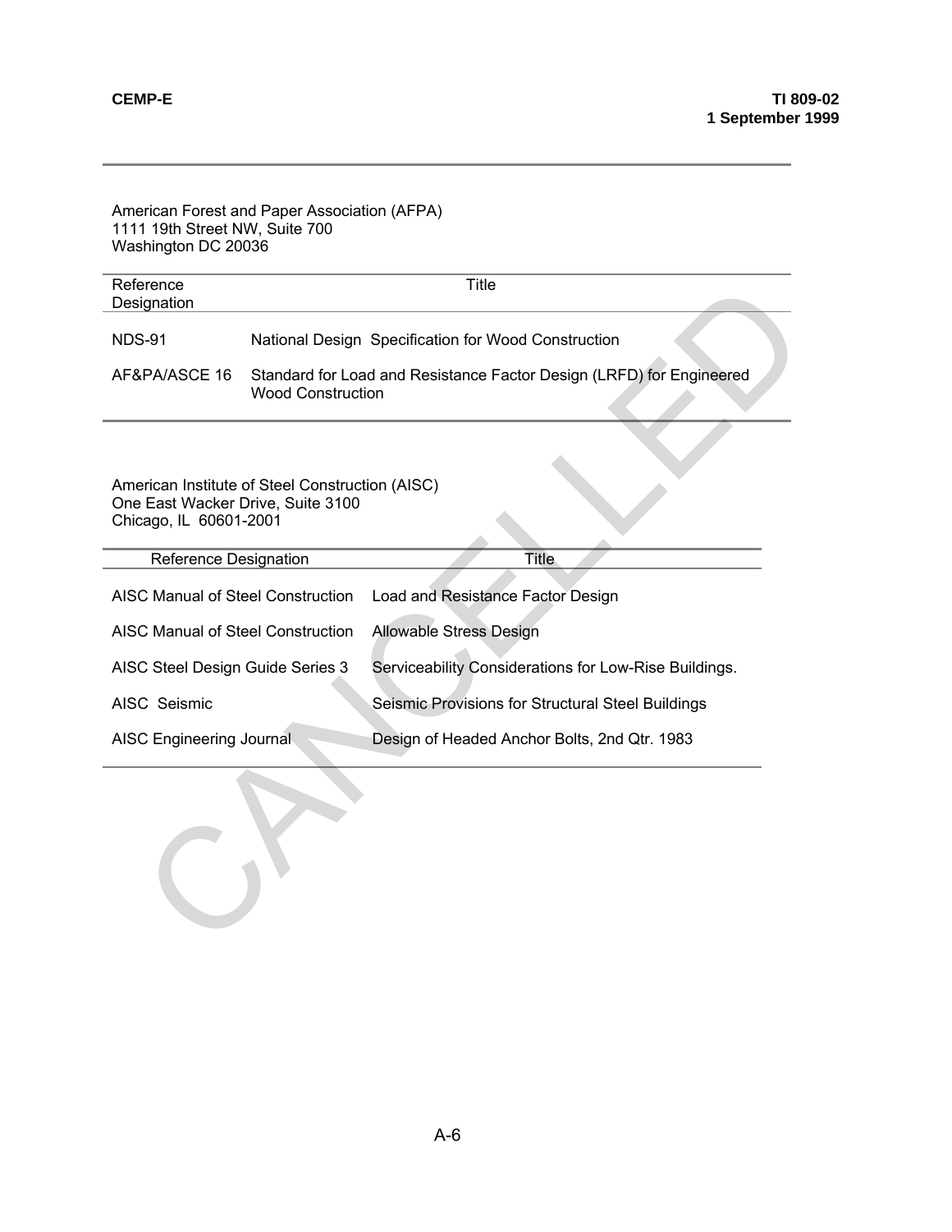American Forest and Paper Association (AFPA)
1111 19th Street NW, Suite 700
Washington DC 20036

| Reference Designation | Title |
| --- | --- |
| NDS-91 | National Design Specification for Wood Construction |
| AF&PA/ASCE 16 | Standard for Load and Resistance Factor Design (LRFD) for Engineered Wood Construction |

American Institute of Steel Construction (AISC)
One East Wacker Drive, Suite 3100
Chicago, IL 60601-2001

| Reference Designation | Title |
| --- | --- |
| AISC Manual of Steel Construction | Load and Resistance Factor Design |
| AISC Manual of Steel Construction | Allowable Stress Design |
| AISC Steel Design Guide Series 3 | Serviceability Considerations for Low-Rise Buildings. |
| AISC Seismic | Seismic Provisions for Structural Steel Buildings |
| AISC Engineering Journal | Design of Headed Anchor Bolts, 2nd Qtr. 1983 |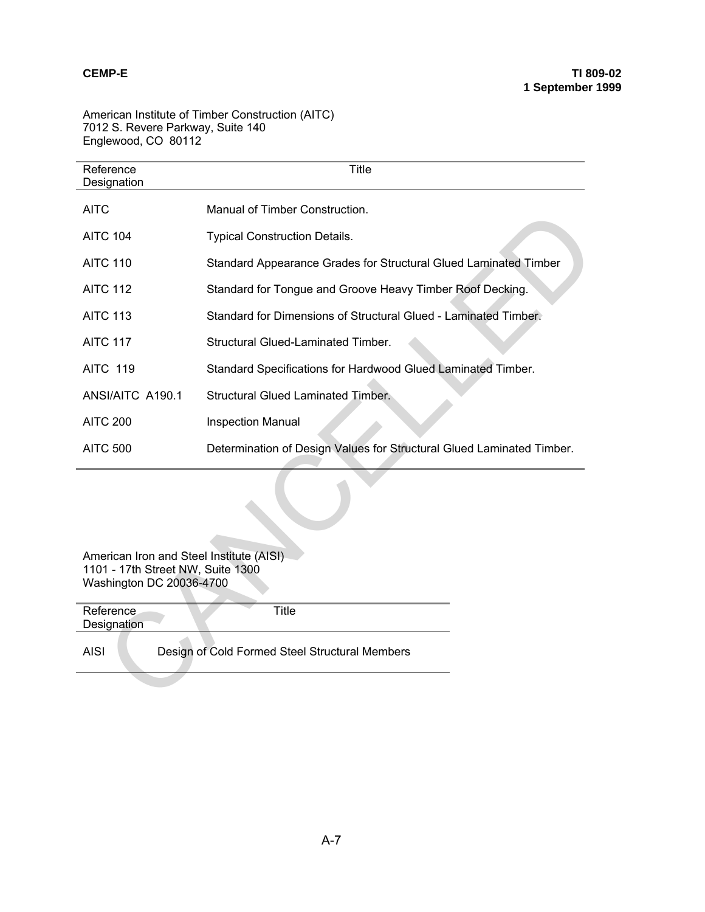American Institute of Timber Construction (AITC)
7012 S. Revere Parkway, Suite 140
Englewood, CO 80112

| Reference Designation | Title |
| --- | --- |
| AITC | Manual of Timber Construction. |
| AITC 104 | Typical Construction Details. |
| AITC 110 | Standard Appearance Grades for Structural Glued Laminated Timber |
| AITC 112 | Standard for Tongue and Groove Heavy Timber Roof Decking. |
| AITC 113 | Standard for Dimensions of Structural Glued - Laminated Timber. |
| AITC 117 | Structural Glued-Laminated Timber. |
| AITC 119 | Standard Specifications for Hardwood Glued Laminated Timber. |
| ANSI/AITC A190.1 | Structural Glued Laminated Timber. |
| AITC 200 | Inspection Manual |
| AITC 500 | Determination of Design Values for Structural Glued Laminated Timber. |

American Iron and Steel Institute (AISI)
1101 - 17th Street NW, Suite 1300
Washington DC 20036-4700

| Reference Designation | Title |
| --- | --- |
| AISI | Design of Cold Formed Steel Structural Members |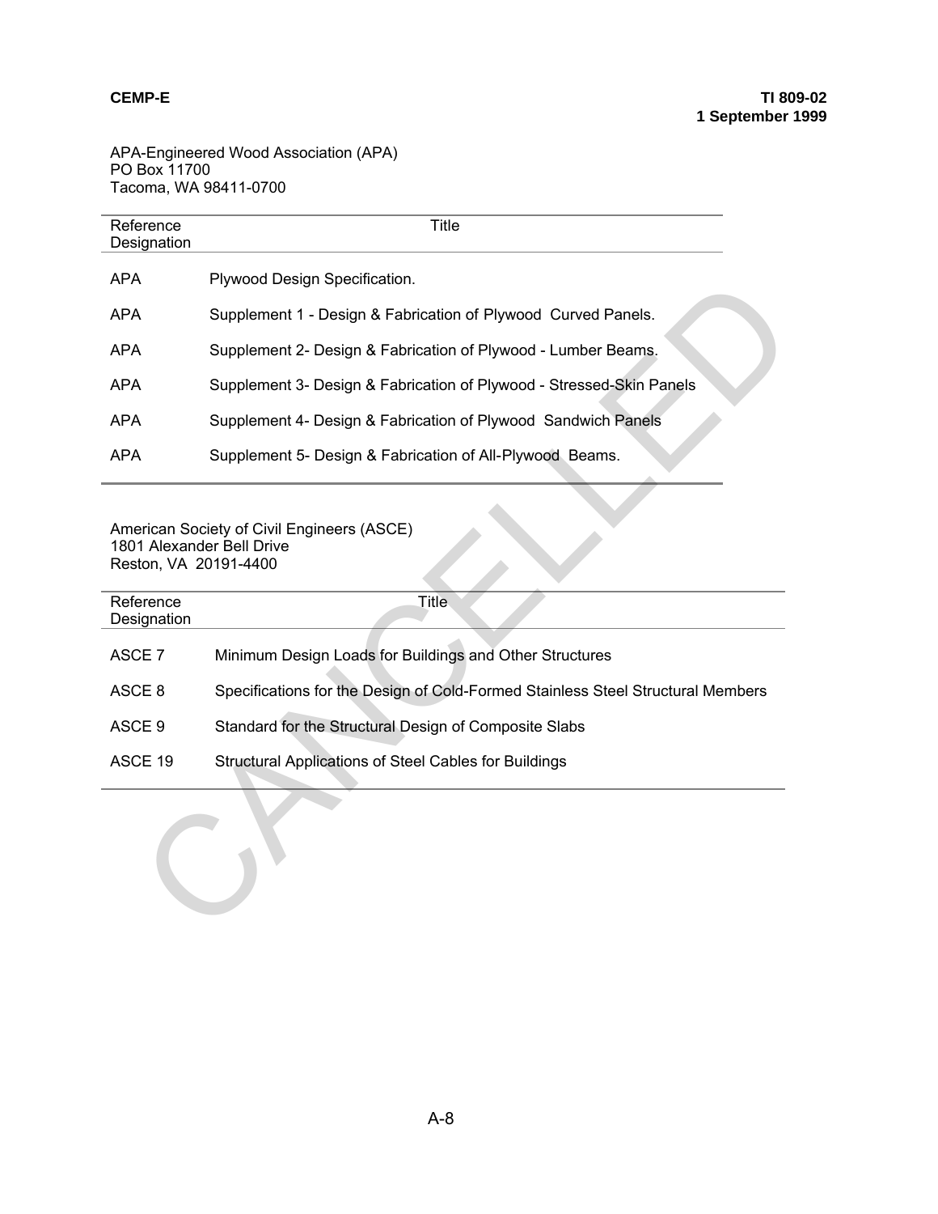APA-Engineered Wood Association (APA)
PO Box 11700
Tacoma, WA 98411-0700

| Reference Designation | Title |
|---|---|
| APA | Plywood Design Specification. |
| APA | Supplement 1 - Design & Fabrication of Plywood Curved Panels. |
| APA | Supplement 2- Design & Fabrication of Plywood - Lumber Beams. |
| APA | Supplement 3- Design & Fabrication of Plywood - Stressed-Skin Panels |
| APA | Supplement 4- Design & Fabrication of Plywood Sandwich Panels |
| APA | Supplement 5- Design & Fabrication of All-Plywood Beams. |

American Society of Civil Engineers (ASCE)
1801 Alexander Bell Drive
Reston, VA 20191-4400

| Reference Designation | Title |
|---|---|
| ASCE 7 | Minimum Design Loads for Buildings and Other Structures |
| ASCE 8 | Specifications for the Design of Cold-Formed Stainless Steel Structural Members |
| ASCE 9 | Standard for the Structural Design of Composite Slabs |
| ASCE 19 | Structural Applications of Steel Cables for Buildings |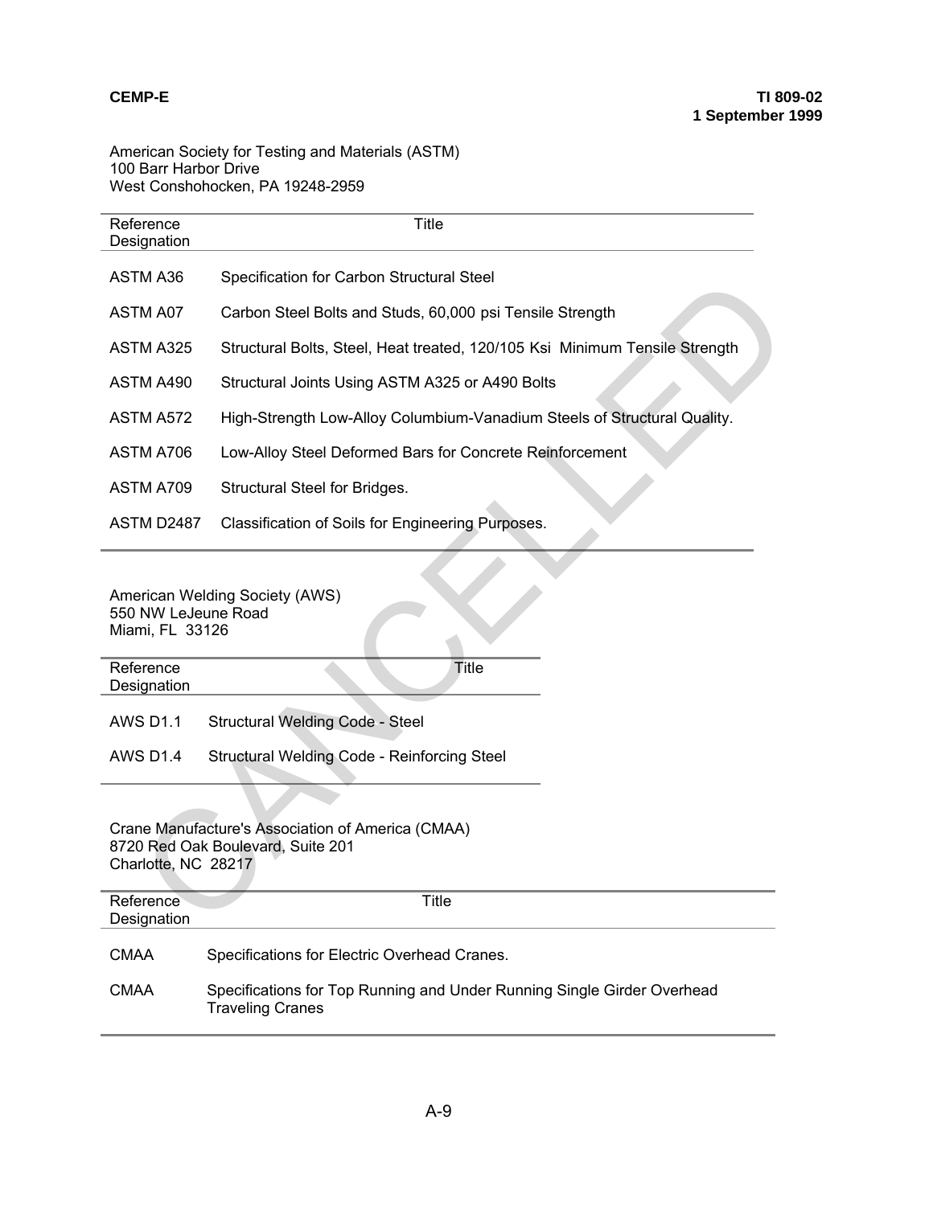American Society for Testing and Materials (ASTM)
100 Barr Harbor Drive
West Conshohocken, PA 19248-2959

| Reference Designation | Title |
|---|---|
| ASTM A36 | Specification for Carbon Structural Steel |
| ASTM A07 | Carbon Steel Bolts and Studs, 60,000 psi Tensile Strength |
| ASTM A325 | Structural Bolts, Steel, Heat treated, 120/105 Ksi Minimum Tensile Strength |
| ASTM A490 | Structural Joints Using ASTM A325 or A490 Bolts |
| ASTM A572 | High-Strength Low-Alloy Columbium-Vanadium Steels of Structural Quality. |
| ASTM A706 | Low-Alloy Steel Deformed Bars for Concrete Reinforcement |
| ASTM A709 | Structural Steel for Bridges. |
| ASTM D2487 | Classification of Soils for Engineering Purposes. |

American Welding Society (AWS)
550 NW LeJeune Road
Miami, FL 33126

| Reference Designation | Title |
|---|---|
| AWS D1.1 | Structural Welding Code - Steel |
| AWS D1.4 | Structural Welding Code - Reinforcing Steel |

Crane Manufacture's Association of America (CMAA)
8720 Red Oak Boulevard, Suite 201
Charlotte, NC 28217

| Reference Designation | Title |
|---|---|
| CMAA | Specifications for Electric Overhead Cranes. |
| CMAA | Specifications for Top Running and Under Running Single Girder Overhead Traveling Cranes |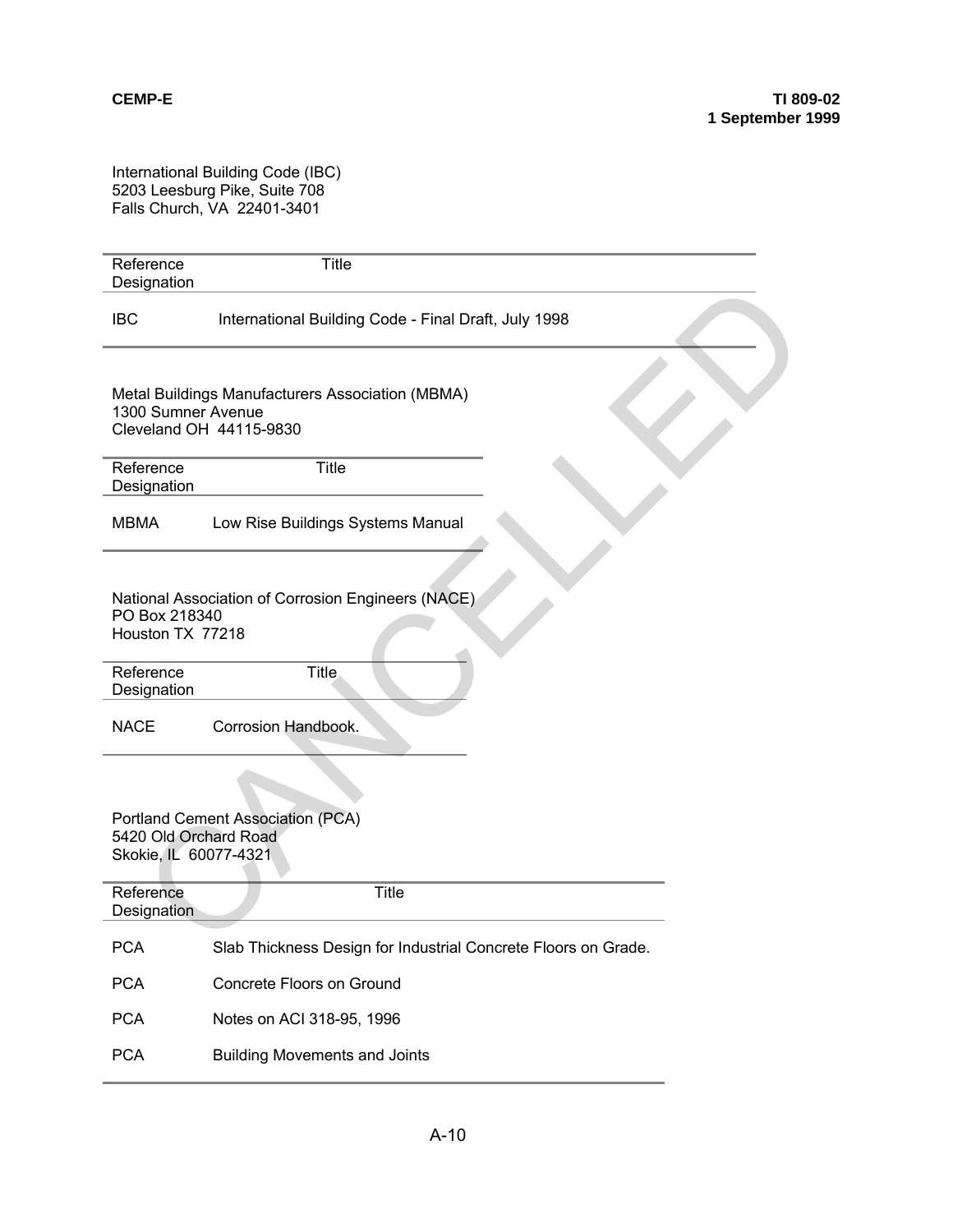International Building Code (IBC)
5203 Leesburg Pike, Suite 708
Falls Church, VA 22401-3401

| Reference Designation | Title |
|---|---|
| IBC | International Building Code - Final Draft, July 1998 |

Metal Buildings Manufacturers Association (MBMA)
1300 Sumner Avenue
Cleveland OH 44115-9830

| Reference Designation | Title |
|---|---|
| MBMA | Low Rise Buildings Systems Manual |

National Association of Corrosion Engineers (NACE)
PO Box 218340
Houston TX 77218

| Reference Designation | Title |
|---|---|
| NACE | Corrosion Handbook. |

Portland Cement Association (PCA)
5420 Old Orchard Road
Skokie, IL 60077-4321

| Reference Designation | Title |
|---|---|
| PCA | Slab Thickness Design for Industrial Concrete Floors on Grade. |
| PCA | Concrete Floors on Ground |
| PCA | Notes on ACI 318-95, 1996 |
| PCA | Building Movements and Joints |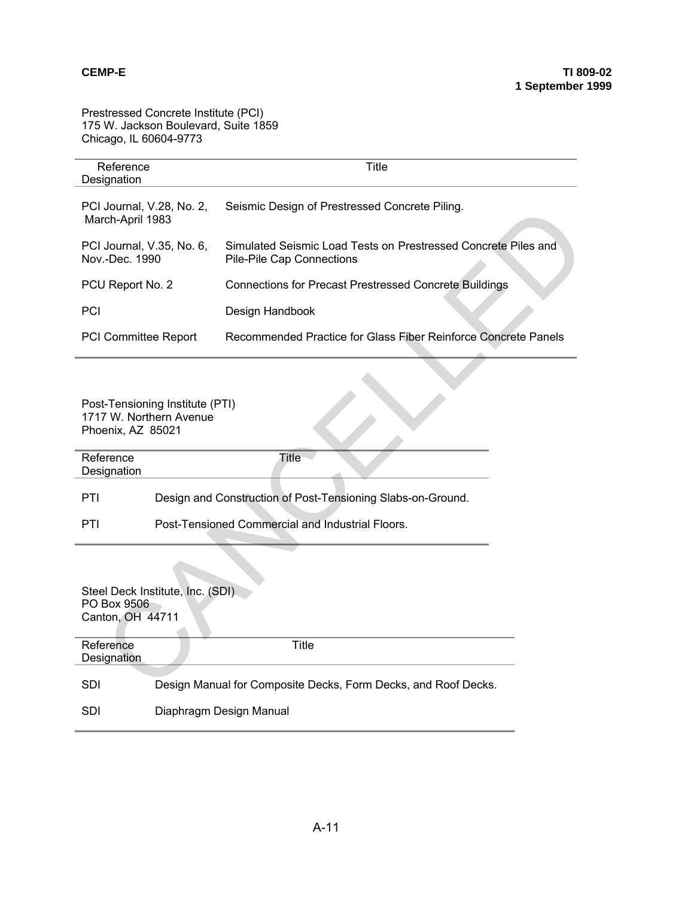Prestressed Concrete Institute (PCI)
175 W. Jackson Boulevard, Suite 1859
Chicago, IL 60604-9773

| Reference Designation | Title |
|---|---|
| PCI Journal, V.28, No. 2, March-April 1983 | Seismic Design of Prestressed Concrete Piling. |
| PCI Journal, V.35, No. 6, Nov.-Dec. 1990 | Simulated Seismic Load Tests on Prestressed Concrete Piles and Pile-Pile Cap Connections |
| PCU Report No. 2 | Connections for Precast Prestressed Concrete Buildings |
| PCI | Design Handbook |
| PCI Committee Report | Recommended Practice for Glass Fiber Reinforce Concrete Panels |

Post-Tensioning Institute (PTI)
1717 W. Northern Avenue
Phoenix, AZ 85021

| Reference Designation | Title |
|---|---|
| PTI | Design and Construction of Post-Tensioning Slabs-on-Ground. |
| PTI | Post-Tensioned Commercial and Industrial Floors. |

Steel Deck Institute, Inc. (SDI)
PO Box 9506
Canton, OH 44711

| Reference Designation | Title |
|---|---|
| SDI | Design Manual for Composite Decks, Form Decks, and Roof Decks. |
| SDI | Diaphragm Design Manual |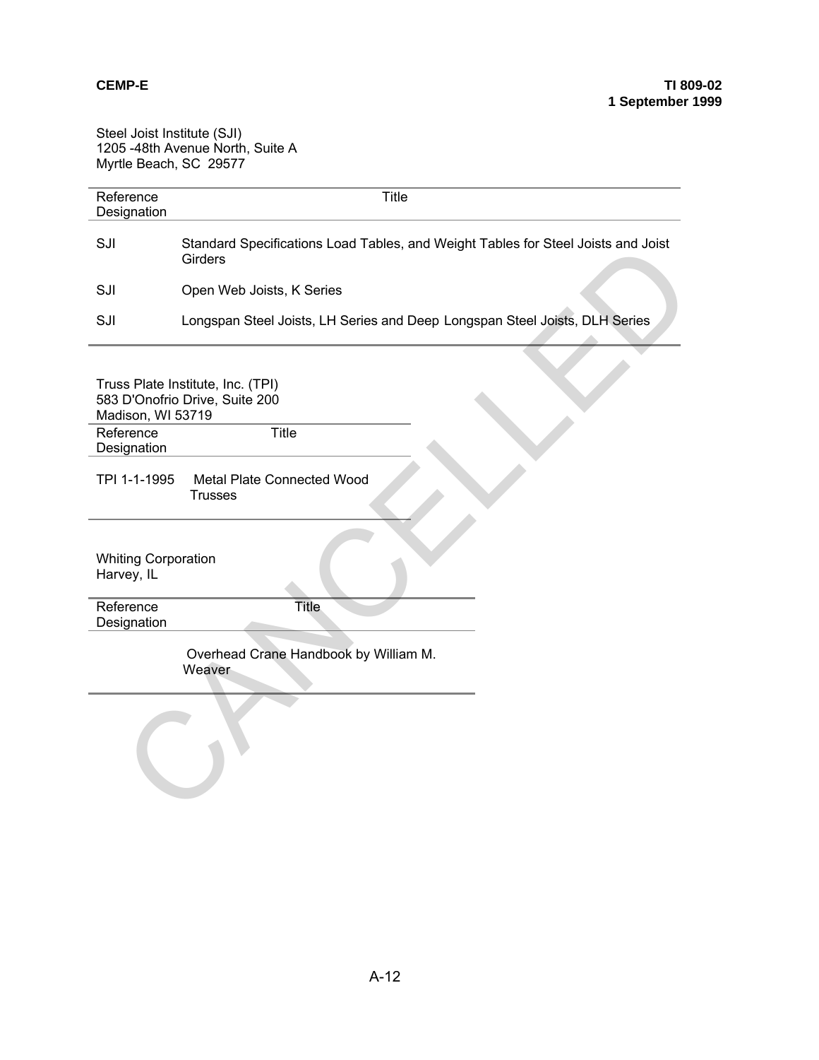Steel Joist Institute (SJI)
1205 -48th Avenue North, Suite A
Myrtle Beach, SC 29577

| Reference Designation | Title |
|---|---|
| SJI | Standard Specifications Load Tables, and Weight Tables for Steel Joists and Joist Girders |
| SJI | Open Web Joists, K Series |
| SJI | Longspan Steel Joists, LH Series and Deep Longspan Steel Joists, DLH Series |

Truss Plate Institute, Inc. (TPI)
583 D'Onofrio Drive, Suite 200
Madison, WI 53719

| Reference Designation | Title |
|---|---|
| TPI 1-1-1995 | Metal Plate Connected Wood Trusses |

Whiting Corporation
Harvey, IL

| Reference Designation | Title |
|---|---|
| | Overhead Crane Handbook by William M. Weaver |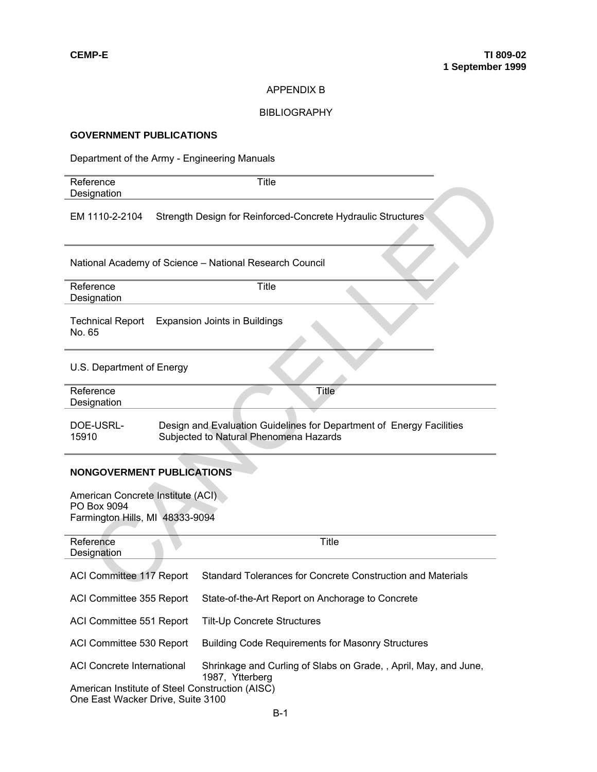# APPENDIX B

# BIBLIOGRAPHY

## GOVERNMENT PUBLICATIONS

Department of the Army - Engineering Manuals

| Reference Designation | Title |
|---|---|
| EM 1110-2-2104 | Strength Design for Reinforced-Concrete Hydraulic Structures |

National Academy of Science – National Research Council

| Reference Designation | Title |
|---|---|
| Technical Report No. 65 | Expansion Joints in Buildings |

U.S. Department of Energy

| Reference Designation | Title |
|---|---|
| DOE-USRL-15910 | Design and Evaluation Guidelines for Department of Energy Facilities Subjected to Natural Phenomena Hazards |

## NONGOVERMENT PUBLICATIONS

American Concrete Institute (ACI)
PO Box 9094
Farmington Hills, MI 48333-9094

| Reference Designation | Title |
|---|---|
| ACI Committee 117 Report | Standard Tolerances for Concrete Construction and Materials |
| ACI Committee 355 Report | State-of-the-Art Report on Anchorage to Concrete |
| ACI Committee 551 Report | Tilt-Up Concrete Structures |
| ACI Committee 530 Report | Building Code Requirements for Masonry Structures |
| ACI Concrete International | Shrinkage and Curling of Slabs on Grade, , April, May, and June, 1987, Ytterberg |

American Institute of Steel Construction (AISC)
One East Wacker Drive, Suite 3100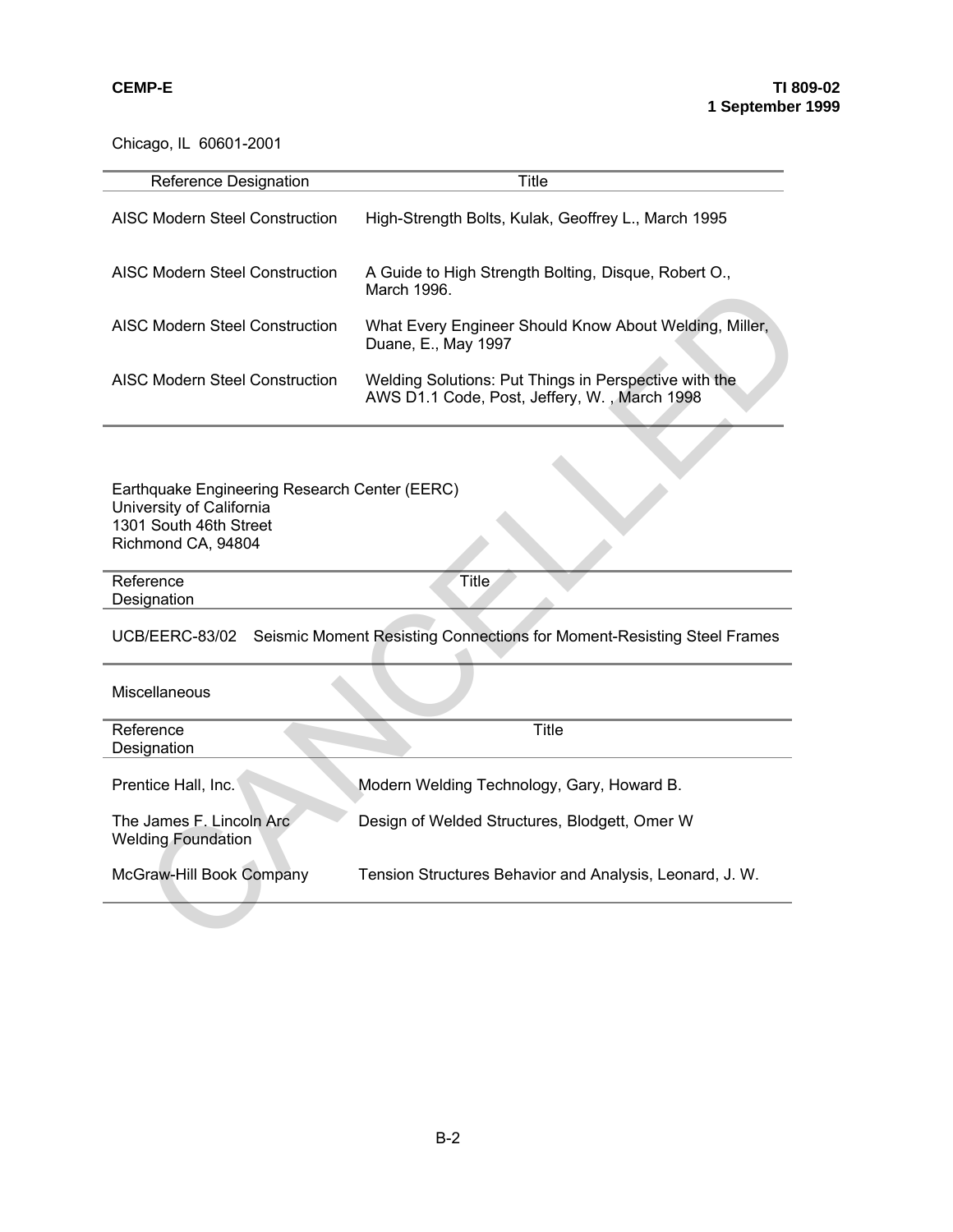Chicago, IL 60601-2001

| Reference Designation | Title |
|---|---|
| AISC Modern Steel Construction | High-Strength Bolts, Kulak, Geoffrey L., March 1995 |
| AISC Modern Steel Construction | A Guide to High Strength Bolting, Disque, Robert O., March 1996. |
| AISC Modern Steel Construction | What Every Engineer Should Know About Welding, Miller, Duane, E., May 1997 |
| AISC Modern Steel Construction | Welding Solutions: Put Things in Perspective with the AWS D1.1 Code, Post, Jeffery, W. , March 1998 |

Earthquake Engineering Research Center (EERC)
University of California
1301 South 46th Street
Richmond CA, 94804

| Reference Designation | Title |
|---|---|
| UCB/EERC-83/02 | Seismic Moment Resisting Connections for Moment-Resisting Steel Frames |

Miscellaneous

| Reference Designation | Title |
|---|---|
| Prentice Hall, Inc. | Modern Welding Technology, Gary, Howard B. |
| The James F. Lincoln Arc Welding Foundation | Design of Welded Structures, Blodgett, Omer W |
| McGraw-Hill Book Company | Tension Structures Behavior and Analysis, Leonard, J. W. |